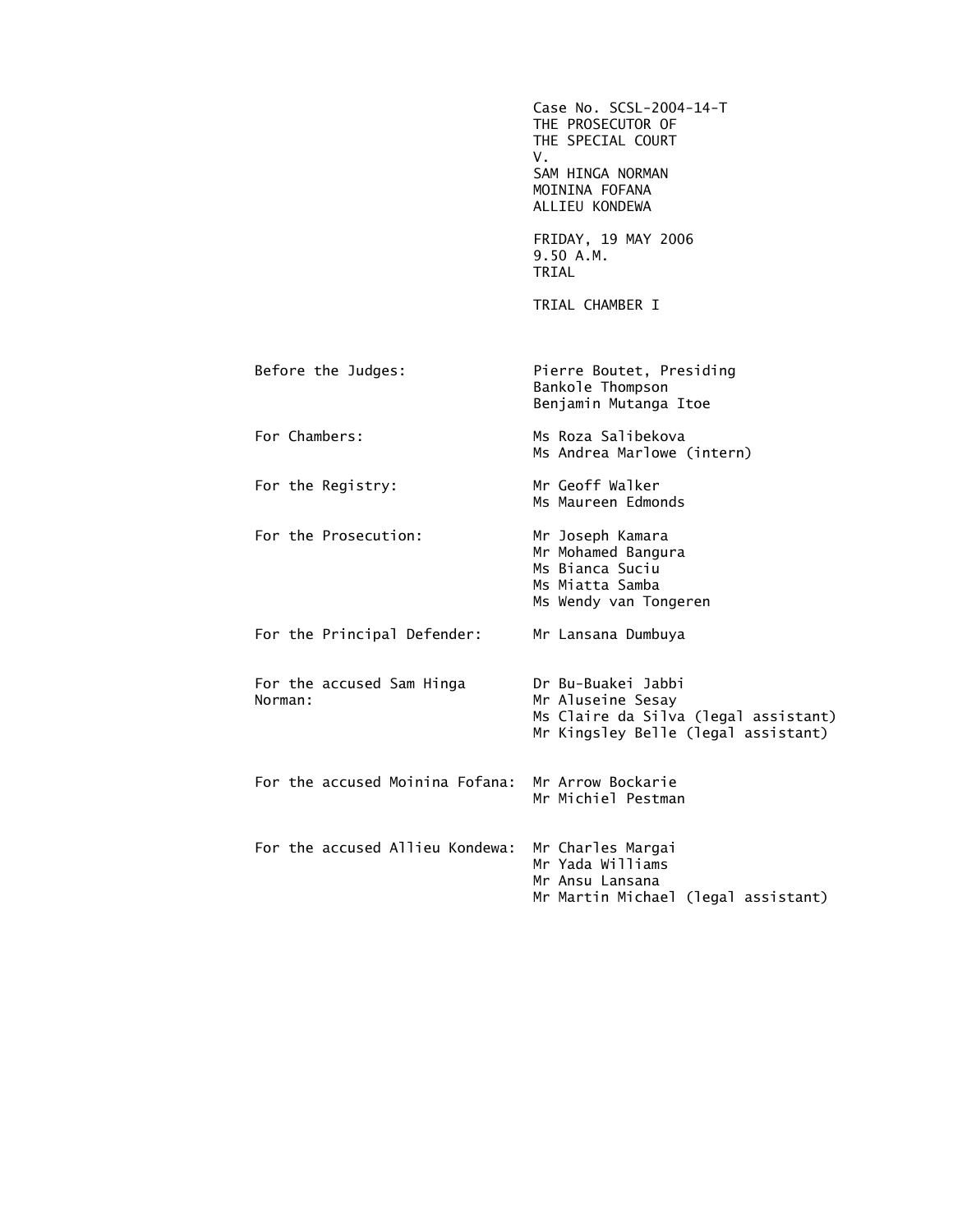Case No. SCSL-2004-14-T
THE PROSECUTOR OF
THE SPECIAL COURT
V.
SAM HINGA NORMAN
MOININA FOFANA
ALLIEU KONDEWA

FRIDAY, 19 MAY 2006
9.50 A.M.
TRIAL

TRIAL CHAMBER I

| | |
|---|---|
| Before the Judges: | Pierre Boutet, Presiding<br>Bankole Thompson<br>Benjamin Mutanga Itoe |
| For Chambers: | Ms Roza Salibekova<br>Ms Andrea Marlowe (intern) |
| For the Registry: | Mr Geoff Walker<br>Ms Maureen Edmonds |
| For the Prosecution: | Mr Joseph Kamara<br>Mr Mohamed Bangura<br>Ms Bianca Suciu<br>Ms Miatta Samba<br>Ms Wendy van Tongeren |
| For the Principal Defender: | Mr Lansana Dumbuya |
| For the accused Sam Hinga Norman: | Dr Bu-Buakei Jabbi<br>Mr Aluseine Sesay<br>Ms Claire da Silva (legal assistant)<br>Mr Kingsley Belle (legal assistant) |
| For the accused Moinina Fofana: | Mr Arrow Bockarie<br>Mr Michiel Pestman |
| For the accused Allieu Kondewa: | Mr Charles Margai<br>Mr Yada Williams<br>Mr Ansu Lansana<br>Mr Martin Michael (legal assistant) |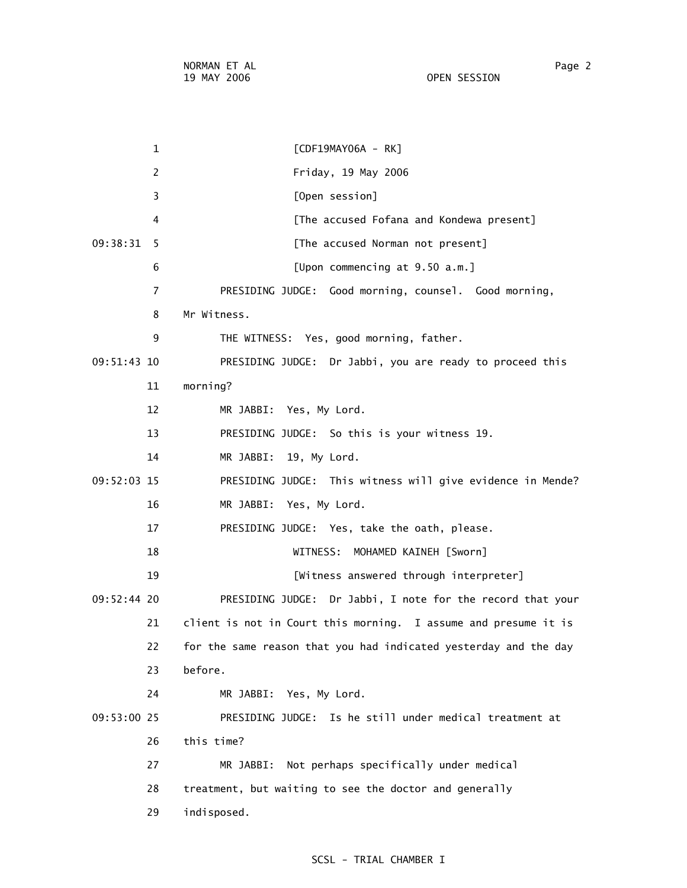[CDF19MAY06A - RK]

Friday, 19 May 2006

[Open session]

[The accused Fofana and Kondewa present]

[The accused Norman not present]

[Upon commencing at 9.50 a.m.]

PRESIDING JUDGE: Good morning, counsel. Good morning, Mr Witness.

THE WITNESS: Yes, good morning, father.

PRESIDING JUDGE: Dr Jabbi, you are ready to proceed this morning?

MR JABBI: Yes, My Lord.

PRESIDING JUDGE: So this is your witness 19.

MR JABBI: 19, My Lord.

PRESIDING JUDGE: This witness will give evidence in Mende?

MR JABBI: Yes, My Lord.

PRESIDING JUDGE: Yes, take the oath, please.

WITNESS: MOHAMED KAINEH [Sworn]

[Witness answered through interpreter]

PRESIDING JUDGE: Dr Jabbi, I note for the record that your client is not in Court this morning. I assume and presume it is for the same reason that you had indicated yesterday and the day before.

MR JABBI: Yes, My Lord.

PRESIDING JUDGE: Is he still under medical treatment at this time?

MR JABBI: Not perhaps specifically under medical treatment, but waiting to see the doctor and generally indisposed.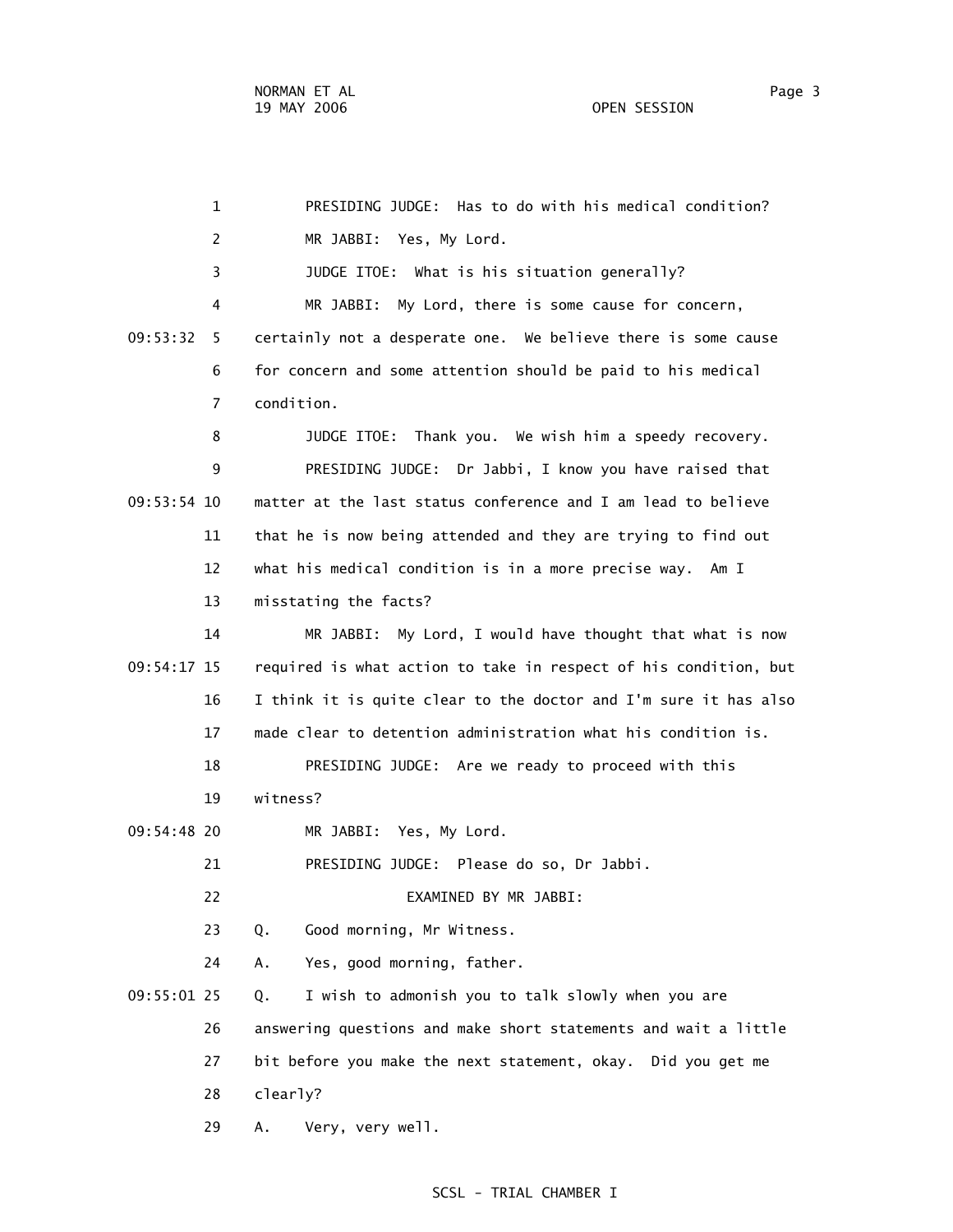PRESIDING JUDGE: Has to do with his medical condition?

MR JABBI: Yes, My Lord.

JUDGE ITOE: What is his situation generally?

MR JABBI: My Lord, there is some cause for concern, certainly not a desperate one. We believe there is some cause for concern and some attention should be paid to his medical condition.

JUDGE ITOE: Thank you. We wish him a speedy recovery.

PRESIDING JUDGE: Dr Jabbi, I know you have raised that matter at the last status conference and I am lead to believe that he is now being attended and they are trying to find out what his medical condition is in a more precise way. Am I misstating the facts?

MR JABBI: My Lord, I would have thought that what is now required is what action to take in respect of his condition, but I think it is quite clear to the doctor and I'm sure it has also made clear to detention administration what his condition is.

PRESIDING JUDGE: Are we ready to proceed with this witness?

MR JABBI: Yes, My Lord.

PRESIDING JUDGE: Please do so, Dr Jabbi.

EXAMINED BY MR JABBI:

Q. Good morning, Mr Witness.

A. Yes, good morning, father.

Q. I wish to admonish you to talk slowly when you are answering questions and make short statements and wait a little bit before you make the next statement, okay. Did you get me clearly?

A. Very, very well.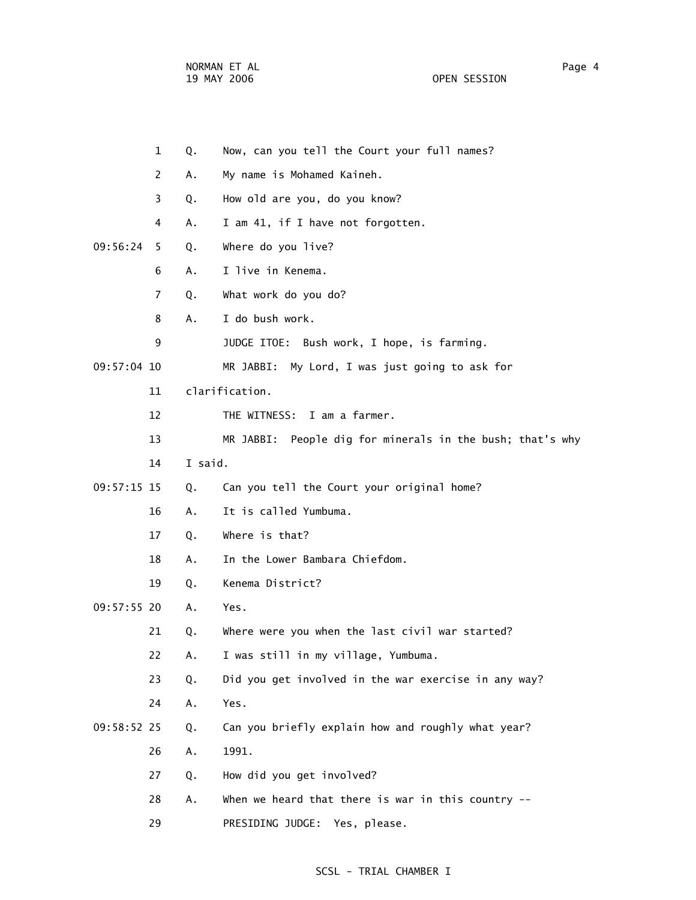1 Q. Now, can you tell the Court your full names?

2 A. My name is Mohamed Kaineh.

3 Q. How old are you, do you know?

4 A. I am 41, if I have not forgotten.

09:56:24 5 Q. Where do you live?

6 A. I live in Kenema.

7 Q. What work do you do?

8 A. I do bush work.

9 JUDGE ITOE: Bush work, I hope, is farming.

09:57:04 10 MR JABBI: My Lord, I was just going to ask for

11 clarification.

12 THE WITNESS: I am a farmer.

13 MR JABBI: People dig for minerals in the bush; that's why

14 I said.

09:57:15 15 Q. Can you tell the Court your original home?

16 A. It is called Yumbuma.

17 Q. Where is that?

18 A. In the Lower Bambara Chiefdom.

19 Q. Kenema District?

09:57:55 20 A. Yes.

21 Q. Where were you when the last civil war started?

22 A. I was still in my village, Yumbuma.

23 Q. Did you get involved in the war exercise in any way?

24 A. Yes.

09:58:52 25 Q. Can you briefly explain how and roughly what year?

26 A. 1991.

27 Q. How did you get involved?

28 A. When we heard that there is war in this country --

29 PRESIDING JUDGE: Yes, please.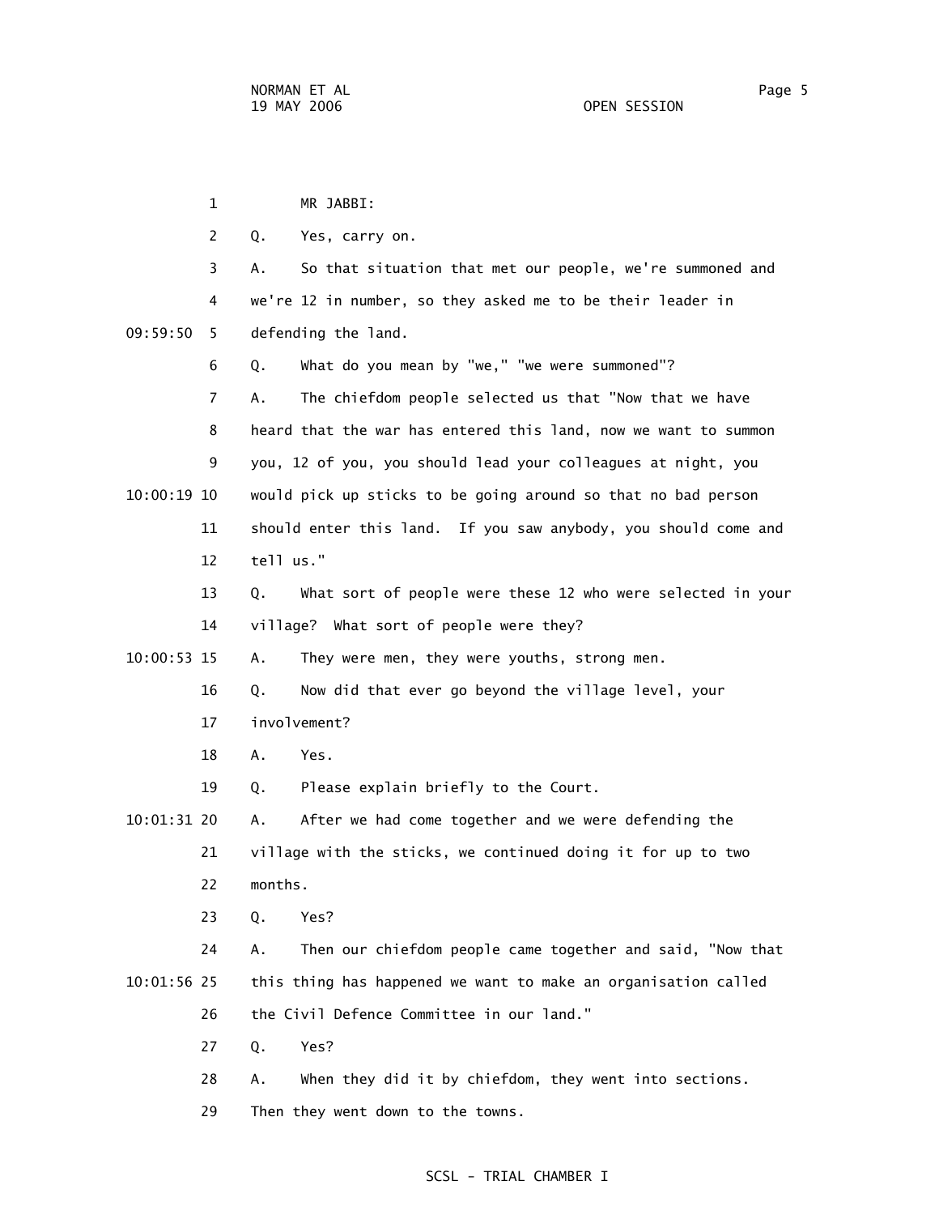MR JABBI:

Q. Yes, carry on.

A. So that situation that met our people, we're summoned and we're 12 in number, so they asked me to be their leader in defending the land.

Q. What do you mean by "we," "we were summoned"?

A. The chiefdom people selected us that "Now that we have heard that the war has entered this land, now we want to summon you, 12 of you, you should lead your colleagues at night, you would pick up sticks to be going around so that no bad person should enter this land. If you saw anybody, you should come and tell us."

Q. What sort of people were these 12 who were selected in your village? What sort of people were they?

A. They were men, they were youths, strong men.

Q. Now did that ever go beyond the village level, your involvement?

A. Yes.

Q. Please explain briefly to the Court.

A. After we had come together and we were defending the village with the sticks, we continued doing it for up to two months.

Q. Yes?

A. Then our chiefdom people came together and said, "Now that this thing has happened we want to make an organisation called the Civil Defence Committee in our land."

Q. Yes?

A. When they did it by chiefdom, they went into sections. Then they went down to the towns.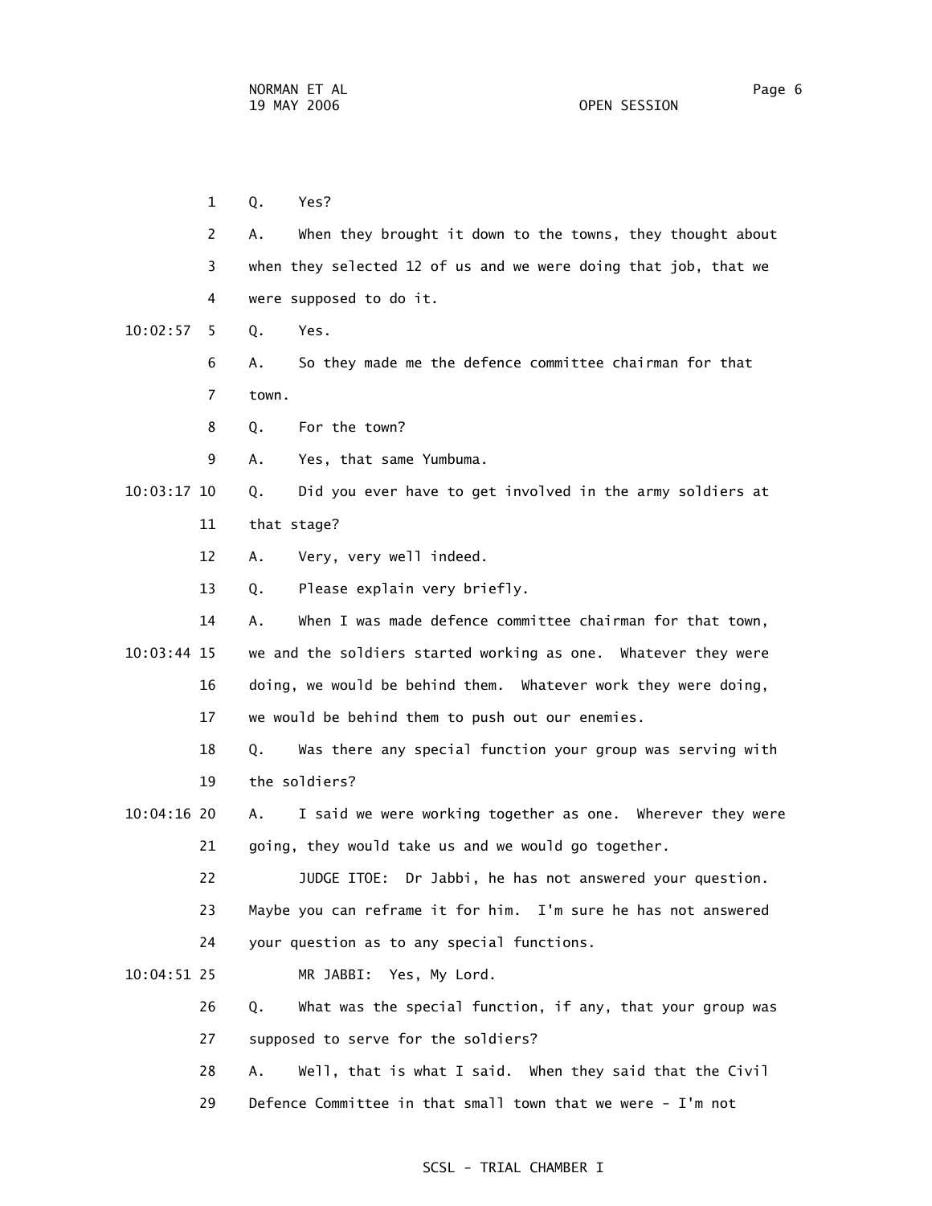1 Q. Yes?

2 A. When they brought it down to the towns, they thought about

3 when they selected 12 of us and we were doing that job, that we

4 were supposed to do it.

10:02:57 5 Q. Yes.

6 A. So they made me the defence committee chairman for that

7 town.

8 Q. For the town?

9 A. Yes, that same Yumbuma.

10:03:17 10 Q. Did you ever have to get involved in the army soldiers at

11 that stage?

12 A. Very, very well indeed.

13 Q. Please explain very briefly.

14 A. When I was made defence committee chairman for that town,

10:03:44 15 we and the soldiers started working as one. Whatever they were

16 doing, we would be behind them. Whatever work they were doing,

17 we would be behind them to push out our enemies.

18 Q. Was there any special function your group was serving with

19 the soldiers?

10:04:16 20 A. I said we were working together as one. Wherever they were

21 going, they would take us and we would go together.

22 JUDGE ITOE: Dr Jabbi, he has not answered your question.

23 Maybe you can reframe it for him. I'm sure he has not answered

24 your question as to any special functions.

10:04:51 25 MR JABBI: Yes, My Lord.

26 Q. What was the special function, if any, that your group was

27 supposed to serve for the soldiers?

28 A. Well, that is what I said. When they said that the Civil

29 Defence Committee in that small town that we were - I'm not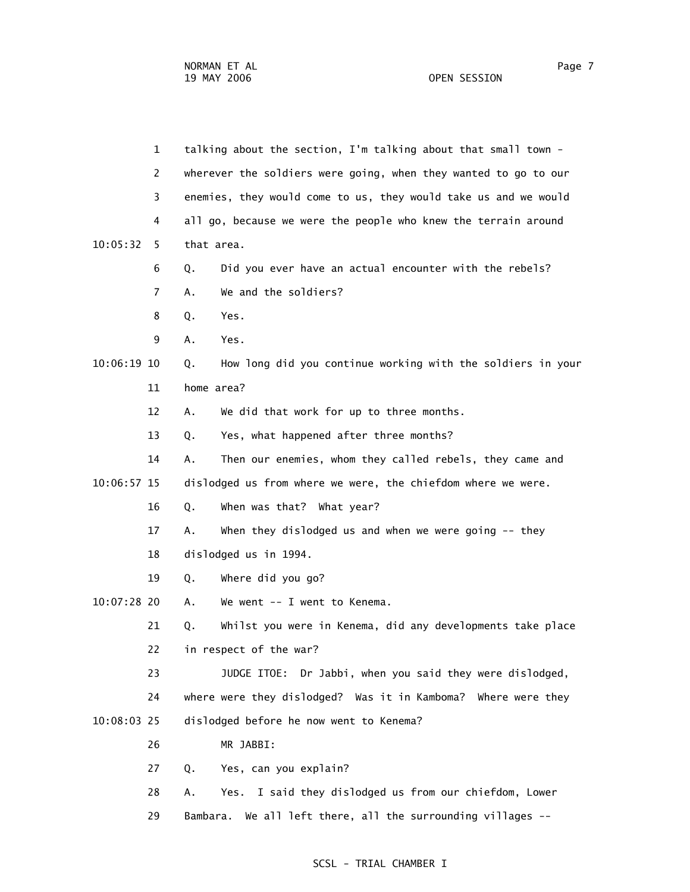1 talking about the section, I'm talking about that small town -

2 wherever the soldiers were going, when they wanted to go to our

3 enemies, they would come to us, they would take us and we would

4 all go, because we were the people who knew the terrain around

10:05:32 5 that area.

6 Q. Did you ever have an actual encounter with the rebels?

7 A. We and the soldiers?

8 Q. Yes.

9 A. Yes.

10:06:19 10 Q. How long did you continue working with the soldiers in your

11 home area?

12 A. We did that work for up to three months.

13 Q. Yes, what happened after three months?

14 A. Then our enemies, whom they called rebels, they came and

10:06:57 15 dislodged us from where we were, the chiefdom where we were.

16 Q. When was that? What year?

17 A. When they dislodged us and when we were going -- they

18 dislodged us in 1994.

19 Q. Where did you go?

10:07:28 20 A. We went -- I went to Kenema.

21 Q. Whilst you were in Kenema, did any developments take place

22 in respect of the war?

23 JUDGE ITOE: Dr Jabbi, when you said they were dislodged,

24 where were they dislodged? Was it in Kamboma? Where were they

10:08:03 25 dislodged before he now went to Kenema?

26 MR JABBI:

27 Q. Yes, can you explain?

28 A. Yes. I said they dislodged us from our chiefdom, Lower

29 Bambara. We all left there, all the surrounding villages --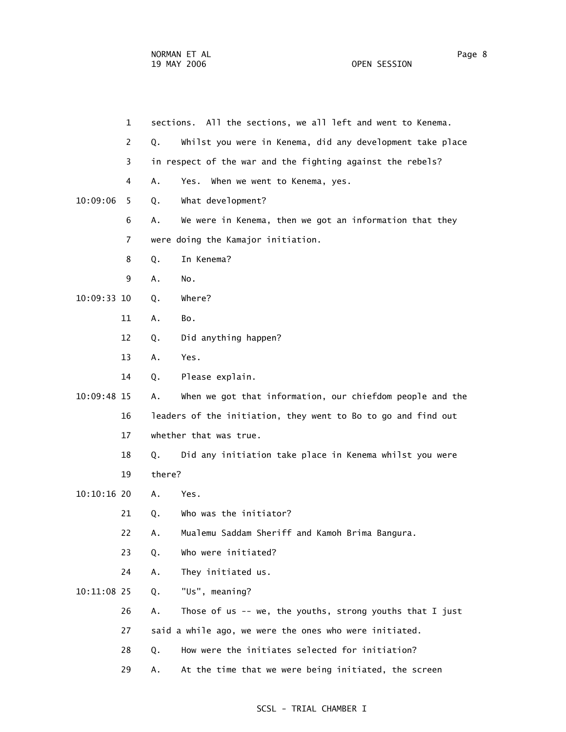sections. All the sections, we all left and went to Kenema.

Q. Whilst you were in Kenema, did any development take place in respect of the war and the fighting against the rebels?

A. Yes. When we went to Kenema, yes.

Q. What development?

A. We were in Kenema, then we got an information that they were doing the Kamajor initiation.

Q. In Kenema?

A. No.

Q. Where?

A. Bo.

Q. Did anything happen?

A. Yes.

Q. Please explain.

A. When we got that information, our chiefdom people and the leaders of the initiation, they went to Bo to go and find out whether that was true.

Q. Did any initiation take place in Kenema whilst you were there?

A. Yes.

Q. Who was the initiator?

A. Mualemu Saddam Sheriff and Kamoh Brima Bangura.

Q. Who were initiated?

A. They initiated us.

Q. "Us", meaning?

A. Those of us -- we, the youths, strong youths that I just said a while ago, we were the ones who were initiated.

Q. How were the initiates selected for initiation?

A. At the time that we were being initiated, the screen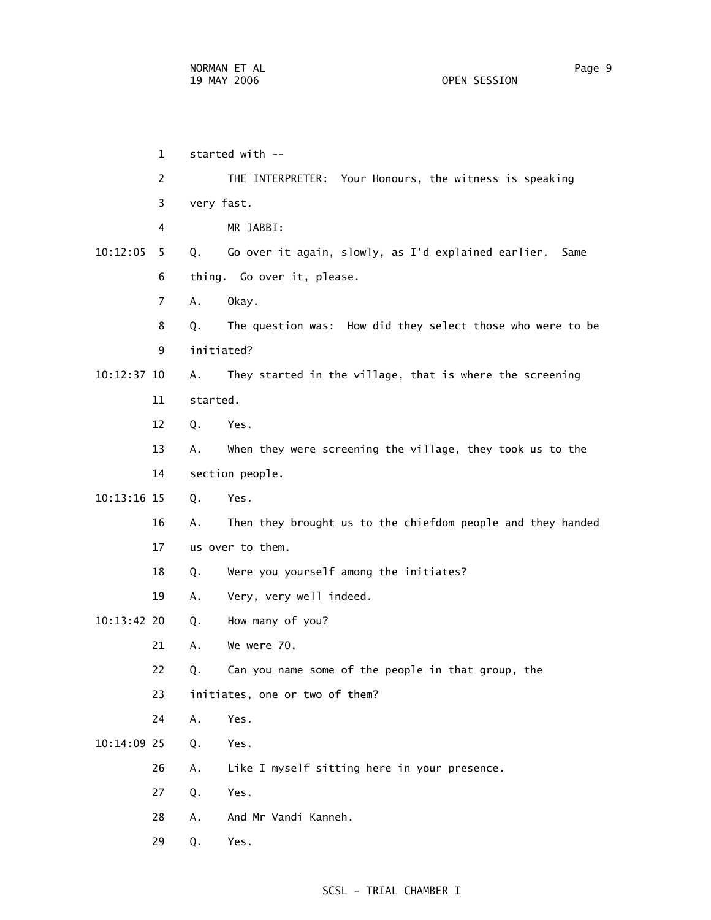1 started with --

2 THE INTERPRETER: Your Honours, the witness is speaking

3 very fast.

4 MR JABBI:

10:12:05 5 Q. Go over it again, slowly, as I'd explained earlier. Same

6 thing. Go over it, please.

7 A. Okay.

8 Q. The question was: How did they select those who were to be

9 initiated?

10:12:37 10 A. They started in the village, that is where the screening

11 started.

12 Q. Yes.

13 A. When they were screening the village, they took us to the

14 section people.

10:13:16 15 Q. Yes.

16 A. Then they brought us to the chiefdom people and they handed

17 us over to them.

18 Q. Were you yourself among the initiates?

19 A. Very, very well indeed.

10:13:42 20 Q. How many of you?

21 A. We were 70.

22 Q. Can you name some of the people in that group, the

23 initiates, one or two of them?

24 A. Yes.

10:14:09 25 Q. Yes.

26 A. Like I myself sitting here in your presence.

27 Q. Yes.

28 A. And Mr Vandi Kanneh.

29 Q. Yes.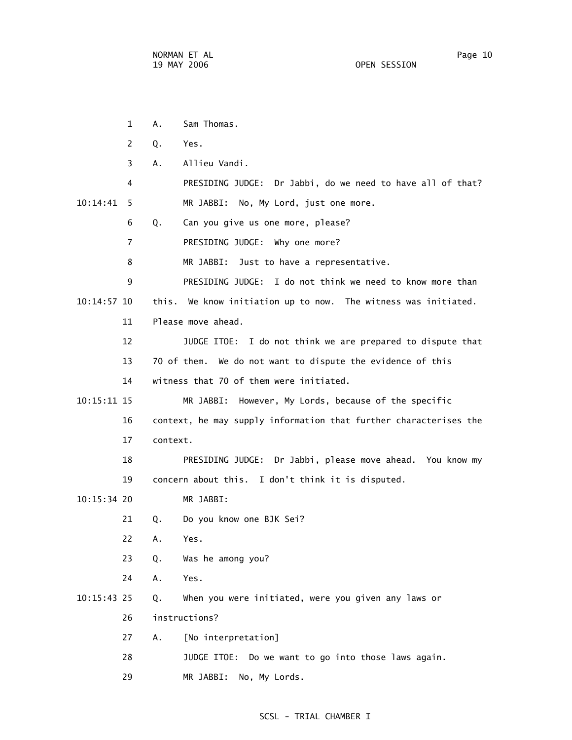A. Sam Thomas.

Q. Yes.

A. Allieu Vandi.

PRESIDING JUDGE: Dr Jabbi, do we need to have all of that?

MR JABBI: No, My Lord, just one more.

Q. Can you give us one more, please?

PRESIDING JUDGE: Why one more?

MR JABBI: Just to have a representative.

PRESIDING JUDGE: I do not think we need to know more than this. We know initiation up to now. The witness was initiated. Please move ahead.

JUDGE ITOE: I do not think we are prepared to dispute that 70 of them. We do not want to dispute the evidence of this witness that 70 of them were initiated.

MR JABBI: However, My Lords, because of the specific context, he may supply information that further characterises the context.

PRESIDING JUDGE: Dr Jabbi, please move ahead. You know my concern about this. I don't think it is disputed.

MR JABBI:

Q. Do you know one BJK Sei?

A. Yes.

Q. Was he among you?

A. Yes.

Q. When you were initiated, were you given any laws or instructions?

A. [No interpretation]

JUDGE ITOE: Do we want to go into those laws again.

MR JABBI: No, My Lords.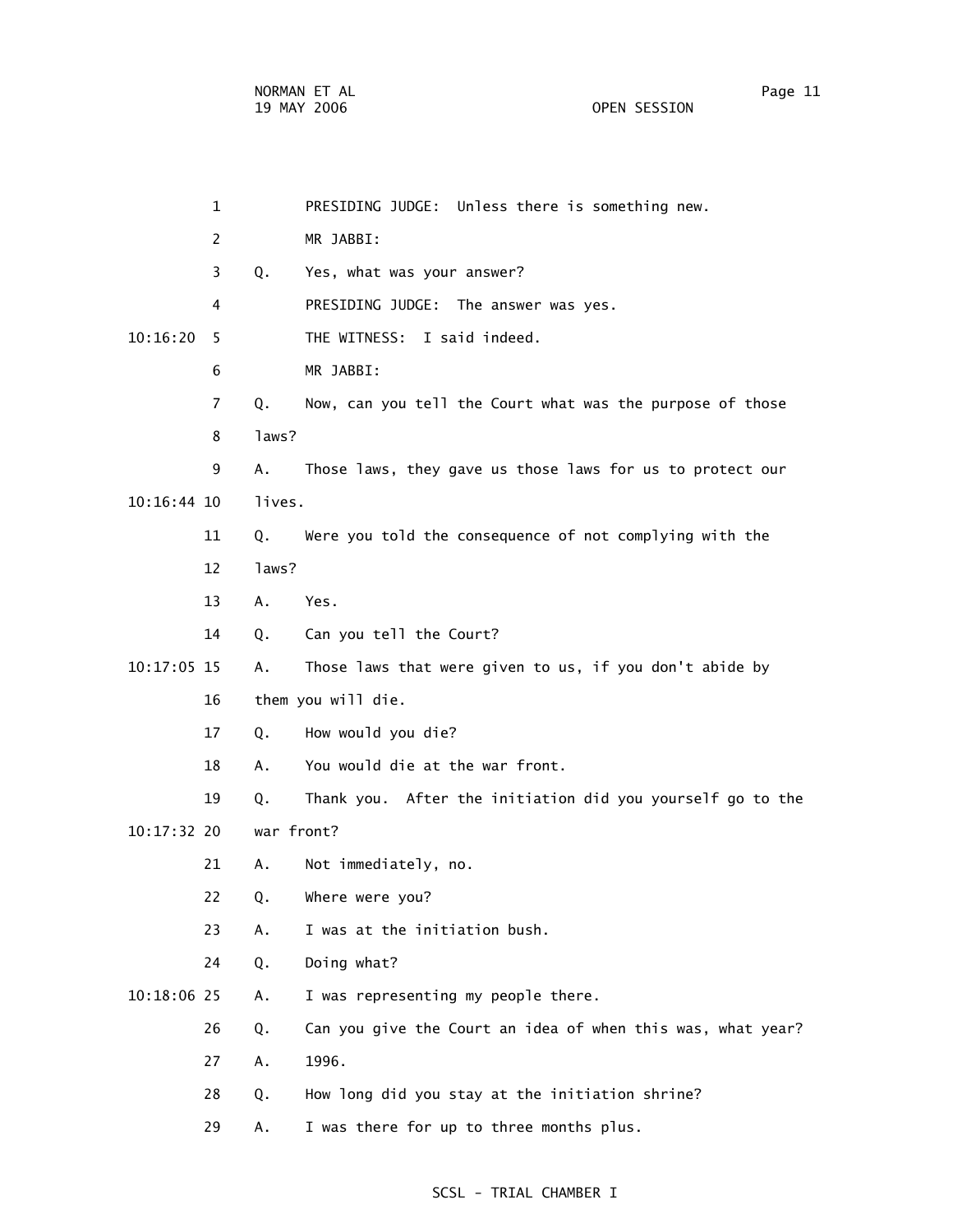PRESIDING JUDGE: Unless there is something new.

MR JABBI:

Q. Yes, what was your answer?

PRESIDING JUDGE: The answer was yes.

THE WITNESS: I said indeed.

MR JABBI:

Q. Now, can you tell the Court what was the purpose of those laws?

A. Those laws, they gave us those laws for us to protect our lives.

Q. Were you told the consequence of not complying with the laws?

A. Yes.

Q. Can you tell the Court?

A. Those laws that were given to us, if you don't abide by them you will die.

Q. How would you die?

A. You would die at the war front.

Q. Thank you. After the initiation did you yourself go to the war front?

A. Not immediately, no.

Q. Where were you?

A. I was at the initiation bush.

Q. Doing what?

A. I was representing my people there.

Q. Can you give the Court an idea of when this was, what year?

A. 1996.

Q. How long did you stay at the initiation shrine?

A. I was there for up to three months plus.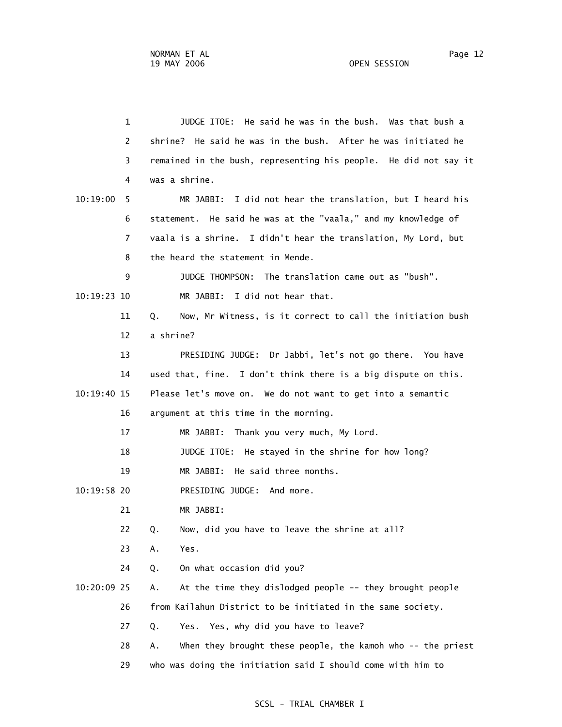1 JUDGE ITOE: He said he was in the bush. Was that bush a
2 shrine? He said he was in the bush. After he was initiated he
3 remained in the bush, representing his people. He did not say it
4 was a shrine.

10:19:00 5 MR JABBI: I did not hear the translation, but I heard his
6 statement. He said he was at the "vaala," and my knowledge of
7 vaala is a shrine. I didn't hear the translation, My Lord, but
8 the heard the statement in Mende.

9 JUDGE THOMPSON: The translation came out as "bush".

10:19:23 10 MR JABBI: I did not hear that.

11 Q. Now, Mr Witness, is it correct to call the initiation bush
12 a shrine?

13 PRESIDING JUDGE: Dr Jabbi, let's not go there. You have
14 used that, fine. I don't think there is a big dispute on this.

10:19:40 15 Please let's move on. We do not want to get into a semantic
16 argument at this time in the morning.

17 MR JABBI: Thank you very much, My Lord.

18 JUDGE ITOE: He stayed in the shrine for how long?

19 MR JABBI: He said three months.

10:19:58 20 PRESIDING JUDGE: And more.

21 MR JABBI:

22 Q. Now, did you have to leave the shrine at all?

23 A. Yes.

24 Q. On what occasion did you?

10:20:09 25 A. At the time they dislodged people -- they brought people
26 from Kailahun District to be initiated in the same society.

27 Q. Yes. Yes, why did you have to leave?

28 A. When they brought these people, the kamoh who -- the priest
29 who was doing the initiation said I should come with him to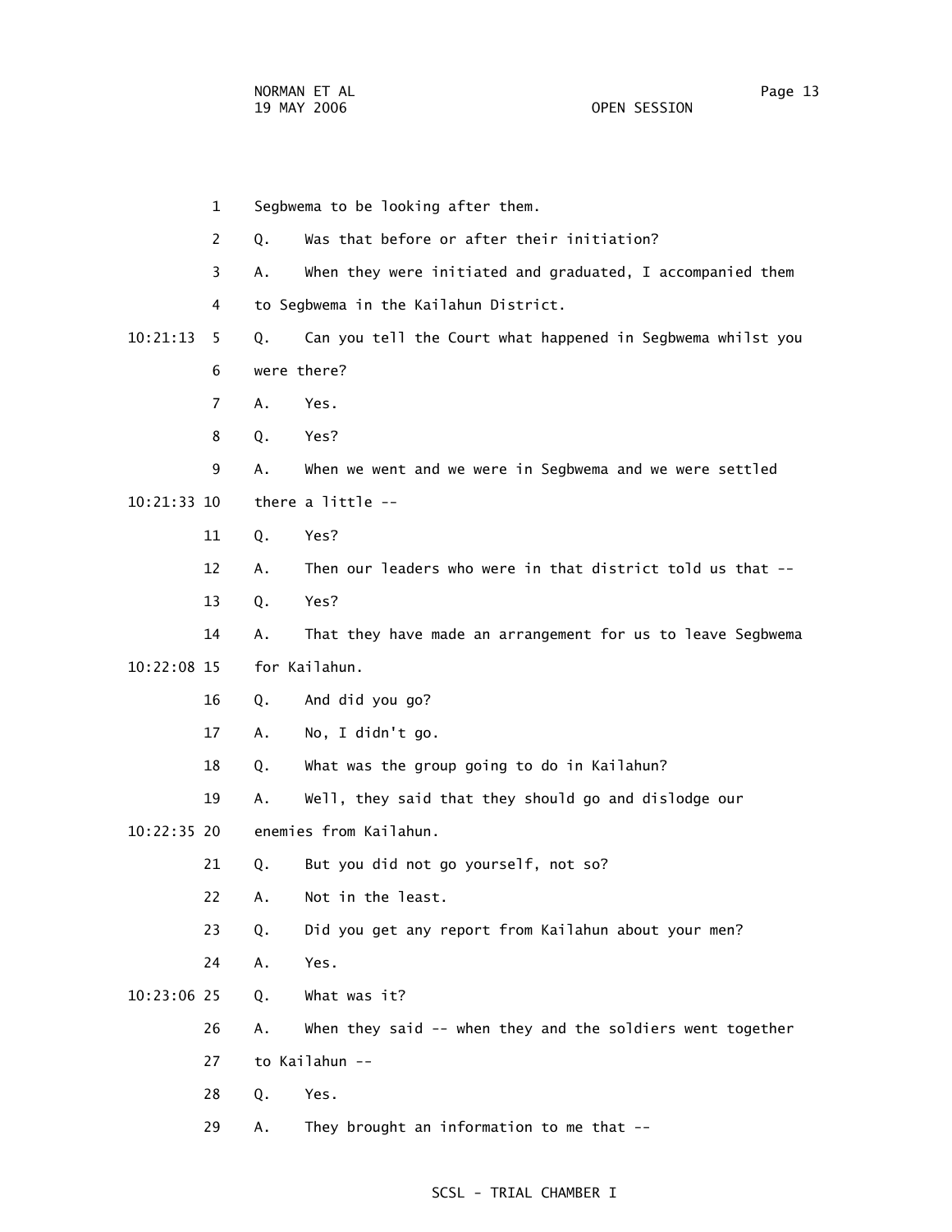Segbwema to be looking after them.

Q. Was that before or after their initiation?

A. When they were initiated and graduated, I accompanied them to Segbwema in the Kailahun District.

Q. Can you tell the Court what happened in Segbwema whilst you were there?

A. Yes.

Q. Yes?

A. When we went and we were in Segbwema and we were settled there a little --

Q. Yes?

A. Then our leaders who were in that district told us that --

Q. Yes?

A. That they have made an arrangement for us to leave Segbwema for Kailahun.

Q. And did you go?

A. No, I didn't go.

Q. What was the group going to do in Kailahun?

A. Well, they said that they should go and dislodge our enemies from Kailahun.

Q. But you did not go yourself, not so?

A. Not in the least.

Q. Did you get any report from Kailahun about your men?

A. Yes.

Q. What was it?

A. When they said -- when they and the soldiers went together to Kailahun --

Q. Yes.

A. They brought an information to me that --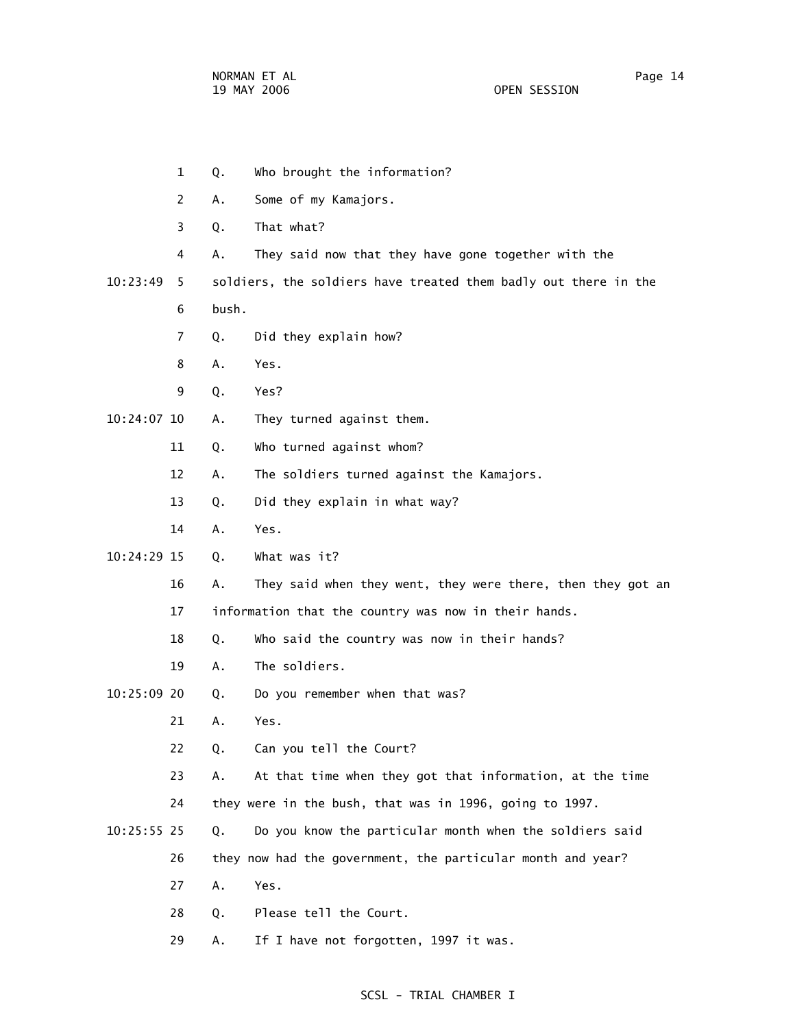1 Q. Who brought the information?

2 A. Some of my Kamajors.

3 Q. That what?

4 A. They said now that they have gone together with the

10:23:49 5 soldiers, the soldiers have treated them badly out there in the

6 bush.

7 Q. Did they explain how?

8 A. Yes.

9 Q. Yes?

10:24:07 10 A. They turned against them.

11 Q. Who turned against whom?

12 A. The soldiers turned against the Kamajors.

13 Q. Did they explain in what way?

14 A. Yes.

10:24:29 15 Q. What was it?

16 A. They said when they went, they were there, then they got an

17 information that the country was now in their hands.

18 Q. Who said the country was now in their hands?

19 A. The soldiers.

10:25:09 20 Q. Do you remember when that was?

21 A. Yes.

22 Q. Can you tell the Court?

23 A. At that time when they got that information, at the time

24 they were in the bush, that was in 1996, going to 1997.

10:25:55 25 Q. Do you know the particular month when the soldiers said

26 they now had the government, the particular month and year?

27 A. Yes.

28 Q. Please tell the Court.

29 A. If I have not forgotten, 1997 it was.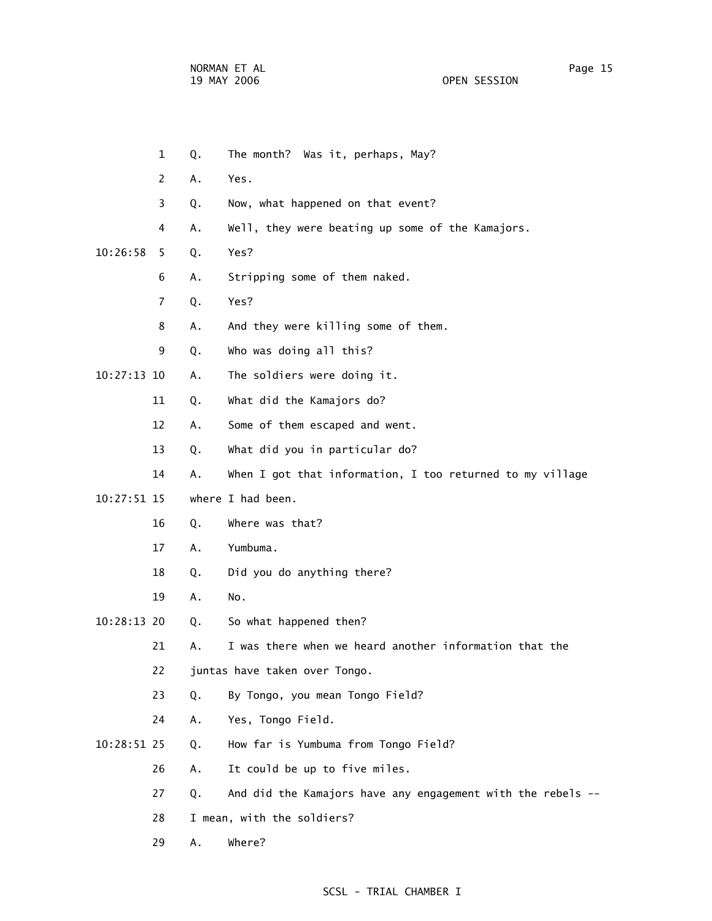1 Q. The month? Was it, perhaps, May?

2 A. Yes.

3 Q. Now, what happened on that event?

4 A. Well, they were beating up some of the Kamajors.

10:26:58 5 Q. Yes?

6 A. Stripping some of them naked.

7 Q. Yes?

8 A. And they were killing some of them.

9 Q. Who was doing all this?

10:27:13 10 A. The soldiers were doing it.

11 Q. What did the Kamajors do?

12 A. Some of them escaped and went.

13 Q. What did you in particular do?

14 A. When I got that information, I too returned to my village

10:27:51 15 where I had been.

16 Q. Where was that?

17 A. Yumbuma.

18 Q. Did you do anything there?

19 A. No.

10:28:13 20 Q. So what happened then?

21 A. I was there when we heard another information that the

22 juntas have taken over Tongo.

23 Q. By Tongo, you mean Tongo Field?

24 A. Yes, Tongo Field.

10:28:51 25 Q. How far is Yumbuma from Tongo Field?

26 A. It could be up to five miles.

27 Q. And did the Kamajors have any engagement with the rebels --

28 I mean, with the soldiers?

29 A. Where?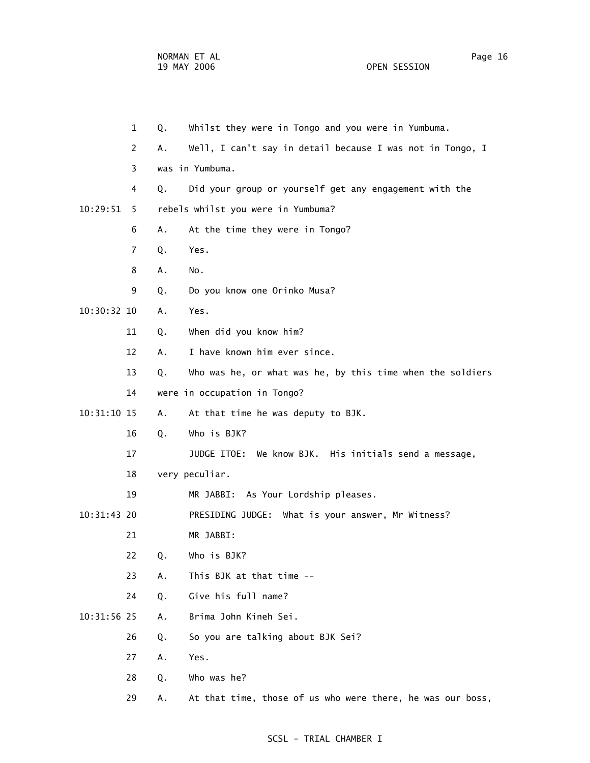Q. Whilst they were in Tongo and you were in Yumbuma.

A. Well, I can't say in detail because I was not in Tongo, I was in Yumbuma.

Q. Did your group or yourself get any engagement with the rebels whilst you were in Yumbuma?

A. At the time they were in Tongo?

Q. Yes.

A. No.

Q. Do you know one Orinko Musa?

A. Yes.

Q. When did you know him?

A. I have known him ever since.

Q. Who was he, or what was he, by this time when the soldiers were in occupation in Tongo?

A. At that time he was deputy to BJK.

Q. Who is BJK?

JUDGE ITOE: We know BJK. His initials send a message, very peculiar.

MR JABBI: As Your Lordship pleases.

PRESIDING JUDGE: What is your answer, Mr Witness?

MR JABBI:

Q. Who is BJK?

A. This BJK at that time --

Q. Give his full name?

A. Brima John Kineh Sei.

Q. So you are talking about BJK Sei?

A. Yes.

Q. Who was he?

A. At that time, those of us who were there, he was our boss,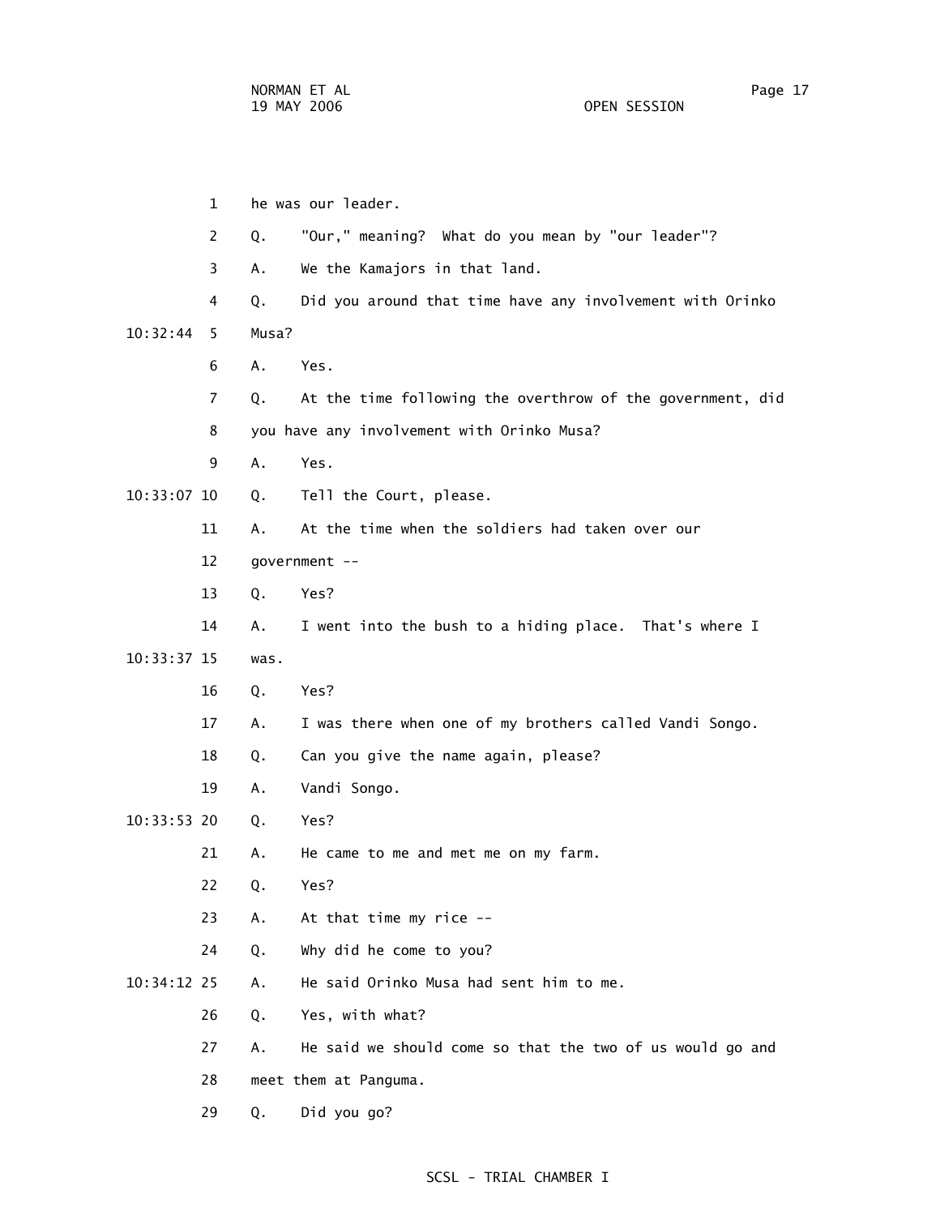he was our leader.

Q. "Our," meaning? What do you mean by "our leader"?

A. We the Kamajors in that land.

Q. Did you around that time have any involvement with Orinko Musa?

A. Yes.

Q. At the time following the overthrow of the government, did you have any involvement with Orinko Musa?

A. Yes.

Q. Tell the Court, please.

A. At the time when the soldiers had taken over our government --

Q. Yes?

A. I went into the bush to a hiding place. That's where I was.

Q. Yes?

A. I was there when one of my brothers called Vandi Songo.

Q. Can you give the name again, please?

A. Vandi Songo.

Q. Yes?

A. He came to me and met me on my farm.

Q. Yes?

A. At that time my rice --

Q. Why did he come to you?

A. He said Orinko Musa had sent him to me.

Q. Yes, with what?

A. He said we should come so that the two of us would go and meet them at Panguma.

Q. Did you go?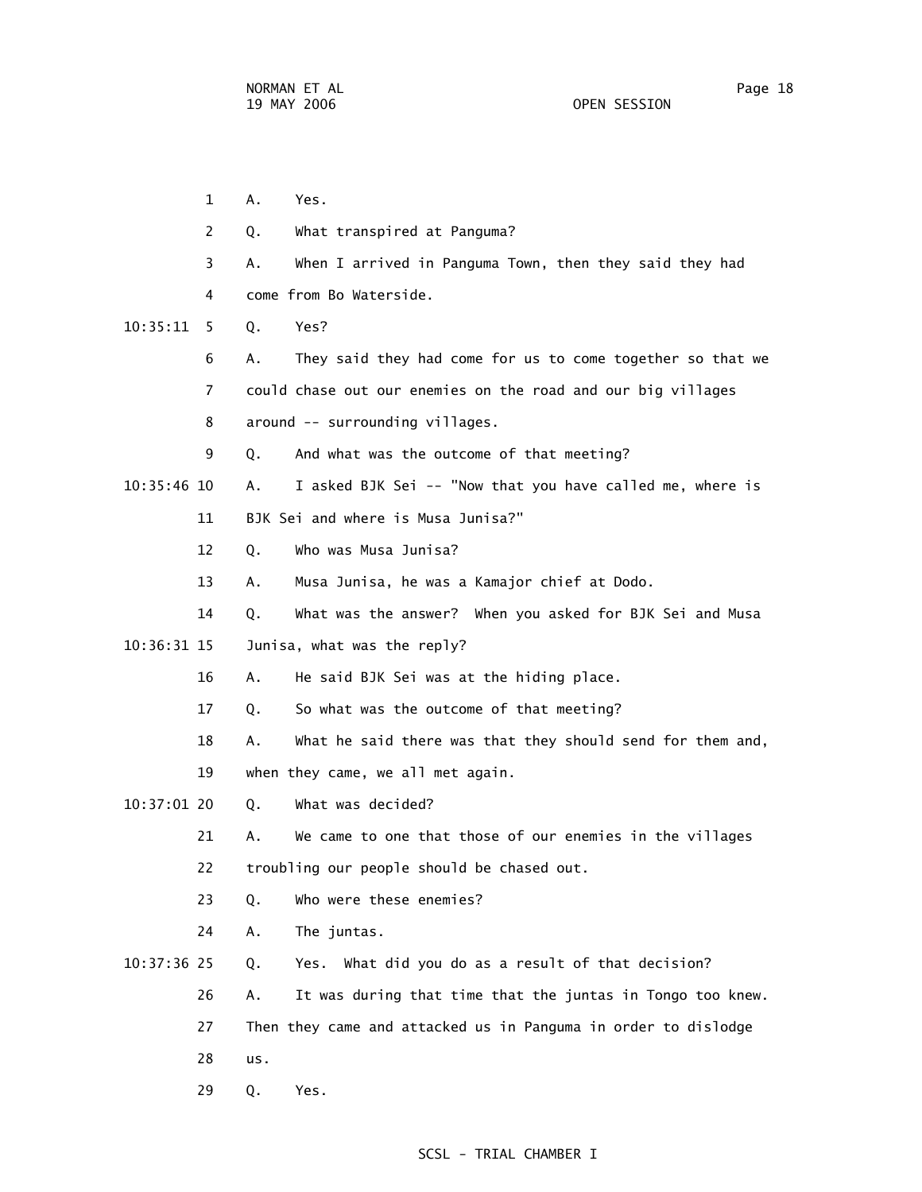1 A. Yes.

2 Q. What transpired at Panguma?

3 A. When I arrived in Panguma Town, then they said they had

4 come from Bo Waterside.

10:35:11 5 Q. Yes?

6 A. They said they had come for us to come together so that we

7 could chase out our enemies on the road and our big villages

8 around -- surrounding villages.

9 Q. And what was the outcome of that meeting?

10:35:46 10 A. I asked BJK Sei -- "Now that you have called me, where is

11 BJK Sei and where is Musa Junisa?"

12 Q. Who was Musa Junisa?

13 A. Musa Junisa, he was a Kamajor chief at Dodo.

14 Q. What was the answer? When you asked for BJK Sei and Musa

10:36:31 15 Junisa, what was the reply?

16 A. He said BJK Sei was at the hiding place.

17 Q. So what was the outcome of that meeting?

18 A. What he said there was that they should send for them and,

19 when they came, we all met again.

10:37:01 20 Q. What was decided?

21 A. We came to one that those of our enemies in the villages

22 troubling our people should be chased out.

23 Q. Who were these enemies?

24 A. The juntas.

10:37:36 25 Q. Yes. What did you do as a result of that decision?

26 A. It was during that time that the juntas in Tongo too knew.

27 Then they came and attacked us in Panguma in order to dislodge

28 us.

29 Q. Yes.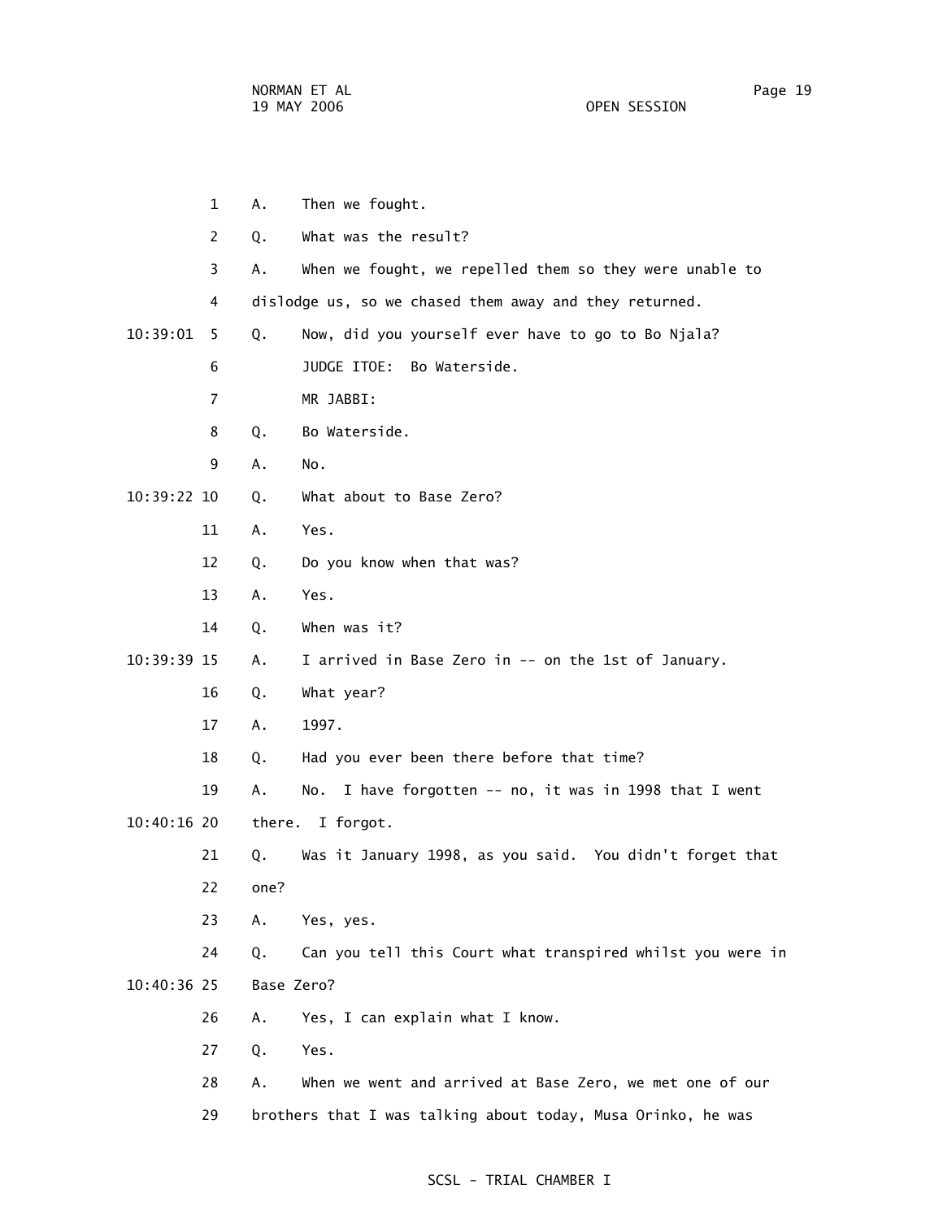1 A. Then we fought.

2 Q. What was the result?

3 A. When we fought, we repelled them so they were unable to

4 dislodge us, so we chased them away and they returned.

10:39:01 5 Q. Now, did you yourself ever have to go to Bo Njala?

6 JUDGE ITOE: Bo Waterside.

7 MR JABBI:

8 Q. Bo Waterside.

9 A. No.

10:39:22 10 Q. What about to Base Zero?

11 A. Yes.

12 Q. Do you know when that was?

13 A. Yes.

14 Q. When was it?

10:39:39 15 A. I arrived in Base Zero in -- on the 1st of January.

16 Q. What year?

17 A. 1997.

18 Q. Had you ever been there before that time?

19 A. No. I have forgotten -- no, it was in 1998 that I went

10:40:16 20 there. I forgot.

21 Q. Was it January 1998, as you said. You didn't forget that

22 one?

23 A. Yes, yes.

24 Q. Can you tell this Court what transpired whilst you were in

10:40:36 25 Base Zero?

26 A. Yes, I can explain what I know.

27 Q. Yes.

28 A. When we went and arrived at Base Zero, we met one of our

29 brothers that I was talking about today, Musa Orinko, he was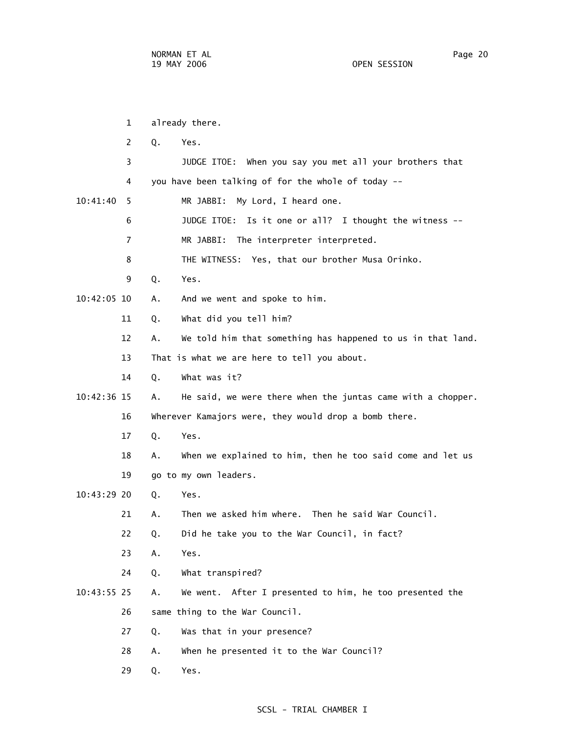1 already there.

2 Q. Yes.

3 JUDGE ITOE: When you say you met all your brothers that

4 you have been talking of for the whole of today --

10:41:40 5 MR JABBI: My Lord, I heard one.

6 JUDGE ITOE: Is it one or all? I thought the witness --

7 MR JABBI: The interpreter interpreted.

8 THE WITNESS: Yes, that our brother Musa Orinko.

9 Q. Yes.

10:42:05 10 A. And we went and spoke to him.

11 Q. What did you tell him?

12 A. We told him that something has happened to us in that land.

13 That is what we are here to tell you about.

14 Q. What was it?

10:42:36 15 A. He said, we were there when the juntas came with a chopper.

16 Wherever Kamajors were, they would drop a bomb there.

17 Q. Yes.

18 A. When we explained to him, then he too said come and let us

19 go to my own leaders.

10:43:29 20 Q. Yes.

21 A. Then we asked him where. Then he said War Council.

22 Q. Did he take you to the War Council, in fact?

23 A. Yes.

24 Q. What transpired?

10:43:55 25 A. We went. After I presented to him, he too presented the

26 same thing to the War Council.

27 Q. Was that in your presence?

28 A. When he presented it to the War Council?

29 Q. Yes.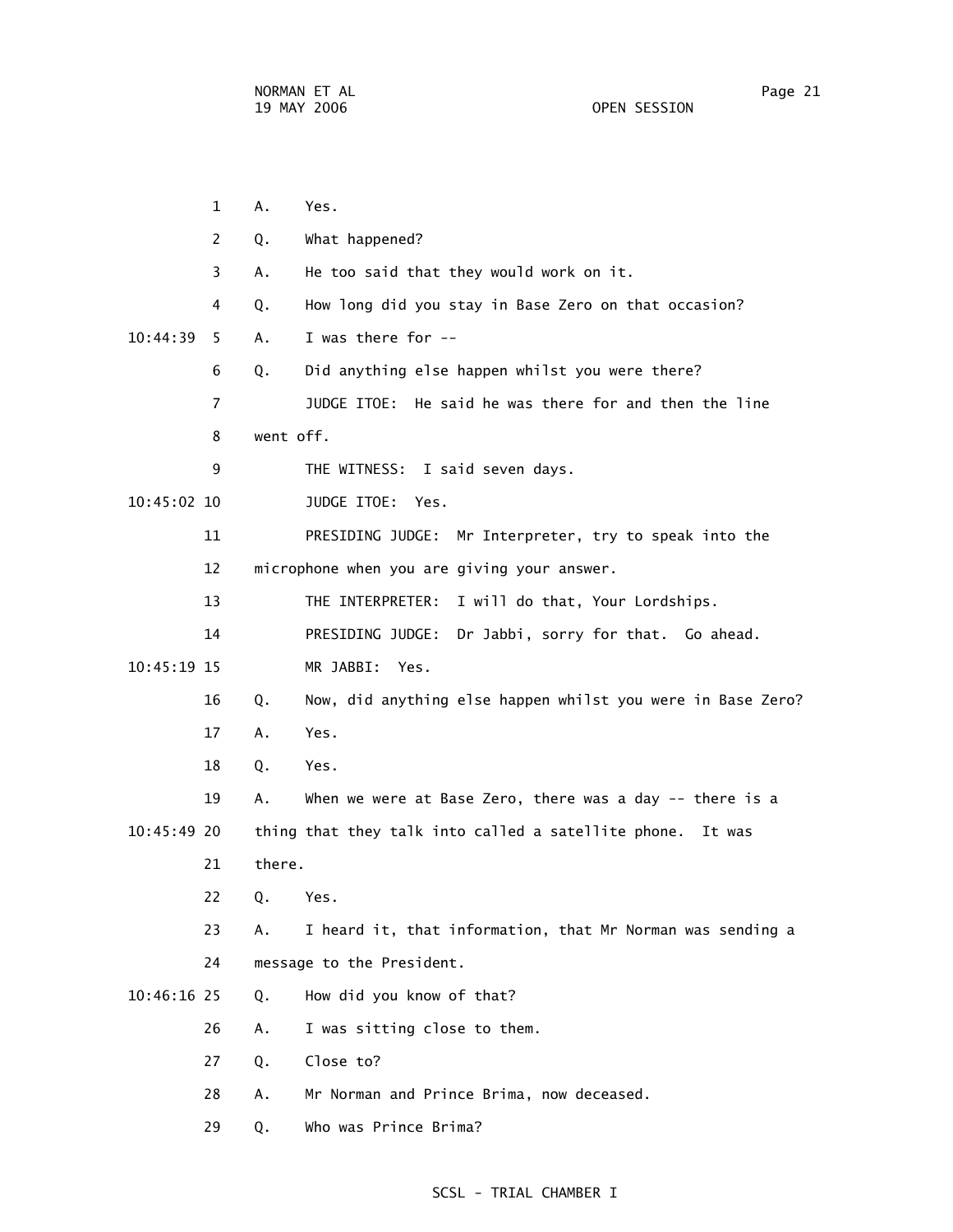1 A. Yes.

2 Q. What happened?

3 A. He too said that they would work on it.

4 Q. How long did you stay in Base Zero on that occasion?

10:44:39 5 A. I was there for --

6 Q. Did anything else happen whilst you were there?

7 JUDGE ITOE: He said he was there for and then the line

8 went off.

9 THE WITNESS: I said seven days.

10:45:02 10 JUDGE ITOE: Yes.

11 PRESIDING JUDGE: Mr Interpreter, try to speak into the

12 microphone when you are giving your answer.

13 THE INTERPRETER: I will do that, Your Lordships.

14 PRESIDING JUDGE: Dr Jabbi, sorry for that. Go ahead.

10:45:19 15 MR JABBI: Yes.

16 Q. Now, did anything else happen whilst you were in Base Zero?

17 A. Yes.

18 Q. Yes.

19 A. When we were at Base Zero, there was a day -- there is a

10:45:49 20 thing that they talk into called a satellite phone. It was

21 there.

22 Q. Yes.

23 A. I heard it, that information, that Mr Norman was sending a

24 message to the President.

10:46:16 25 Q. How did you know of that?

26 A. I was sitting close to them.

27 Q. Close to?

28 A. Mr Norman and Prince Brima, now deceased.

29 Q. Who was Prince Brima?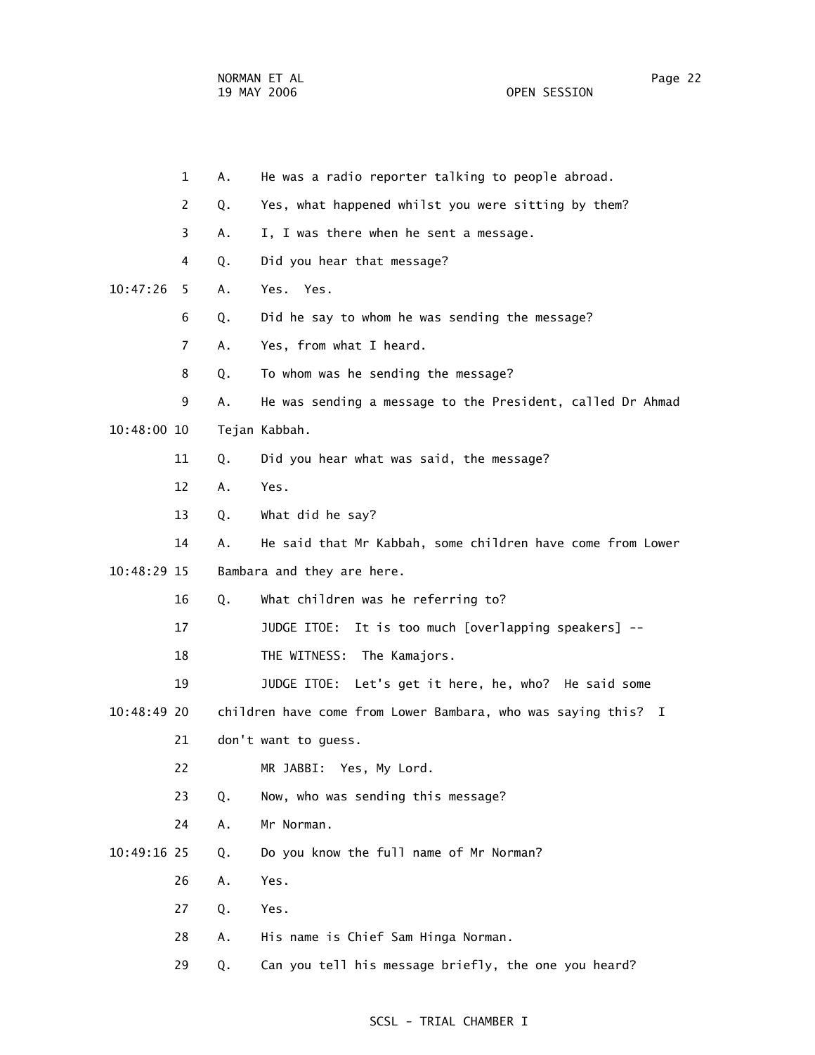1 A. He was a radio reporter talking to people abroad.

2 Q. Yes, what happened whilst you were sitting by them?

3 A. I, I was there when he sent a message.

4 Q. Did you hear that message?

10:47:26 5 A. Yes. Yes.

6 Q. Did he say to whom he was sending the message?

7 A. Yes, from what I heard.

8 Q. To whom was he sending the message?

9 A. He was sending a message to the President, called Dr Ahmad

10:48:00 10 Tejan Kabbah.

11 Q. Did you hear what was said, the message?

12 A. Yes.

13 Q. What did he say?

14 A. He said that Mr Kabbah, some children have come from Lower

10:48:29 15 Bambara and they are here.

16 Q. What children was he referring to?

17 JUDGE ITOE: It is too much [overlapping speakers] --

18 THE WITNESS: The Kamajors.

19 JUDGE ITOE: Let's get it here, he, who? He said some

10:48:49 20 children have come from Lower Bambara, who was saying this? I

21 don't want to guess.

22 MR JABBI: Yes, My Lord.

23 Q. Now, who was sending this message?

24 A. Mr Norman.

10:49:16 25 Q. Do you know the full name of Mr Norman?

26 A. Yes.

27 Q. Yes.

28 A. His name is Chief Sam Hinga Norman.

29 Q. Can you tell his message briefly, the one you heard?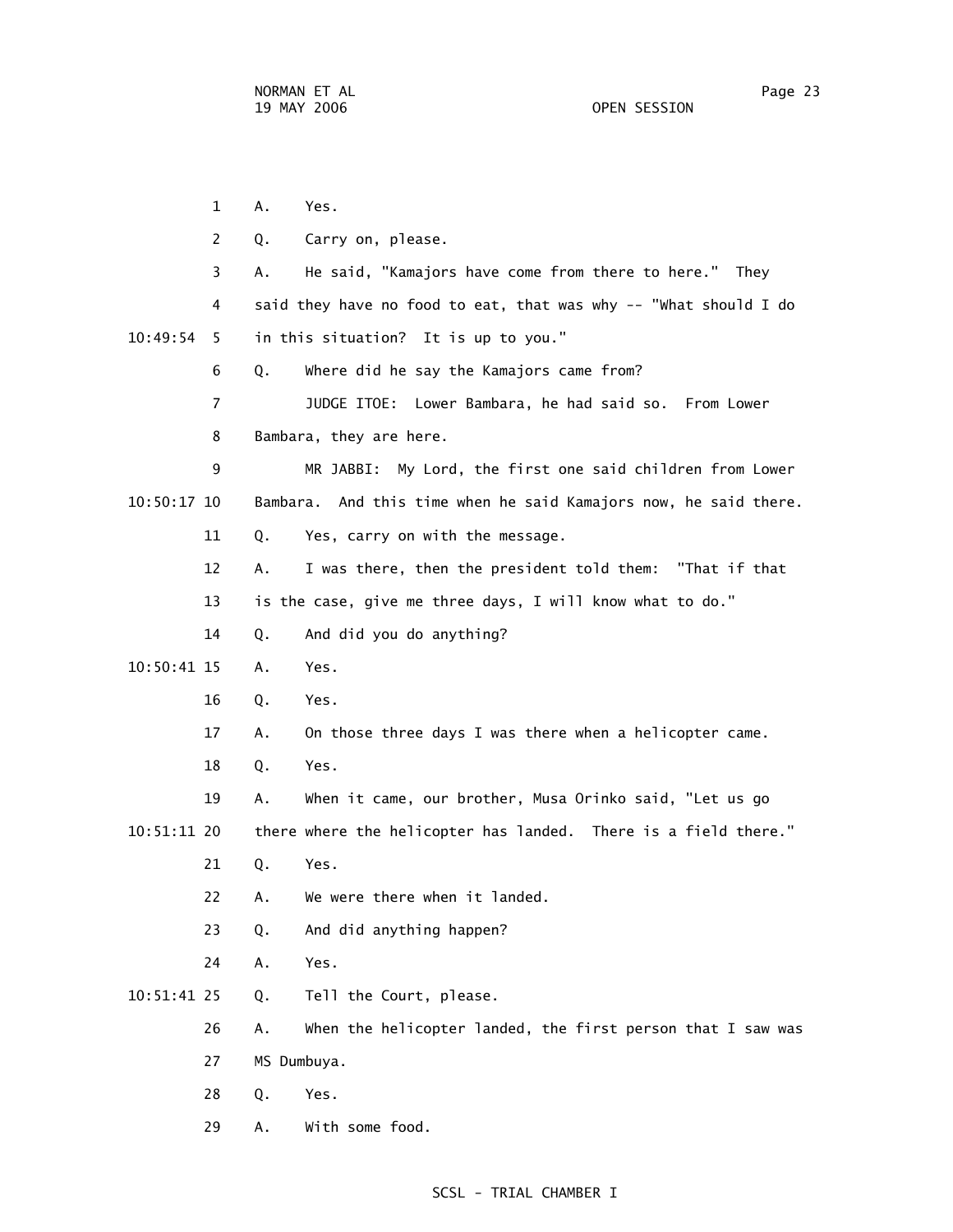1 A. Yes.

2 Q. Carry on, please.

3 A. He said, "Kamajors have come from there to here." They

4 said they have no food to eat, that was why -- "What should I do

10:49:54 5 in this situation? It is up to you."

6 Q. Where did he say the Kamajors came from?

7 JUDGE ITOE: Lower Bambara, he had said so. From Lower

8 Bambara, they are here.

9 MR JABBI: My Lord, the first one said children from Lower

10:50:17 10 Bambara. And this time when he said Kamajors now, he said there.

11 Q. Yes, carry on with the message.

12 A. I was there, then the president told them: "That if that

13 is the case, give me three days, I will know what to do."

14 Q. And did you do anything?

10:50:41 15 A. Yes.

16 Q. Yes.

17 A. On those three days I was there when a helicopter came.

18 Q. Yes.

19 A. When it came, our brother, Musa Orinko said, "Let us go

10:51:11 20 there where the helicopter has landed. There is a field there."

21 Q. Yes.

22 A. We were there when it landed.

23 Q. And did anything happen?

24 A. Yes.

10:51:41 25 Q. Tell the Court, please.

26 A. When the helicopter landed, the first person that I saw was

27 MS Dumbuya.

28 Q. Yes.

29 A. With some food.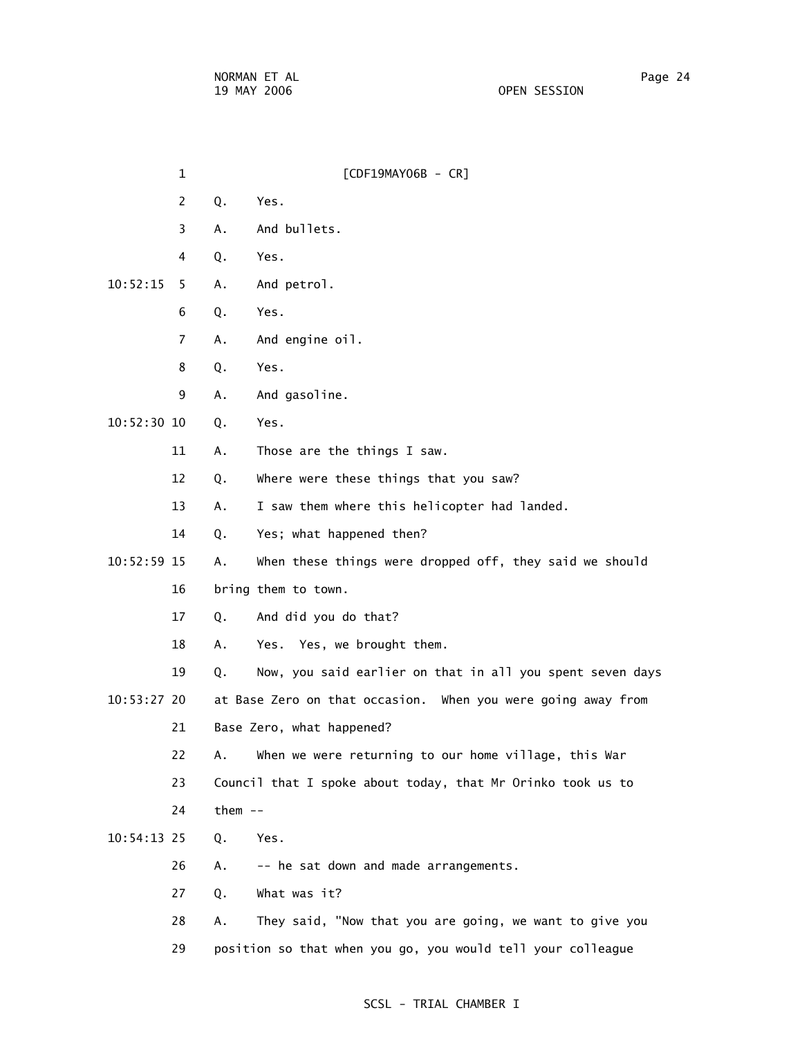[CDF19MAY06B - CR]

Q. Yes.

A. And bullets.

Q. Yes.

A. And petrol.

Q. Yes.

A. And engine oil.

Q. Yes.

A. And gasoline.

Q. Yes.

A. Those are the things I saw.

Q. Where were these things that you saw?

A. I saw them where this helicopter had landed.

Q. Yes; what happened then?

A. When these things were dropped off, they said we should bring them to town.

Q. And did you do that?

A. Yes. Yes, we brought them.

Q. Now, you said earlier on that in all you spent seven days at Base Zero on that occasion. When you were going away from Base Zero, what happened?

A. When we were returning to our home village, this War Council that I spoke about today, that Mr Orinko took us to them --

Q. Yes.

A. -- he sat down and made arrangements.

Q. What was it?

A. They said, "Now that you are going, we want to give you position so that when you go, you would tell your colleague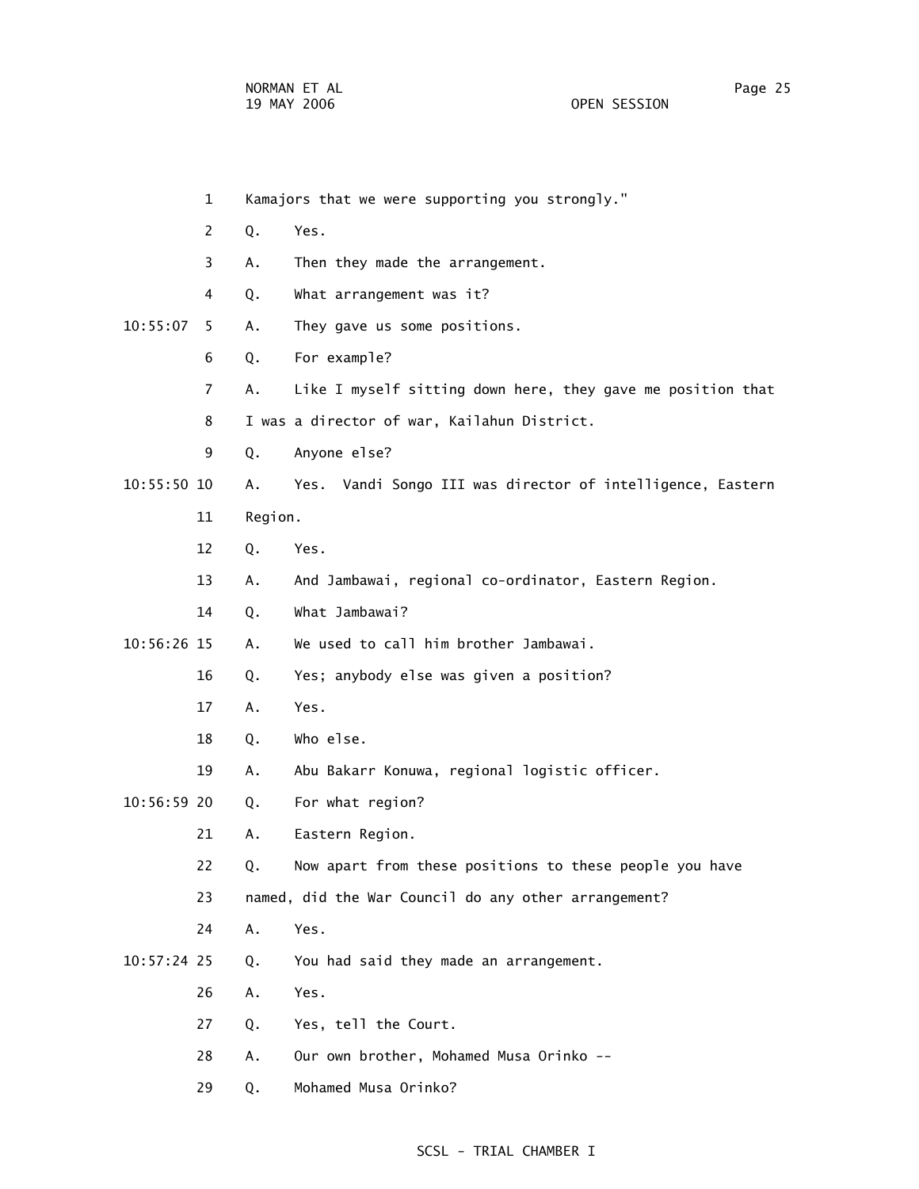1 Kamajors that we were supporting you strongly."

2 Q. Yes.

3 A. Then they made the arrangement.

4 Q. What arrangement was it?

10:55:07 5 A. They gave us some positions.

6 Q. For example?

7 A. Like I myself sitting down here, they gave me position that

8 I was a director of war, Kailahun District.

9 Q. Anyone else?

10:55:50 10 A. Yes. Vandi Songo III was director of intelligence, Eastern

11 Region.

12 Q. Yes.

13 A. And Jambawai, regional co-ordinator, Eastern Region.

14 Q. What Jambawai?

10:56:26 15 A. We used to call him brother Jambawai.

16 Q. Yes; anybody else was given a position?

17 A. Yes.

18 Q. Who else.

19 A. Abu Bakarr Konuwa, regional logistic officer.

10:56:59 20 Q. For what region?

21 A. Eastern Region.

22 Q. Now apart from these positions to these people you have

23 named, did the War Council do any other arrangement?

24 A. Yes.

10:57:24 25 Q. You had said they made an arrangement.

26 A. Yes.

27 Q. Yes, tell the Court.

28 A. Our own brother, Mohamed Musa Orinko --

29 Q. Mohamed Musa Orinko?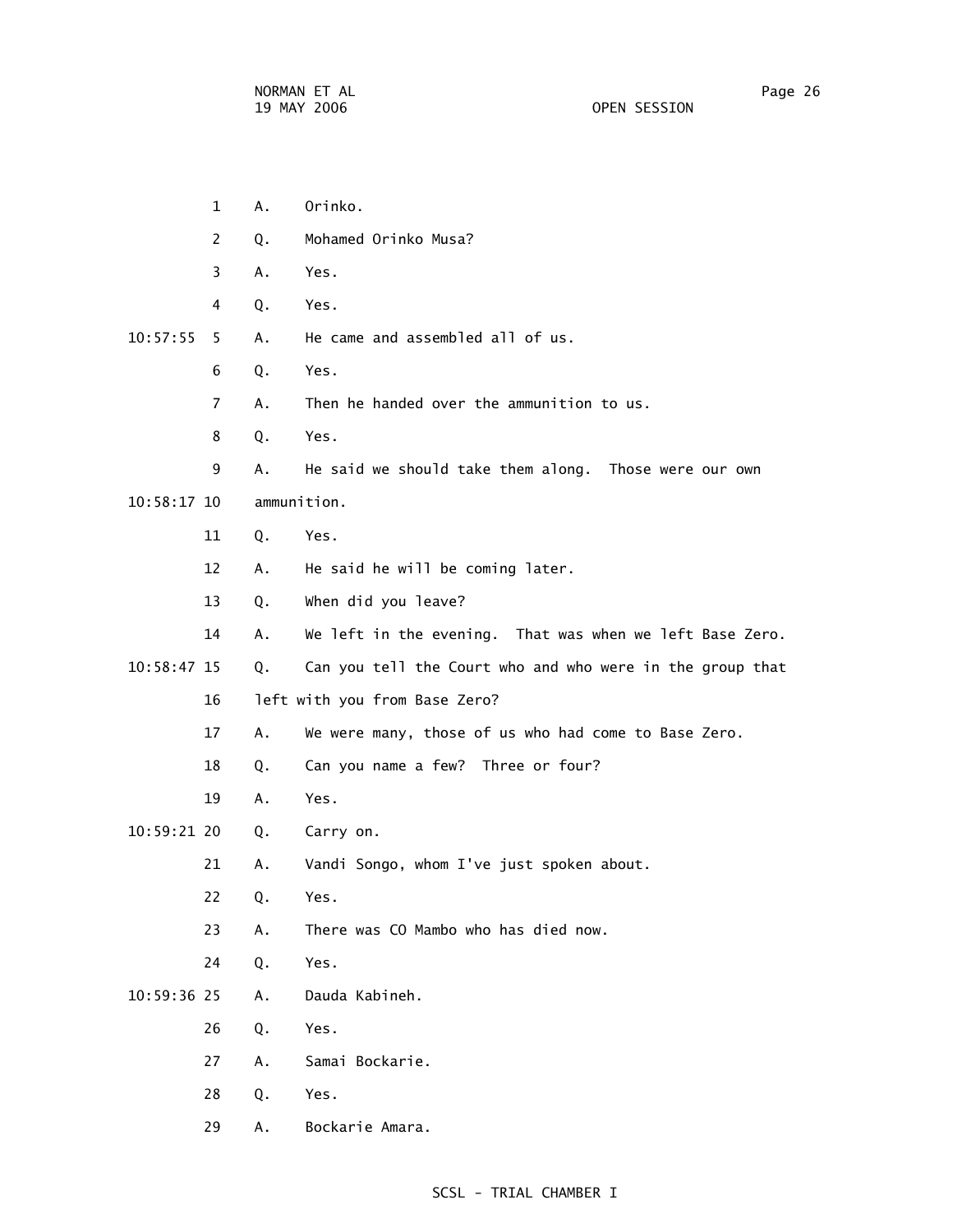1 A. Orinko.

2 Q. Mohamed Orinko Musa?

3 A. Yes.

4 Q. Yes.

10:57:55 5 A. He came and assembled all of us.

6 Q. Yes.

7 A. Then he handed over the ammunition to us.

8 Q. Yes.

9 A. He said we should take them along. Those were our own

10:58:17 10 ammunition.

11 Q. Yes.

12 A. He said he will be coming later.

13 Q. When did you leave?

14 A. We left in the evening. That was when we left Base Zero.

10:58:47 15 Q. Can you tell the Court who and who were in the group that

16 left with you from Base Zero?

17 A. We were many, those of us who had come to Base Zero.

18 Q. Can you name a few? Three or four?

19 A. Yes.

10:59:21 20 Q. Carry on.

21 A. Vandi Songo, whom I've just spoken about.

22 Q. Yes.

23 A. There was CO Mambo who has died now.

24 Q. Yes.

10:59:36 25 A. Dauda Kabineh.

26 Q. Yes.

27 A. Samai Bockarie.

28 Q. Yes.

29 A. Bockarie Amara.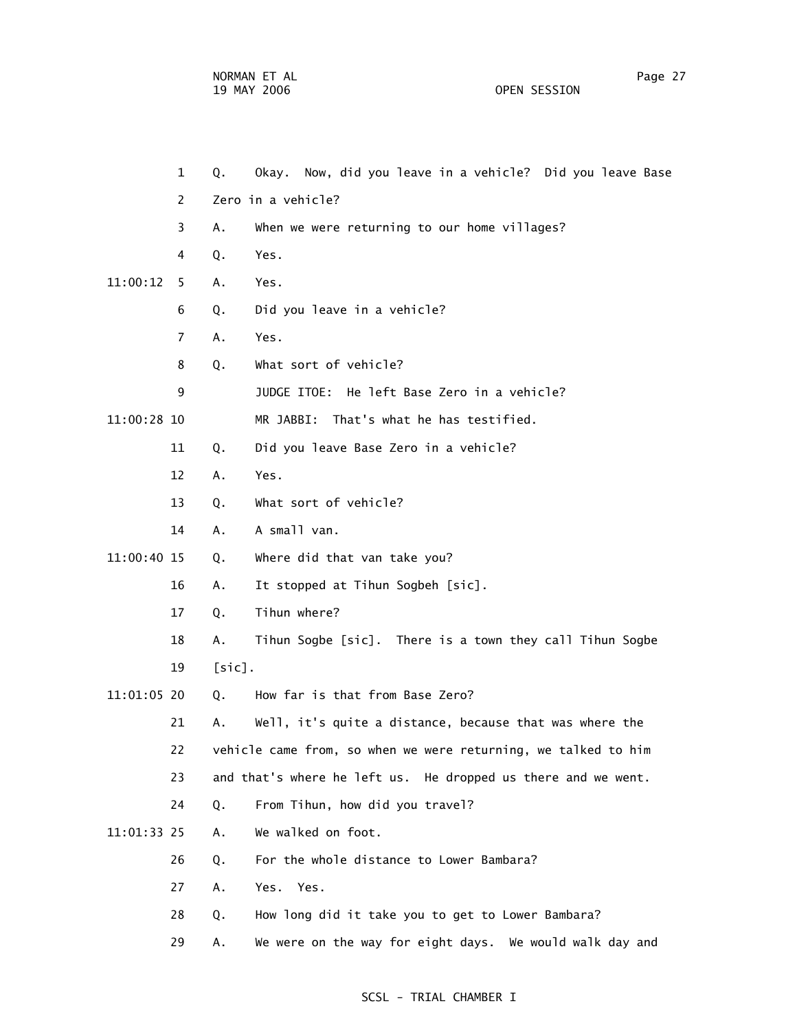1 Q. Okay. Now, did you leave in a vehicle? Did you leave Base

2 Zero in a vehicle?

3 A. When we were returning to our home villages?

4 Q. Yes.

11:00:12 5 A. Yes.

6 Q. Did you leave in a vehicle?

7 A. Yes.

8 Q. What sort of vehicle?

9 JUDGE ITOE: He left Base Zero in a vehicle?

11:00:28 10 MR JABBI: That's what he has testified.

11 Q. Did you leave Base Zero in a vehicle?

12 A. Yes.

13 Q. What sort of vehicle?

14 A. A small van.

11:00:40 15 Q. Where did that van take you?

16 A. It stopped at Tihun Sogbeh [sic].

17 Q. Tihun where?

18 A. Tihun Sogbe [sic]. There is a town they call Tihun Sogbe

19 [sic].

11:01:05 20 Q. How far is that from Base Zero?

21 A. Well, it's quite a distance, because that was where the

22 vehicle came from, so when we were returning, we talked to him

23 and that's where he left us. He dropped us there and we went.

24 Q. From Tihun, how did you travel?

11:01:33 25 A. We walked on foot.

26 Q. For the whole distance to Lower Bambara?

27 A. Yes. Yes.

28 Q. How long did it take you to get to Lower Bambara?

29 A. We were on the way for eight days. We would walk day and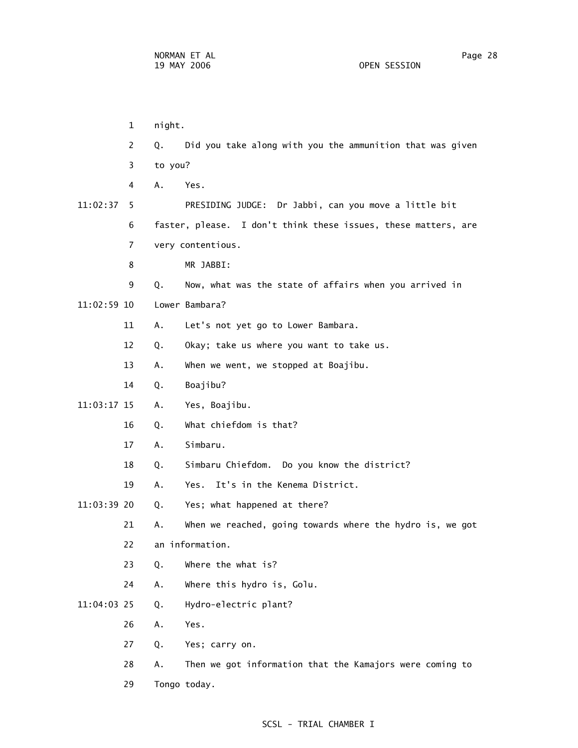night.

Q. Did you take along with you the ammunition that was given to you?

A. Yes.

PRESIDING JUDGE: Dr Jabbi, can you move a little bit faster, please. I don't think these issues, these matters, are very contentious.

MR JABBI:

Q. Now, what was the state of affairs when you arrived in Lower Bambara?

A. Let's not yet go to Lower Bambara.

Q. Okay; take us where you want to take us.

A. When we went, we stopped at Boajibu.

Q. Boajibu?

A. Yes, Boajibu.

Q. What chiefdom is that?

A. Simbaru.

Q. Simbaru Chiefdom. Do you know the district?

A. Yes. It's in the Kenema District.

Q. Yes; what happened at there?

A. When we reached, going towards where the hydro is, we got an information.

Q. Where the what is?

A. Where this hydro is, Golu.

Q. Hydro-electric plant?

A. Yes.

Q. Yes; carry on.

A. Then we got information that the Kamajors were coming to Tongo today.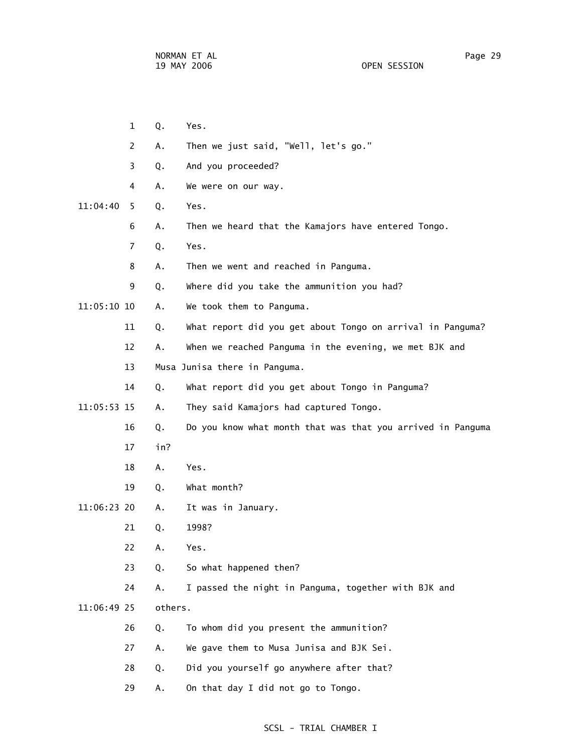1 Q. Yes.

2 A. Then we just said, "Well, let's go."

3 Q. And you proceeded?

4 A. We were on our way.

11:04:40 5 Q. Yes.

6 A. Then we heard that the Kamajors have entered Tongo.

7 Q. Yes.

8 A. Then we went and reached in Panguma.

9 Q. Where did you take the ammunition you had?

11:05:10 10 A. We took them to Panguma.

11 Q. What report did you get about Tongo on arrival in Panguma?

12 A. When we reached Panguma in the evening, we met BJK and

13 Musa Junisa there in Panguma.

14 Q. What report did you get about Tongo in Panguma?

11:05:53 15 A. They said Kamajors had captured Tongo.

16 Q. Do you know what month that was that you arrived in Panguma

17 in?

18 A. Yes.

19 Q. What month?

11:06:23 20 A. It was in January.

21 Q. 1998?

22 A. Yes.

23 Q. So what happened then?

24 A. I passed the night in Panguma, together with BJK and

11:06:49 25 others.

26 Q. To whom did you present the ammunition?

27 A. We gave them to Musa Junisa and BJK Sei.

28 Q. Did you yourself go anywhere after that?

29 A. On that day I did not go to Tongo.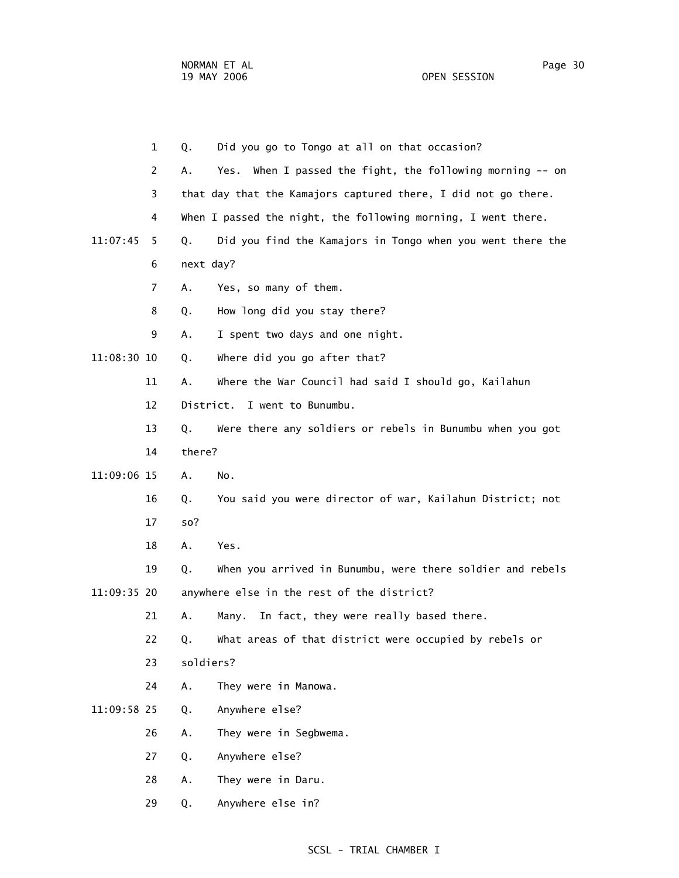1 Q. Did you go to Tongo at all on that occasion?

2 A. Yes. When I passed the fight, the following morning -- on

3 that day that the Kamajors captured there, I did not go there.

4 When I passed the night, the following morning, I went there.

11:07:45 5 Q. Did you find the Kamajors in Tongo when you went there the

6 next day?

7 A. Yes, so many of them.

8 Q. How long did you stay there?

9 A. I spent two days and one night.

11:08:30 10 Q. Where did you go after that?

11 A. Where the War Council had said I should go, Kailahun

12 District. I went to Bunumbu.

13 Q. Were there any soldiers or rebels in Bunumbu when you got

14 there?

11:09:06 15 A. No.

16 Q. You said you were director of war, Kailahun District; not

17 so?

18 A. Yes.

19 Q. When you arrived in Bunumbu, were there soldier and rebels

11:09:35 20 anywhere else in the rest of the district?

21 A. Many. In fact, they were really based there.

22 Q. What areas of that district were occupied by rebels or

23 soldiers?

24 A. They were in Manowa.

11:09:58 25 Q. Anywhere else?

26 A. They were in Segbwema.

27 Q. Anywhere else?

28 A. They were in Daru.

29 Q. Anywhere else in?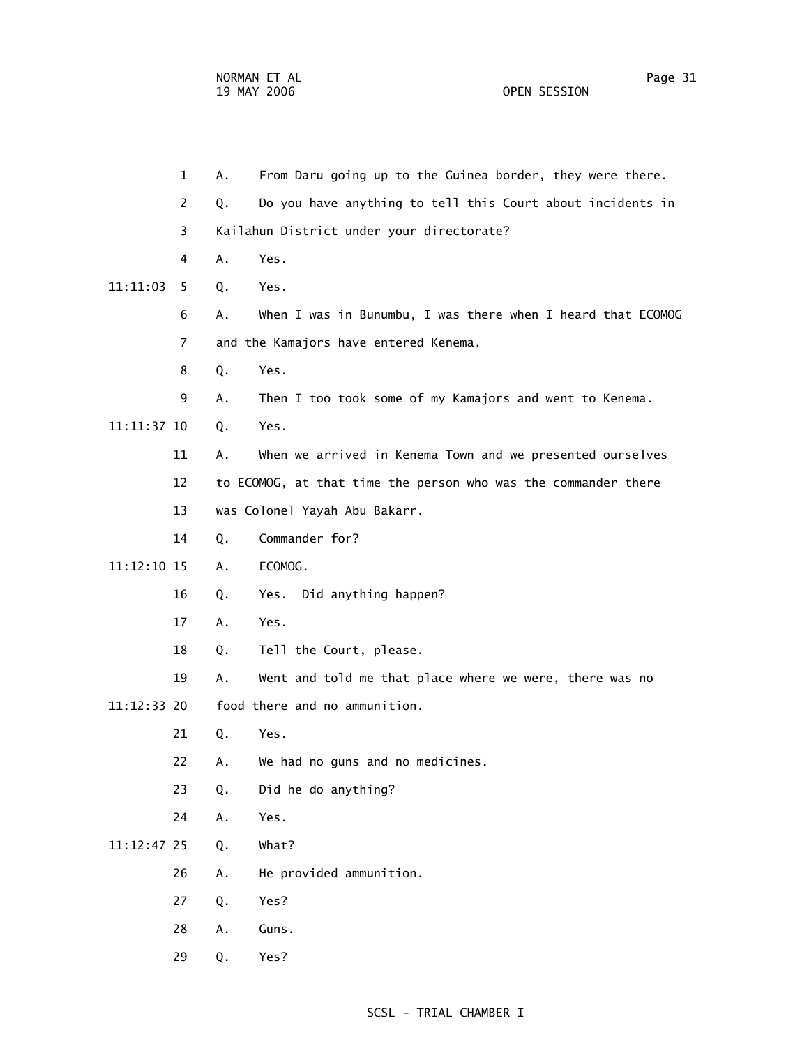1 A. From Daru going up to the Guinea border, they were there.

2 Q. Do you have anything to tell this Court about incidents in

3 Kailahun District under your directorate?

4 A. Yes.

11:11:03 5 Q. Yes.

6 A. When I was in Bunumbu, I was there when I heard that ECOMOG

7 and the Kamajors have entered Kenema.

8 Q. Yes.

9 A. Then I too took some of my Kamajors and went to Kenema.

11:11:37 10 Q. Yes.

11 A. When we arrived in Kenema Town and we presented ourselves

12 to ECOMOG, at that time the person who was the commander there

13 was Colonel Yayah Abu Bakarr.

14 Q. Commander for?

11:12:10 15 A. ECOMOG.

16 Q. Yes. Did anything happen?

17 A. Yes.

18 Q. Tell the Court, please.

19 A. Went and told me that place where we were, there was no

11:12:33 20 food there and no ammunition.

21 Q. Yes.

22 A. We had no guns and no medicines.

23 Q. Did he do anything?

24 A. Yes.

11:12:47 25 Q. What?

26 A. He provided ammunition.

27 Q. Yes?

28 A. Guns.

29 Q. Yes?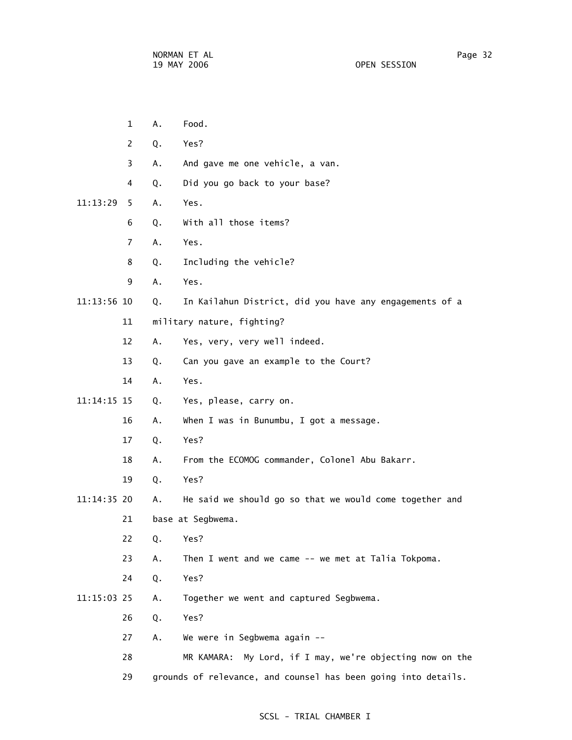1 A. Food.

2 Q. Yes?

3 A. And gave me one vehicle, a van.

4 Q. Did you go back to your base?

11:13:29 5 A. Yes.

6 Q. With all those items?

7 A. Yes.

8 Q. Including the vehicle?

9 A. Yes.

11:13:56 10 Q. In Kailahun District, did you have any engagements of a

11 military nature, fighting?

12 A. Yes, very, very well indeed.

13 Q. Can you gave an example to the Court?

14 A. Yes.

11:14:15 15 Q. Yes, please, carry on.

16 A. When I was in Bunumbu, I got a message.

17 Q. Yes?

18 A. From the ECOMOG commander, Colonel Abu Bakarr.

19 Q. Yes?

11:14:35 20 A. He said we should go so that we would come together and

21 base at Segbwema.

22 Q. Yes?

23 A. Then I went and we came -- we met at Talia Tokpoma.

24 Q. Yes?

11:15:03 25 A. Together we went and captured Segbwema.

26 Q. Yes?

27 A. We were in Segbwema again --

28 MR KAMARA: My Lord, if I may, we're objecting now on the

29 grounds of relevance, and counsel has been going into details.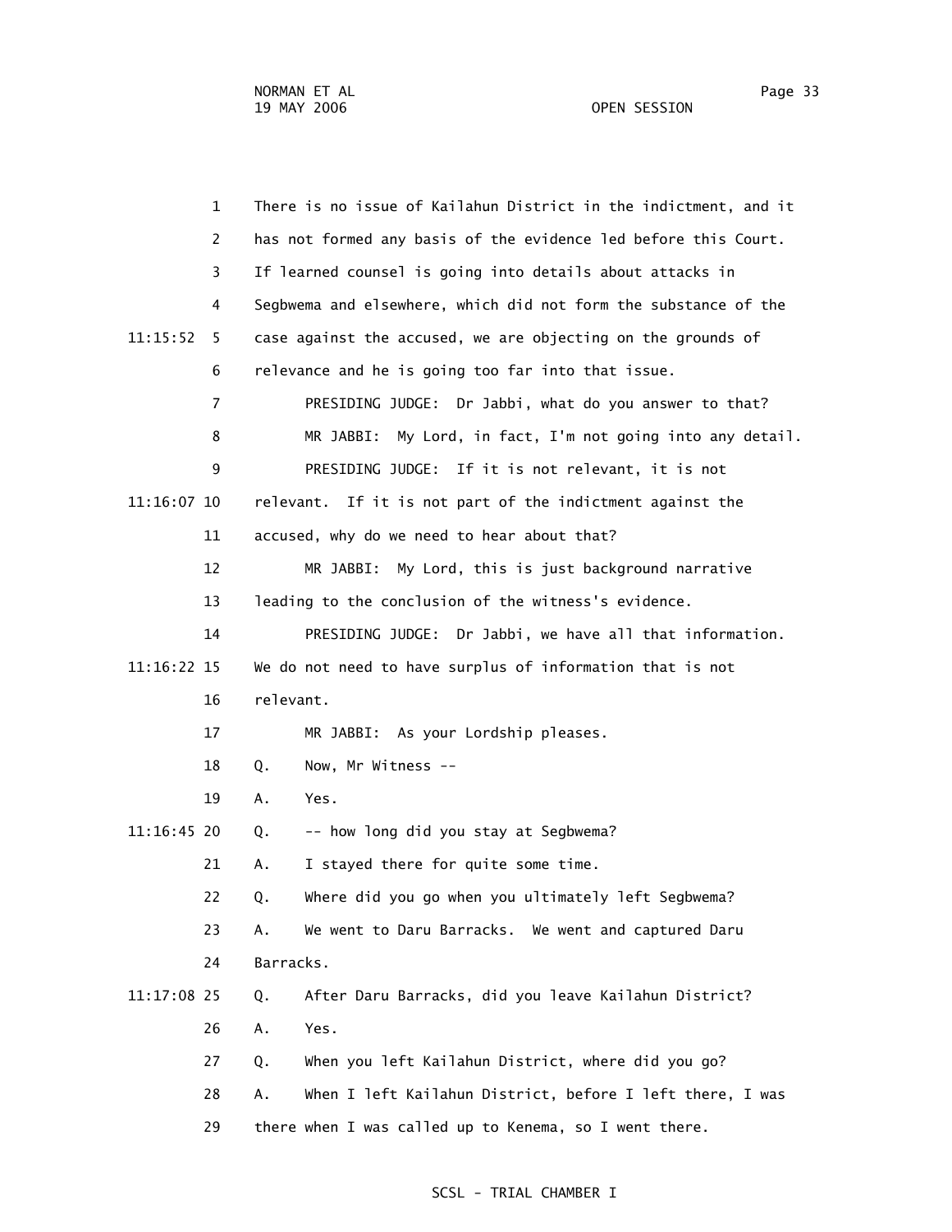1 There is no issue of Kailahun District in the indictment, and it
2 has not formed any basis of the evidence led before this Court.
3 If learned counsel is going into details about attacks in
4 Segbwema and elsewhere, which did not form the substance of the
11:15:52 5 case against the accused, we are objecting on the grounds of
6 relevance and he is going too far into that issue.
7 PRESIDING JUDGE: Dr Jabbi, what do you answer to that?
8 MR JABBI: My Lord, in fact, I'm not going into any detail.
9 PRESIDING JUDGE: If it is not relevant, it is not
11:16:07 10 relevant. If it is not part of the indictment against the
11 accused, why do we need to hear about that?
12 MR JABBI: My Lord, this is just background narrative
13 leading to the conclusion of the witness's evidence.
14 PRESIDING JUDGE: Dr Jabbi, we have all that information.
11:16:22 15 We do not need to have surplus of information that is not
16 relevant.
17 MR JABBI: As your Lordship pleases.
18 Q. Now, Mr Witness --
19 A. Yes.
11:16:45 20 Q. -- how long did you stay at Segbwema?
21 A. I stayed there for quite some time.
22 Q. Where did you go when you ultimately left Segbwema?
23 A. We went to Daru Barracks. We went and captured Daru
24 Barracks.
11:17:08 25 Q. After Daru Barracks, did you leave Kailahun District?
26 A. Yes.
27 Q. When you left Kailahun District, where did you go?
28 A. When I left Kailahun District, before I left there, I was
29 there when I was called up to Kenema, so I went there.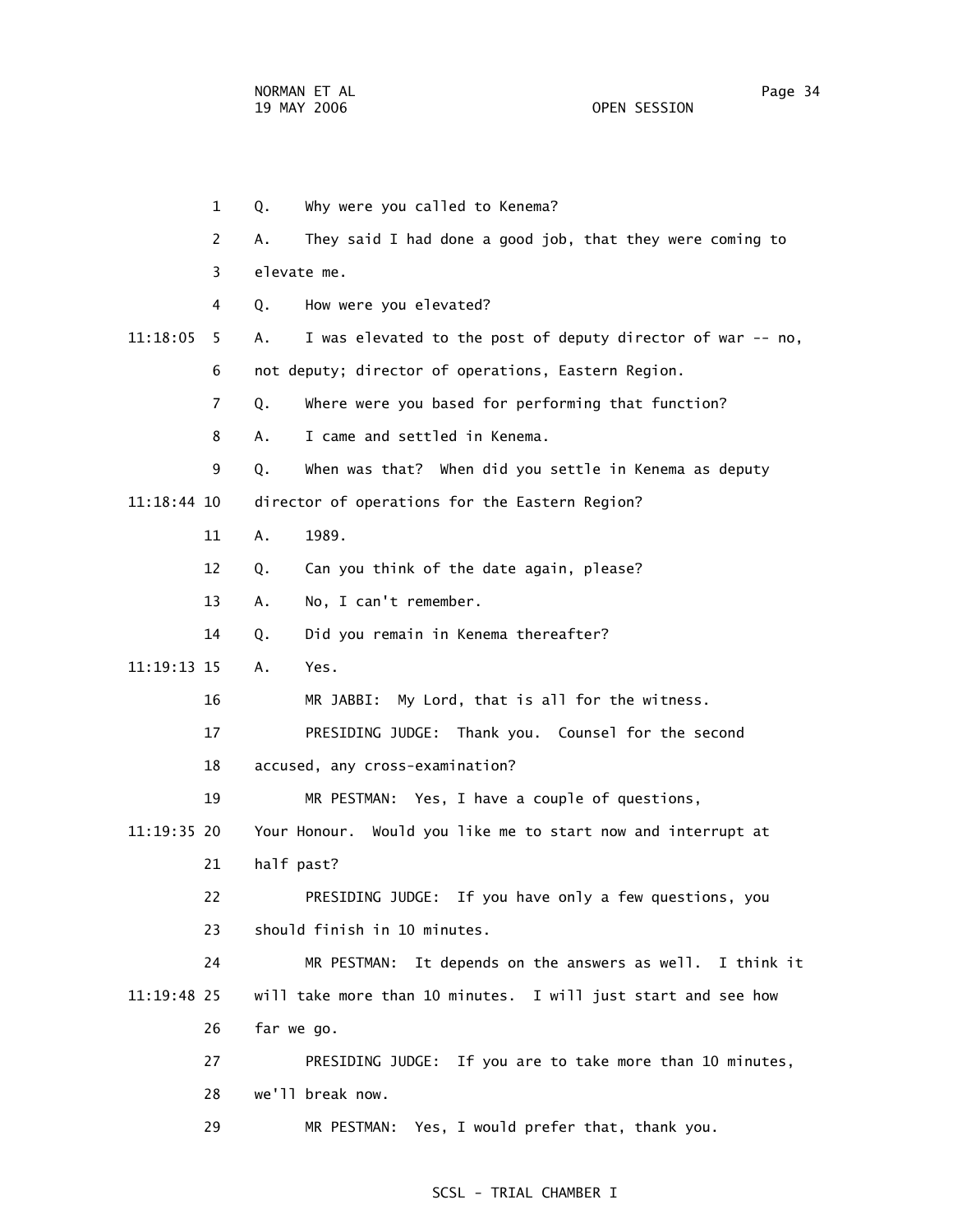1 Q. Why were you called to Kenema?

2 A. They said I had done a good job, that they were coming to

3 elevate me.

4 Q. How were you elevated?

11:18:05 5 A. I was elevated to the post of deputy director of war -- no,

6 not deputy; director of operations, Eastern Region.

7 Q. Where were you based for performing that function?

8 A. I came and settled in Kenema.

9 Q. When was that? When did you settle in Kenema as deputy

11:18:44 10 director of operations for the Eastern Region?

11 A. 1989.

12 Q. Can you think of the date again, please?

13 A. No, I can't remember.

14 Q. Did you remain in Kenema thereafter?

11:19:13 15 A. Yes.

16 MR JABBI: My Lord, that is all for the witness.

17 PRESIDING JUDGE: Thank you. Counsel for the second

18 accused, any cross-examination?

19 MR PESTMAN: Yes, I have a couple of questions,

11:19:35 20 Your Honour. Would you like me to start now and interrupt at

21 half past?

22 PRESIDING JUDGE: If you have only a few questions, you

23 should finish in 10 minutes.

24 MR PESTMAN: It depends on the answers as well. I think it

11:19:48 25 will take more than 10 minutes. I will just start and see how

26 far we go.

27 PRESIDING JUDGE: If you are to take more than 10 minutes,

28 we'll break now.

29 MR PESTMAN: Yes, I would prefer that, thank you.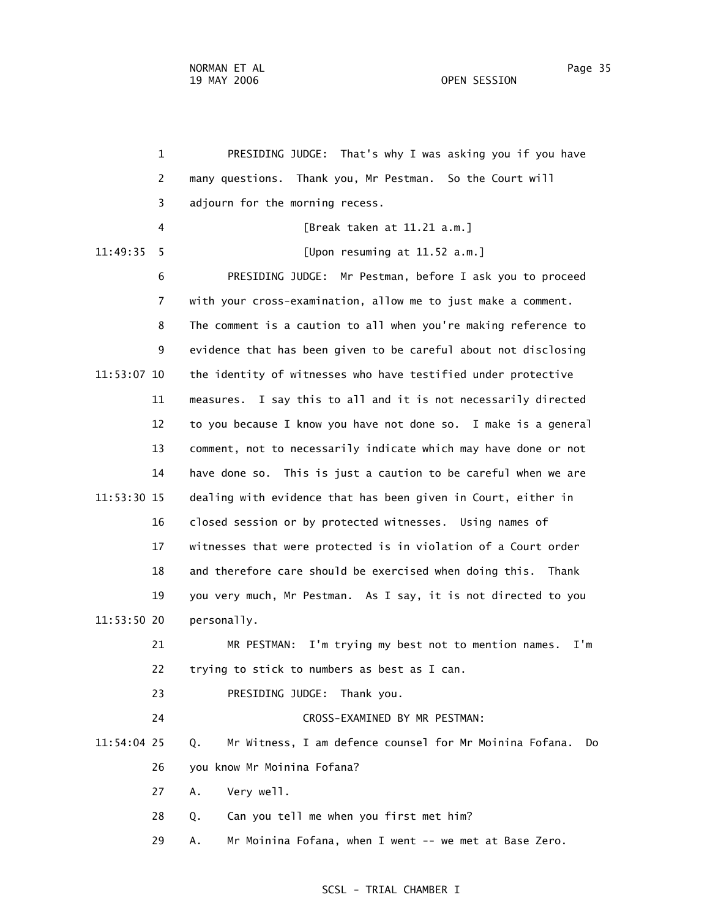PRESIDING JUDGE: That's why I was asking you if you have many questions. Thank you, Mr Pestman. So the Court will adjourn for the morning recess.

[Break taken at 11.21 a.m.]

[Upon resuming at 11.52 a.m.]

PRESIDING JUDGE: Mr Pestman, before I ask you to proceed with your cross-examination, allow me to just make a comment. The comment is a caution to all when you're making reference to evidence that has been given to be careful about not disclosing the identity of witnesses who have testified under protective measures. I say this to all and it is not necessarily directed to you because I know you have not done so. I make is a general comment, not to necessarily indicate which may have done or not have done so. This is just a caution to be careful when we are dealing with evidence that has been given in Court, either in closed session or by protected witnesses. Using names of witnesses that were protected is in violation of a Court order and therefore care should be exercised when doing this. Thank you very much, Mr Pestman. As I say, it is not directed to you personally.

MR PESTMAN: I'm trying my best not to mention names. I'm trying to stick to numbers as best as I can.

PRESIDING JUDGE: Thank you.

CROSS-EXAMINED BY MR PESTMAN:

Q. Mr Witness, I am defence counsel for Mr Moinina Fofana. Do you know Mr Moinina Fofana?

A. Very well.

Q. Can you tell me when you first met him?

A. Mr Moinina Fofana, when I went -- we met at Base Zero.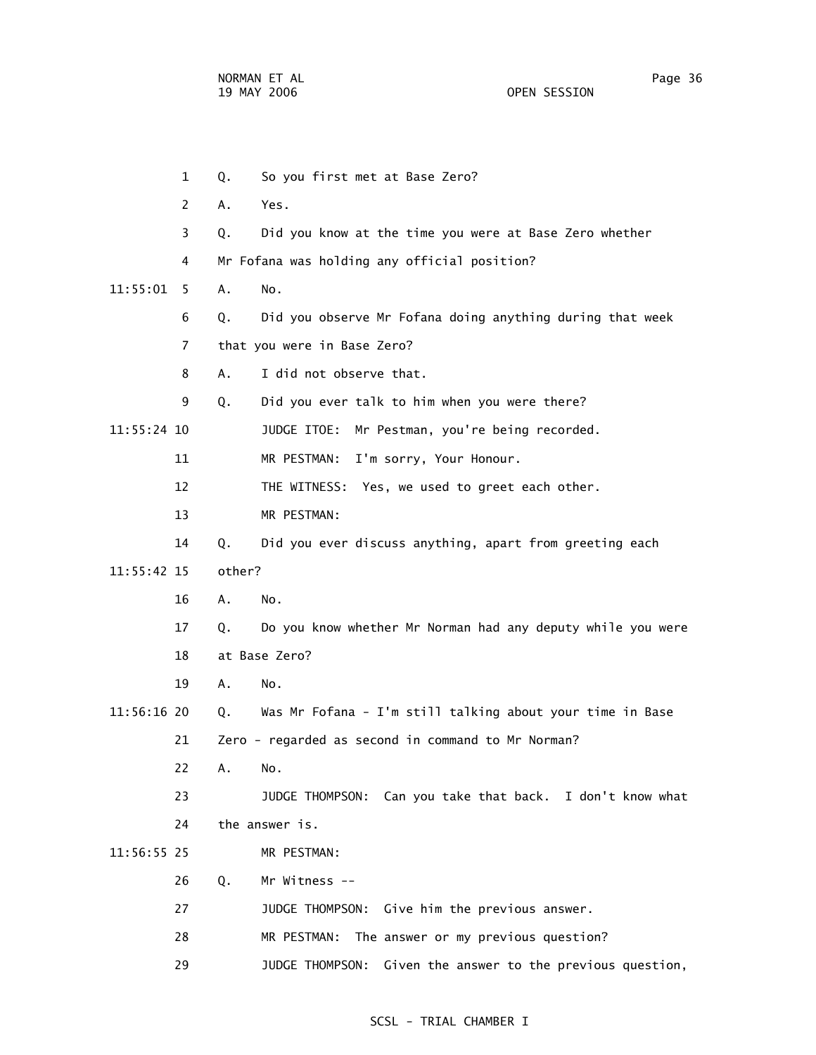1 Q. So you first met at Base Zero?

2 A. Yes.

3 Q. Did you know at the time you were at Base Zero whether

4 Mr Fofana was holding any official position?

11:55:01 5 A. No.

6 Q. Did you observe Mr Fofana doing anything during that week

7 that you were in Base Zero?

8 A. I did not observe that.

9 Q. Did you ever talk to him when you were there?

11:55:24 10 JUDGE ITOE: Mr Pestman, you're being recorded.

11 MR PESTMAN: I'm sorry, Your Honour.

12 THE WITNESS: Yes, we used to greet each other.

13 MR PESTMAN:

14 Q. Did you ever discuss anything, apart from greeting each

11:55:42 15 other?

16 A. No.

17 Q. Do you know whether Mr Norman had any deputy while you were

18 at Base Zero?

19 A. No.

11:56:16 20 Q. Was Mr Fofana - I'm still talking about your time in Base

21 Zero - regarded as second in command to Mr Norman?

22 A. No.

23 JUDGE THOMPSON: Can you take that back. I don't know what

24 the answer is.

11:56:55 25 MR PESTMAN:

26 Q. Mr Witness --

27 JUDGE THOMPSON: Give him the previous answer.

28 MR PESTMAN: The answer or my previous question?

29 JUDGE THOMPSON: Given the answer to the previous question,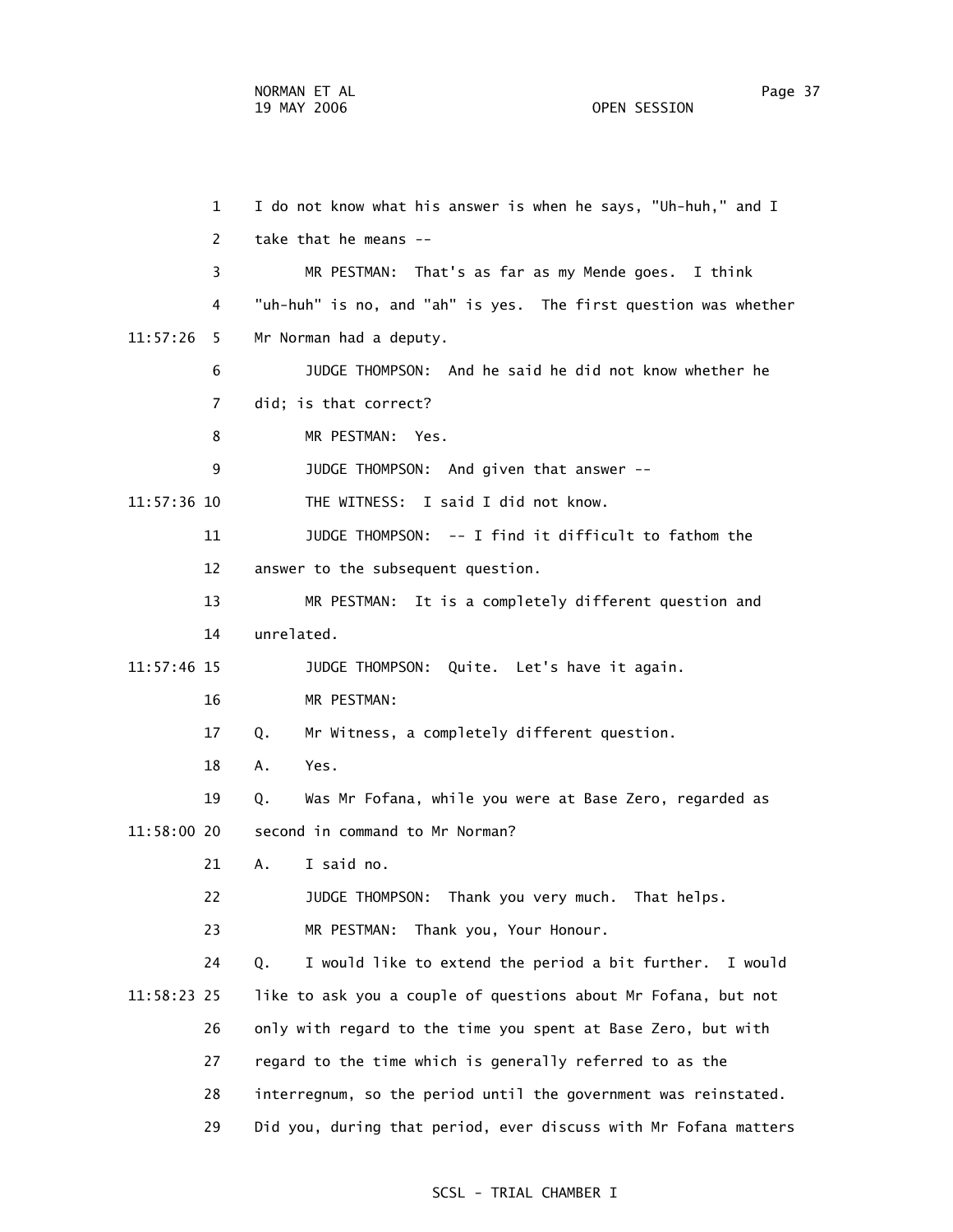I do not know what his answer is when he says, "Uh-huh," and I take that he means --

MR PESTMAN: That's as far as my Mende goes. I think "uh-huh" is no, and "ah" is yes. The first question was whether Mr Norman had a deputy.

JUDGE THOMPSON: And he said he did not know whether he did; is that correct?

MR PESTMAN: Yes.

JUDGE THOMPSON: And given that answer --

THE WITNESS: I said I did not know.

JUDGE THOMPSON: -- I find it difficult to fathom the answer to the subsequent question.

MR PESTMAN: It is a completely different question and unrelated.

JUDGE THOMPSON: Quite. Let's have it again.

MR PESTMAN:

Q. Mr Witness, a completely different question.

A. Yes.

Q. Was Mr Fofana, while you were at Base Zero, regarded as second in command to Mr Norman?

A. I said no.

JUDGE THOMPSON: Thank you very much. That helps.

MR PESTMAN: Thank you, Your Honour.

Q. I would like to extend the period a bit further. I would like to ask you a couple of questions about Mr Fofana, but not only with regard to the time you spent at Base Zero, but with regard to the time which is generally referred to as the interregnum, so the period until the government was reinstated. Did you, during that period, ever discuss with Mr Fofana matters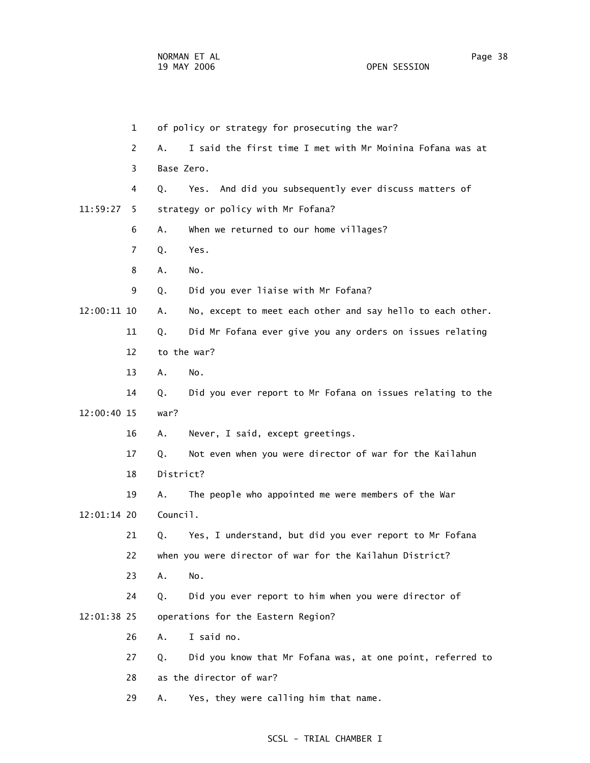1 of policy or strategy for prosecuting the war?

2 A. I said the first time I met with Mr Moinina Fofana was at

3 Base Zero.

4 Q. Yes. And did you subsequently ever discuss matters of

11:59:27 5 strategy or policy with Mr Fofana?

6 A. When we returned to our home villages?

7 Q. Yes.

8 A. No.

9 Q. Did you ever liaise with Mr Fofana?

12:00:11 10 A. No, except to meet each other and say hello to each other.

11 Q. Did Mr Fofana ever give you any orders on issues relating

12 to the war?

13 A. No.

14 Q. Did you ever report to Mr Fofana on issues relating to the

12:00:40 15 war?

16 A. Never, I said, except greetings.

17 Q. Not even when you were director of war for the Kailahun

18 District?

19 A. The people who appointed me were members of the War

12:01:14 20 Council.

21 Q. Yes, I understand, but did you ever report to Mr Fofana

22 when you were director of war for the Kailahun District?

23 A. No.

24 Q. Did you ever report to him when you were director of

12:01:38 25 operations for the Eastern Region?

26 A. I said no.

27 Q. Did you know that Mr Fofana was, at one point, referred to

28 as the director of war?

29 A. Yes, they were calling him that name.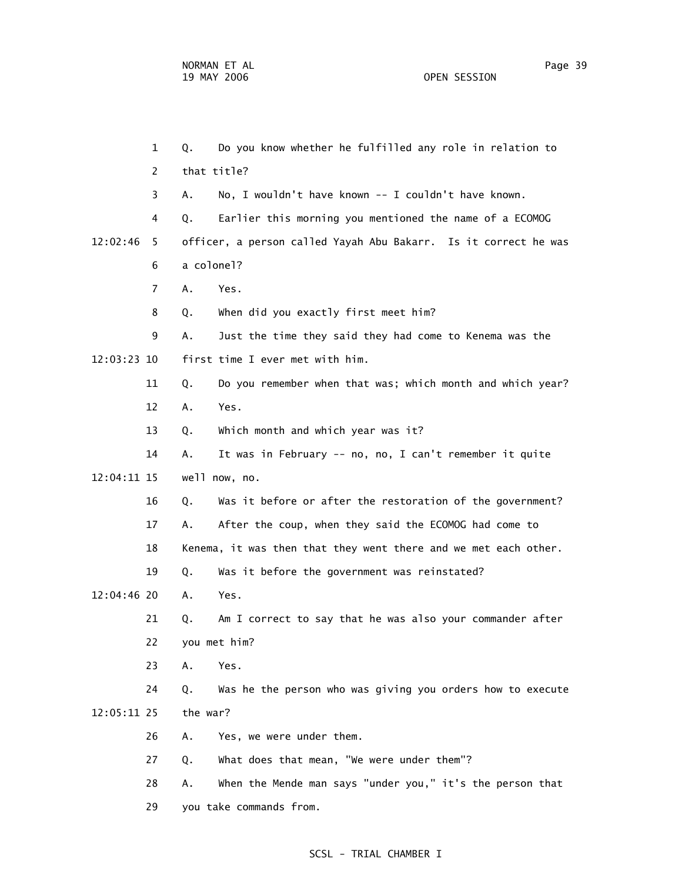1 Q. Do you know whether he fulfilled any role in relation to
2 that title?
3 A. No, I wouldn't have known -- I couldn't have known.
4 Q. Earlier this morning you mentioned the name of a ECOMOG
12:02:46 5 officer, a person called Yayah Abu Bakarr. Is it correct he was
6 a colonel?
7 A. Yes.
8 Q. When did you exactly first meet him?
9 A. Just the time they said they had come to Kenema was the
12:03:23 10 first time I ever met with him.
11 Q. Do you remember when that was; which month and which year?
12 A. Yes.
13 Q. Which month and which year was it?
14 A. It was in February -- no, no, I can't remember it quite
12:04:11 15 well now, no.
16 Q. Was it before or after the restoration of the government?
17 A. After the coup, when they said the ECOMOG had come to
18 Kenema, it was then that they went there and we met each other.
19 Q. Was it before the government was reinstated?
12:04:46 20 A. Yes.
21 Q. Am I correct to say that he was also your commander after
22 you met him?
23 A. Yes.
24 Q. Was he the person who was giving you orders how to execute
12:05:11 25 the war?
26 A. Yes, we were under them.
27 Q. What does that mean, "We were under them"?
28 A. When the Mende man says "under you," it's the person that
29 you take commands from.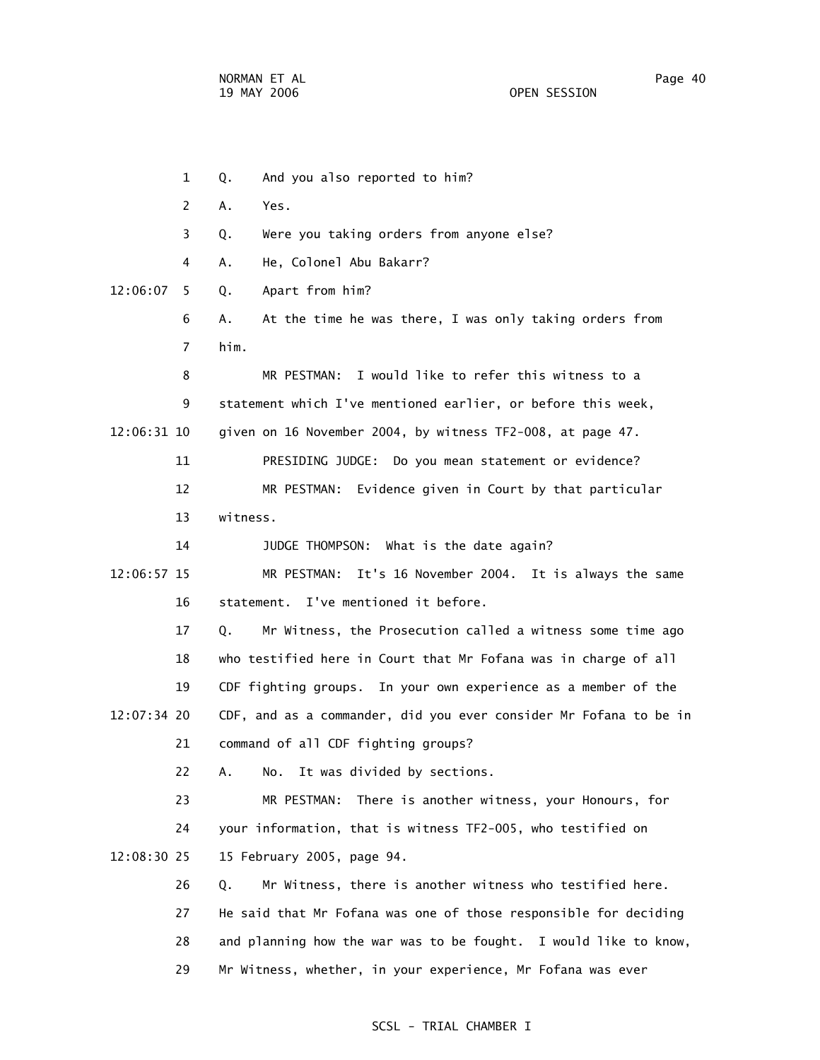1 Q. And you also reported to him?

2 A. Yes.

3 Q. Were you taking orders from anyone else?

4 A. He, Colonel Abu Bakarr?

12:06:07 5 Q. Apart from him?

6 A. At the time he was there, I was only taking orders from

7 him.

8 MR PESTMAN: I would like to refer this witness to a

9 statement which I've mentioned earlier, or before this week,

12:06:31 10 given on 16 November 2004, by witness TF2-008, at page 47.

11 PRESIDING JUDGE: Do you mean statement or evidence?

12 MR PESTMAN: Evidence given in Court by that particular

13 witness.

14 JUDGE THOMPSON: What is the date again?

12:06:57 15 MR PESTMAN: It's 16 November 2004. It is always the same

16 statement. I've mentioned it before.

17 Q. Mr Witness, the Prosecution called a witness some time ago

18 who testified here in Court that Mr Fofana was in charge of all

19 CDF fighting groups. In your own experience as a member of the

12:07:34 20 CDF, and as a commander, did you ever consider Mr Fofana to be in

21 command of all CDF fighting groups?

22 A. No. It was divided by sections.

23 MR PESTMAN: There is another witness, your Honours, for

24 your information, that is witness TF2-005, who testified on

12:08:30 25 15 February 2005, page 94.

26 Q. Mr Witness, there is another witness who testified here.

27 He said that Mr Fofana was one of those responsible for deciding

28 and planning how the war was to be fought. I would like to know,

29 Mr Witness, whether, in your experience, Mr Fofana was ever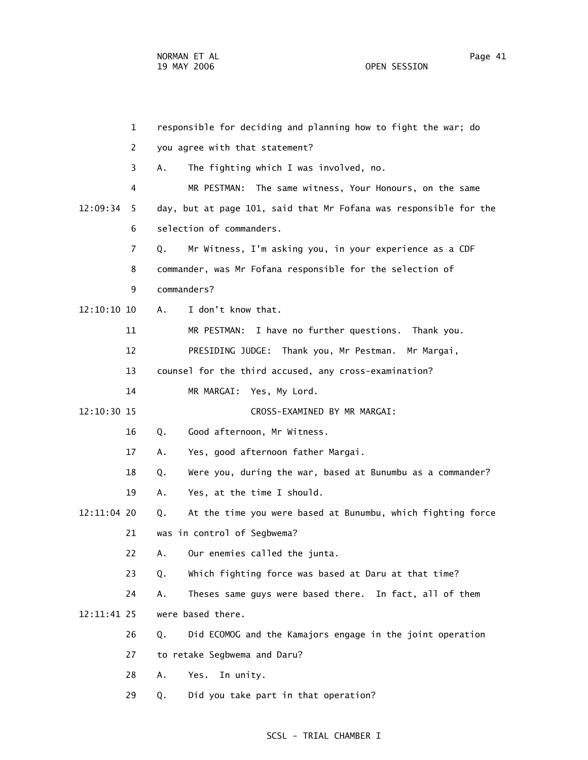1 responsible for deciding and planning how to fight the war; do

2 you agree with that statement?

3 A. The fighting which I was involved, no.

4 MR PESTMAN: The same witness, Your Honours, on the same

12:09:34 5 day, but at page 101, said that Mr Fofana was responsible for the

6 selection of commanders.

7 Q. Mr Witness, I'm asking you, in your experience as a CDF

8 commander, was Mr Fofana responsible for the selection of

9 commanders?

12:10:10 10 A. I don't know that.

11 MR PESTMAN: I have no further questions. Thank you.

12 PRESIDING JUDGE: Thank you, Mr Pestman. Mr Margai,

13 counsel for the third accused, any cross-examination?

14 MR MARGAI: Yes, My Lord.

12:10:30 15 CROSS-EXAMINED BY MR MARGAI:

16 Q. Good afternoon, Mr Witness.

17 A. Yes, good afternoon father Margai.

18 Q. Were you, during the war, based at Bunumbu as a commander?

19 A. Yes, at the time I should.

12:11:04 20 Q. At the time you were based at Bunumbu, which fighting force

21 was in control of Segbwema?

22 A. Our enemies called the junta.

23 Q. Which fighting force was based at Daru at that time?

24 A. Theses same guys were based there. In fact, all of them

12:11:41 25 were based there.

26 Q. Did ECOMOG and the Kamajors engage in the joint operation

27 to retake Segbwema and Daru?

28 A. Yes. In unity.

29 Q. Did you take part in that operation?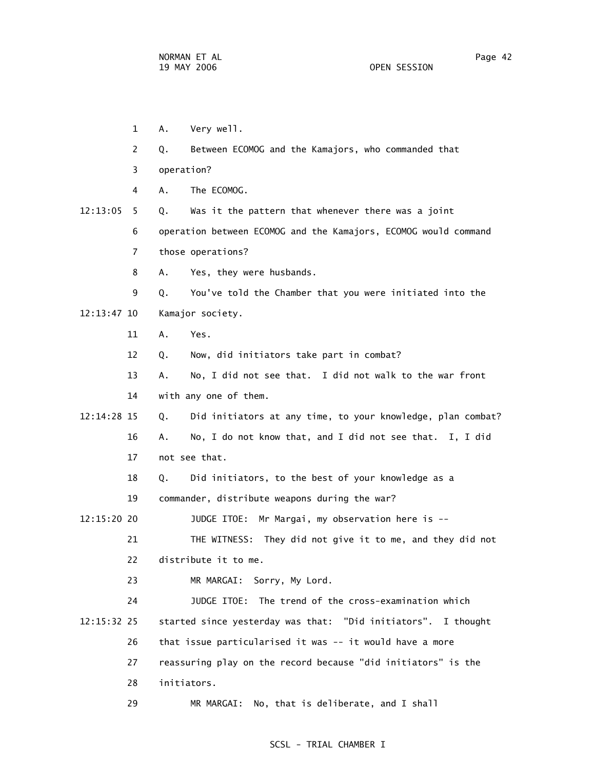1 A. Very well.

2 Q. Between ECOMOG and the Kamajors, who commanded that

3 operation?

4 A. The ECOMOG.

12:13:05 5 Q. Was it the pattern that whenever there was a joint

6 operation between ECOMOG and the Kamajors, ECOMOG would command

7 those operations?

8 A. Yes, they were husbands.

9 Q. You've told the Chamber that you were initiated into the

12:13:47 10 Kamajor society.

11 A. Yes.

12 Q. Now, did initiators take part in combat?

13 A. No, I did not see that. I did not walk to the war front

14 with any one of them.

12:14:28 15 Q. Did initiators at any time, to your knowledge, plan combat?

16 A. No, I do not know that, and I did not see that. I, I did

17 not see that.

18 Q. Did initiators, to the best of your knowledge as a

19 commander, distribute weapons during the war?

12:15:20 20 JUDGE ITOE: Mr Margai, my observation here is --

21 THE WITNESS: They did not give it to me, and they did not

22 distribute it to me.

23 MR MARGAI: Sorry, My Lord.

24 JUDGE ITOE: The trend of the cross-examination which

12:15:32 25 started since yesterday was that: "Did initiators". I thought

26 that issue particularised it was -- it would have a more

27 reassuring play on the record because "did initiators" is the

28 initiators.

29 MR MARGAI: No, that is deliberate, and I shall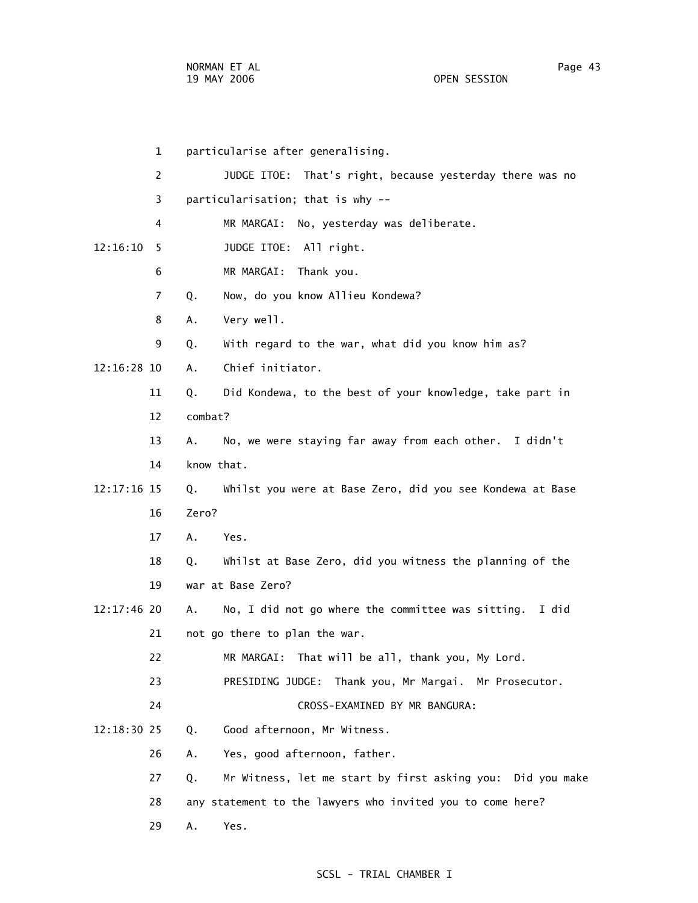1 particularise after generalising.

2 JUDGE ITOE: That's right, because yesterday there was no

3 particularisation; that is why --

4 MR MARGAI: No, yesterday was deliberate.

12:16:10 5 JUDGE ITOE: All right.

6 MR MARGAI: Thank you.

7 Q. Now, do you know Allieu Kondewa?

8 A. Very well.

9 Q. With regard to the war, what did you know him as?

12:16:28 10 A. Chief initiator.

11 Q. Did Kondewa, to the best of your knowledge, take part in

12 combat?

13 A. No, we were staying far away from each other. I didn't

14 know that.

12:17:16 15 Q. Whilst you were at Base Zero, did you see Kondewa at Base

16 Zero?

17 A. Yes.

18 Q. Whilst at Base Zero, did you witness the planning of the

19 war at Base Zero?

12:17:46 20 A. No, I did not go where the committee was sitting. I did

21 not go there to plan the war.

22 MR MARGAI: That will be all, thank you, My Lord.

23 PRESIDING JUDGE: Thank you, Mr Margai. Mr Prosecutor.

24 CROSS-EXAMINED BY MR BANGURA:

12:18:30 25 Q. Good afternoon, Mr Witness.

26 A. Yes, good afternoon, father.

27 Q. Mr Witness, let me start by first asking you: Did you make

28 any statement to the lawyers who invited you to come here?

29 A. Yes.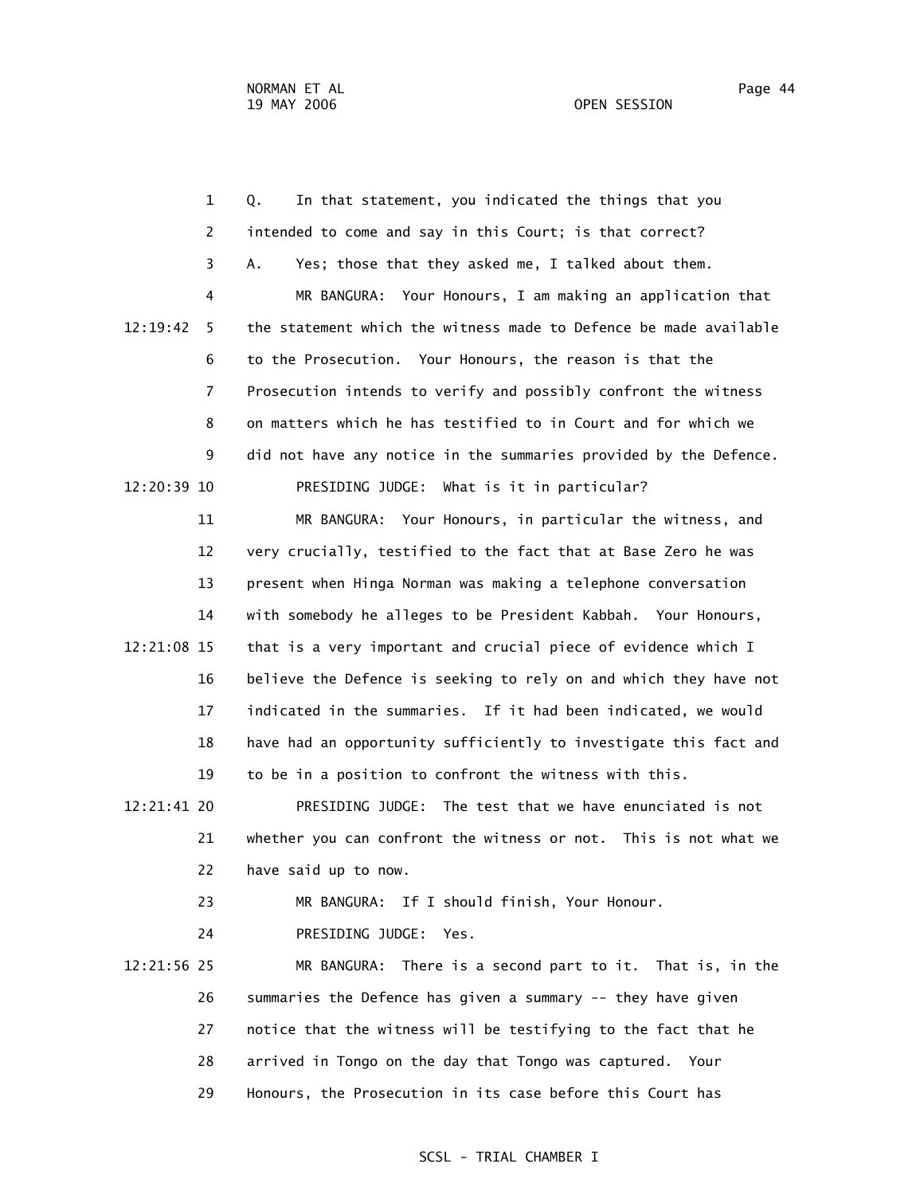1 Q. In that statement, you indicated the things that you

2 intended to come and say in this Court; is that correct?

3 A. Yes; those that they asked me, I talked about them.

4 MR BANGURA: Your Honours, I am making an application that

12:19:42 5 the statement which the witness made to Defence be made available

6 to the Prosecution. Your Honours, the reason is that the

7 Prosecution intends to verify and possibly confront the witness

8 on matters which he has testified to in Court and for which we

9 did not have any notice in the summaries provided by the Defence.

12:20:39 10 PRESIDING JUDGE: What is it in particular?

11 MR BANGURA: Your Honours, in particular the witness, and

12 very crucially, testified to the fact that at Base Zero he was

13 present when Hinga Norman was making a telephone conversation

14 with somebody he alleges to be President Kabbah. Your Honours,

12:21:08 15 that is a very important and crucial piece of evidence which I

16 believe the Defence is seeking to rely on and which they have not

17 indicated in the summaries. If it had been indicated, we would

18 have had an opportunity sufficiently to investigate this fact and

19 to be in a position to confront the witness with this.

12:21:41 20 PRESIDING JUDGE: The test that we have enunciated is not

21 whether you can confront the witness or not. This is not what we

22 have said up to now.

23 MR BANGURA: If I should finish, Your Honour.

24 PRESIDING JUDGE: Yes.

12:21:56 25 MR BANGURA: There is a second part to it. That is, in the

26 summaries the Defence has given a summary -- they have given

27 notice that the witness will be testifying to the fact that he

28 arrived in Tongo on the day that Tongo was captured. Your

29 Honours, the Prosecution in its case before this Court has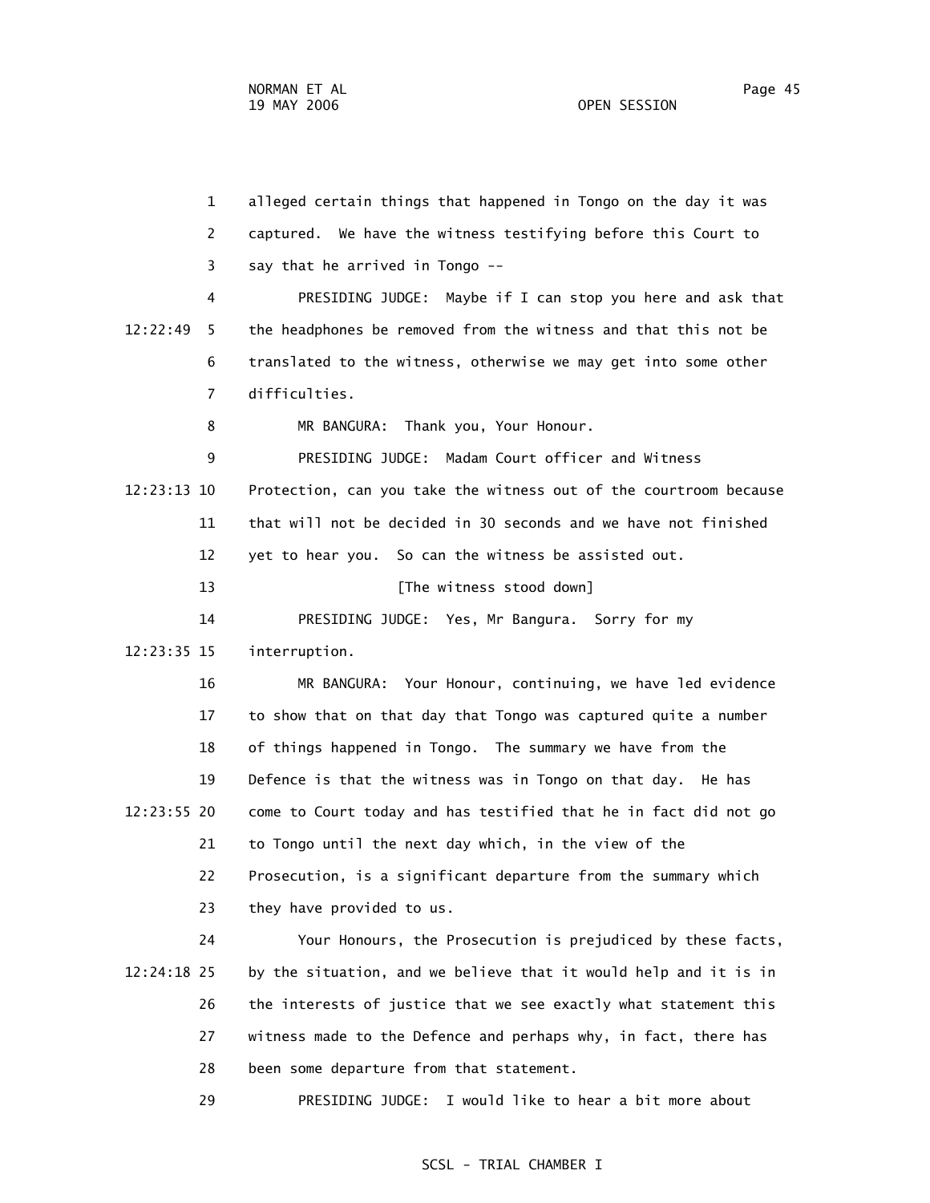1 alleged certain things that happened in Tongo on the day it was
2 captured. We have the witness testifying before this Court to
3 say that he arrived in Tongo --

4 PRESIDING JUDGE: Maybe if I can stop you here and ask that
12:22:49 5 the headphones be removed from the witness and that this not be
6 translated to the witness, otherwise we may get into some other
7 difficulties.

8 MR BANGURA: Thank you, Your Honour.

9 PRESIDING JUDGE: Madam Court officer and Witness
12:23:13 10 Protection, can you take the witness out of the courtroom because
11 that will not be decided in 30 seconds and we have not finished
12 yet to hear you. So can the witness be assisted out.

13 [The witness stood down]

14 PRESIDING JUDGE: Yes, Mr Bangura. Sorry for my
12:23:35 15 interruption.

16 MR BANGURA: Your Honour, continuing, we have led evidence
17 to show that on that day that Tongo was captured quite a number
18 of things happened in Tongo. The summary we have from the
19 Defence is that the witness was in Tongo on that day. He has
12:23:55 20 come to Court today and has testified that he in fact did not go
21 to Tongo until the next day which, in the view of the
22 Prosecution, is a significant departure from the summary which
23 they have provided to us.

24 Your Honours, the Prosecution is prejudiced by these facts,
12:24:18 25 by the situation, and we believe that it would help and it is in
26 the interests of justice that we see exactly what statement this
27 witness made to the Defence and perhaps why, in fact, there has
28 been some departure from that statement.

29 PRESIDING JUDGE: I would like to hear a bit more about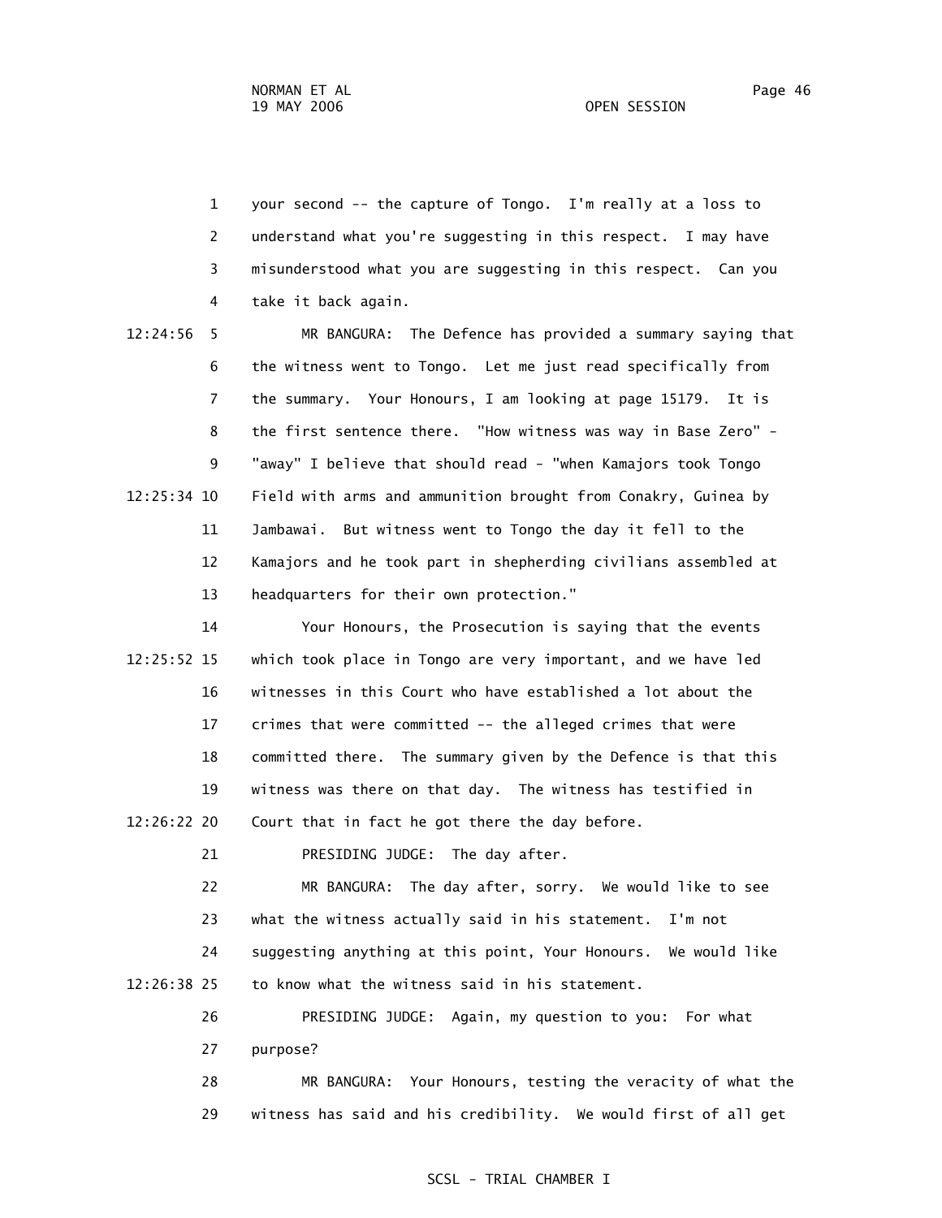your second -- the capture of Tongo. I'm really at a loss to understand what you're suggesting in this respect. I may have misunderstood what you are suggesting in this respect. Can you take it back again.

MR BANGURA: The Defence has provided a summary saying that the witness went to Tongo. Let me just read specifically from the summary. Your Honours, I am looking at page 15179. It is the first sentence there. "How witness was way in Base Zero" - "away" I believe that should read - "when Kamajors took Tongo Field with arms and ammunition brought from Conakry, Guinea by Jambawai. But witness went to Tongo the day it fell to the Kamajors and he took part in shepherding civilians assembled at headquarters for their own protection."

Your Honours, the Prosecution is saying that the events which took place in Tongo are very important, and we have led witnesses in this Court who have established a lot about the crimes that were committed -- the alleged crimes that were committed there. The summary given by the Defence is that this witness was there on that day. The witness has testified in Court that in fact he got there the day before.

PRESIDING JUDGE: The day after.

MR BANGURA: The day after, sorry. We would like to see what the witness actually said in his statement. I'm not suggesting anything at this point, Your Honours. We would like to know what the witness said in his statement.

PRESIDING JUDGE: Again, my question to you: For what purpose?

MR BANGURA: Your Honours, testing the veracity of what the witness has said and his credibility. We would first of all get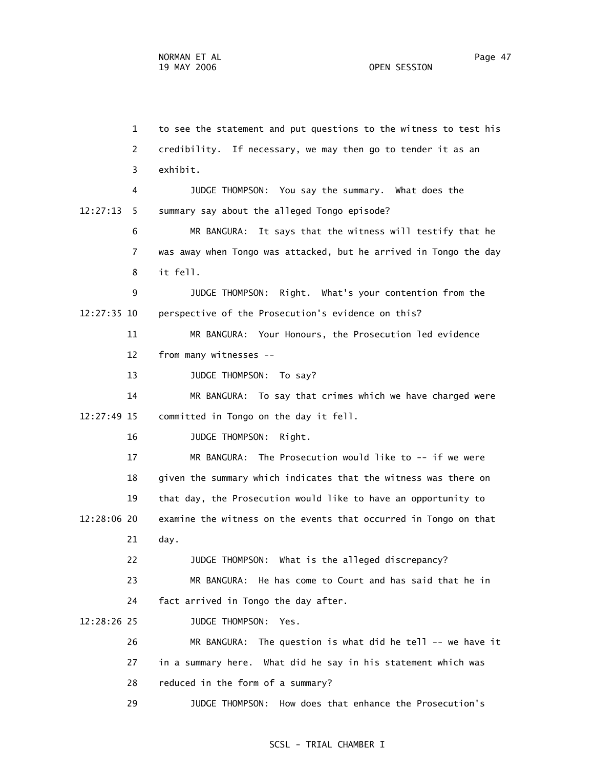1 to see the statement and put questions to the witness to test his

2 credibility. If necessary, we may then go to tender it as an

3 exhibit.

4 JUDGE THOMPSON: You say the summary. What does the

12:27:13 5 summary say about the alleged Tongo episode?

6 MR BANGURA: It says that the witness will testify that he

7 was away when Tongo was attacked, but he arrived in Tongo the day

8 it fell.

9 JUDGE THOMPSON: Right. What's your contention from the

12:27:35 10 perspective of the Prosecution's evidence on this?

11 MR BANGURA: Your Honours, the Prosecution led evidence

12 from many witnesses --

13 JUDGE THOMPSON: To say?

14 MR BANGURA: To say that crimes which we have charged were

12:27:49 15 committed in Tongo on the day it fell.

16 JUDGE THOMPSON: Right.

17 MR BANGURA: The Prosecution would like to -- if we were

18 given the summary which indicates that the witness was there on

19 that day, the Prosecution would like to have an opportunity to

12:28:06 20 examine the witness on the events that occurred in Tongo on that

21 day.

22 JUDGE THOMPSON: What is the alleged discrepancy?

23 MR BANGURA: He has come to Court and has said that he in

24 fact arrived in Tongo the day after.

12:28:26 25 JUDGE THOMPSON: Yes.

26 MR BANGURA: The question is what did he tell -- we have it

27 in a summary here. What did he say in his statement which was

28 reduced in the form of a summary?

29 JUDGE THOMPSON: How does that enhance the Prosecution's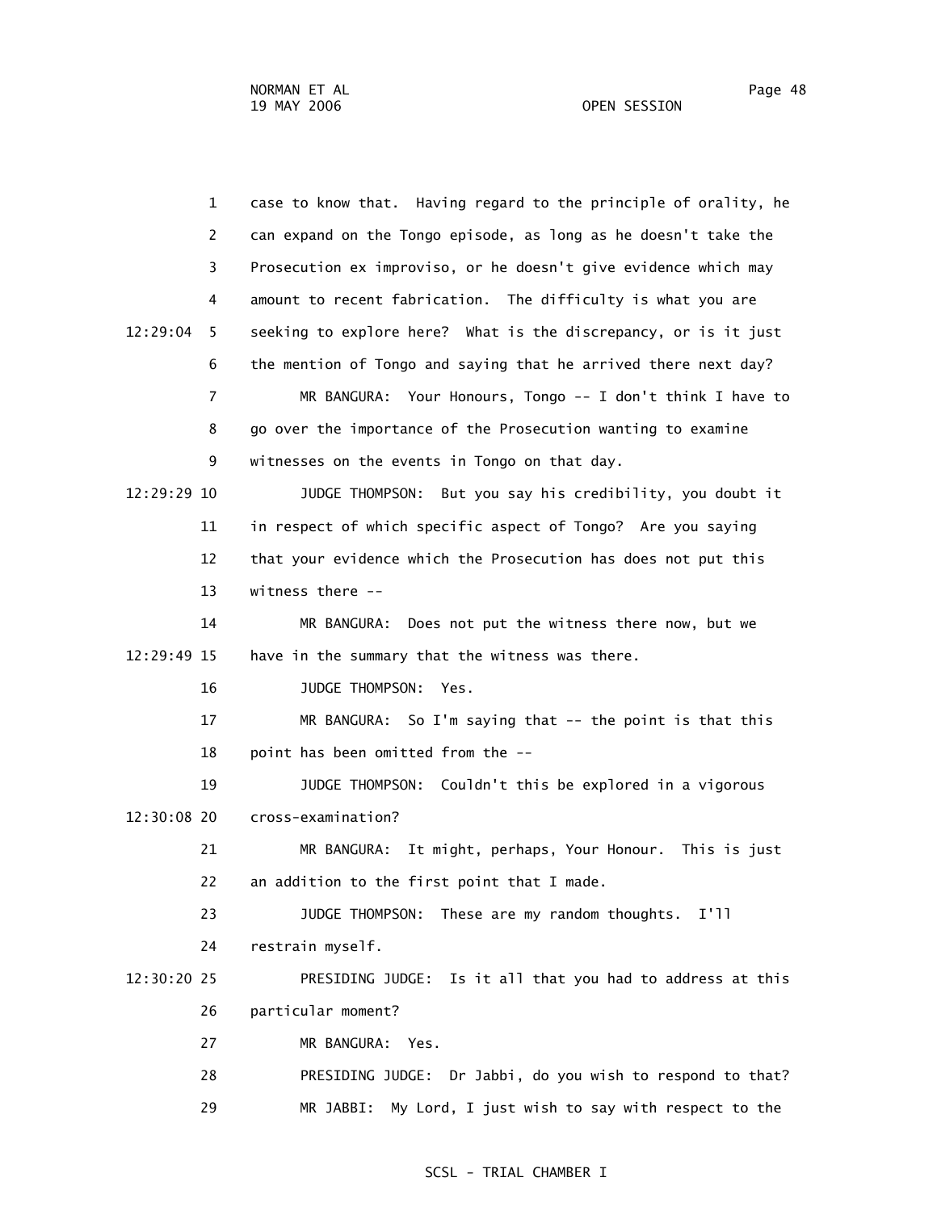case to know that. Having regard to the principle of orality, he can expand on the Tongo episode, as long as he doesn't take the Prosecution ex improviso, or he doesn't give evidence which may amount to recent fabrication. The difficulty is what you are seeking to explore here? What is the discrepancy, or is it just the mention of Tongo and saying that he arrived there next day?

MR BANGURA: Your Honours, Tongo -- I don't think I have to go over the importance of the Prosecution wanting to examine witnesses on the events in Tongo on that day.

JUDGE THOMPSON: But you say his credibility, you doubt it in respect of which specific aspect of Tongo? Are you saying that your evidence which the Prosecution has does not put this witness there --

MR BANGURA: Does not put the witness there now, but we have in the summary that the witness was there.

JUDGE THOMPSON: Yes.

MR BANGURA: So I'm saying that -- the point is that this point has been omitted from the --

JUDGE THOMPSON: Couldn't this be explored in a vigorous cross-examination?

MR BANGURA: It might, perhaps, Your Honour. This is just an addition to the first point that I made.

JUDGE THOMPSON: These are my random thoughts. I'll restrain myself.

PRESIDING JUDGE: Is it all that you had to address at this particular moment?

MR BANGURA: Yes.

PRESIDING JUDGE: Dr Jabbi, do you wish to respond to that?

MR JABBI: My Lord, I just wish to say with respect to the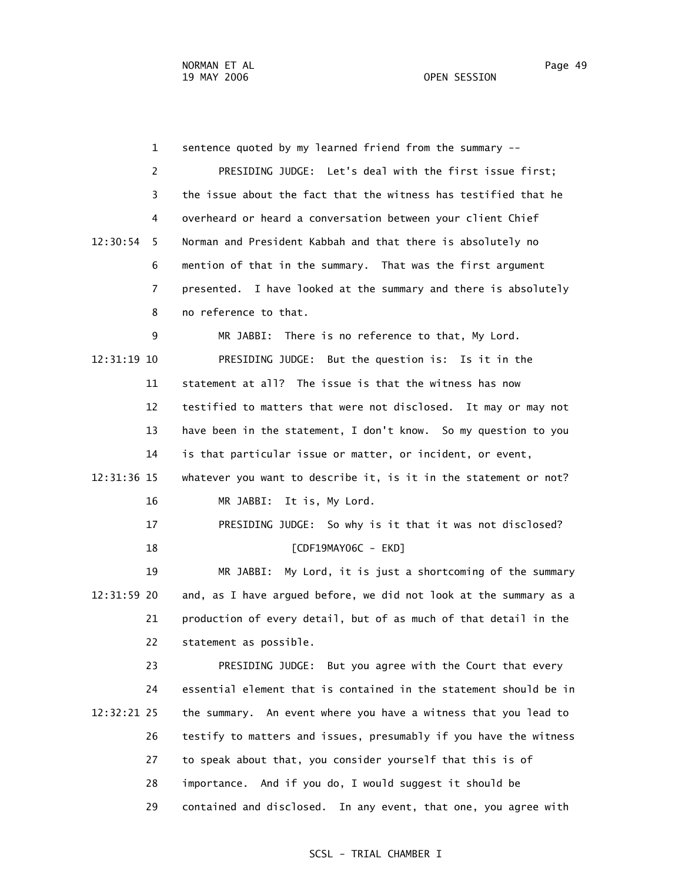sentence quoted by my learned friend from the summary --

PRESIDING JUDGE: Let's deal with the first issue first; the issue about the fact that the witness has testified that he overheard or heard a conversation between your client Chief Norman and President Kabbah and that there is absolutely no mention of that in the summary. That was the first argument presented. I have looked at the summary and there is absolutely no reference to that.

MR JABBI: There is no reference to that, My Lord.

PRESIDING JUDGE: But the question is: Is it in the statement at all? The issue is that the witness has now testified to matters that were not disclosed. It may or may not have been in the statement, I don't know. So my question to you is that particular issue or matter, or incident, or event, whatever you want to describe it, is it in the statement or not?

MR JABBI: It is, My Lord.

PRESIDING JUDGE: So why is it that it was not disclosed?

[CDF19MAY06C - EKD]

MR JABBI: My Lord, it is just a shortcoming of the summary and, as I have argued before, we did not look at the summary as a production of every detail, but of as much of that detail in the statement as possible.

PRESIDING JUDGE: But you agree with the Court that every essential element that is contained in the statement should be in the summary. An event where you have a witness that you lead to testify to matters and issues, presumably if you have the witness to speak about that, you consider yourself that this is of importance. And if you do, I would suggest it should be contained and disclosed. In any event, that one, you agree with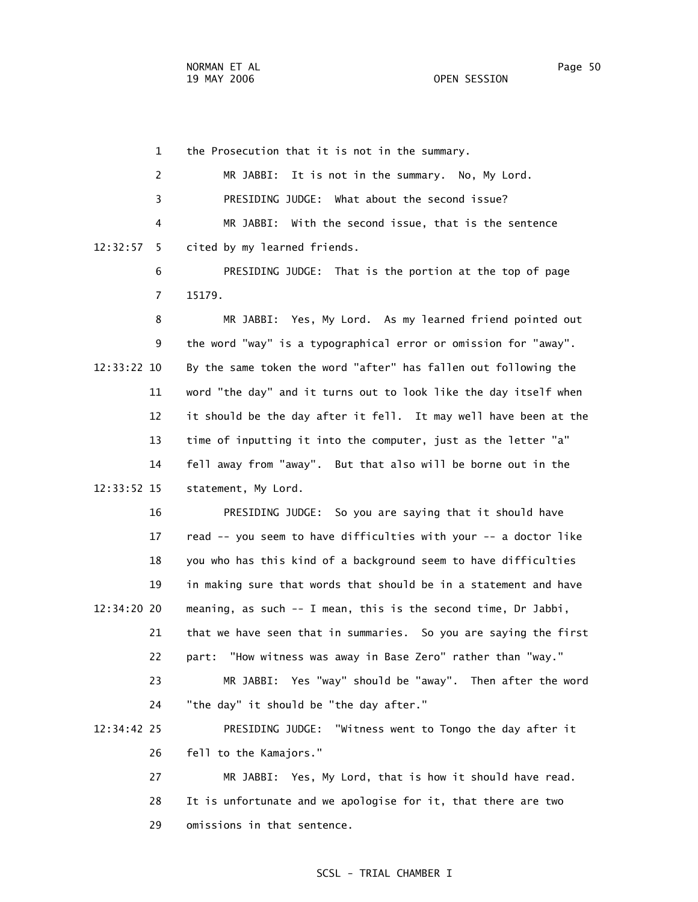the Prosecution that it is not in the summary.

MR JABBI: It is not in the summary. No, My Lord.

PRESIDING JUDGE: What about the second issue?

MR JABBI: With the second issue, that is the sentence cited by my learned friends.

PRESIDING JUDGE: That is the portion at the top of page 15179.

MR JABBI: Yes, My Lord. As my learned friend pointed out the word "way" is a typographical error or omission for "away". By the same token the word "after" has fallen out following the word "the day" and it turns out to look like the day itself when it should be the day after it fell. It may well have been at the time of inputting it into the computer, just as the letter "a" fell away from "away". But that also will be borne out in the statement, My Lord.

PRESIDING JUDGE: So you are saying that it should have read -- you seem to have difficulties with your -- a doctor like you who has this kind of a background seem to have difficulties in making sure that words that should be in a statement and have meaning, as such -- I mean, this is the second time, Dr Jabbi, that we have seen that in summaries. So you are saying the first part: "How witness was away in Base Zero" rather than "way."

MR JABBI: Yes "way" should be "away". Then after the word "the day" it should be "the day after."

PRESIDING JUDGE: "Witness went to Tongo the day after it fell to the Kamajors."

MR JABBI: Yes, My Lord, that is how it should have read. It is unfortunate and we apologise for it, that there are two omissions in that sentence.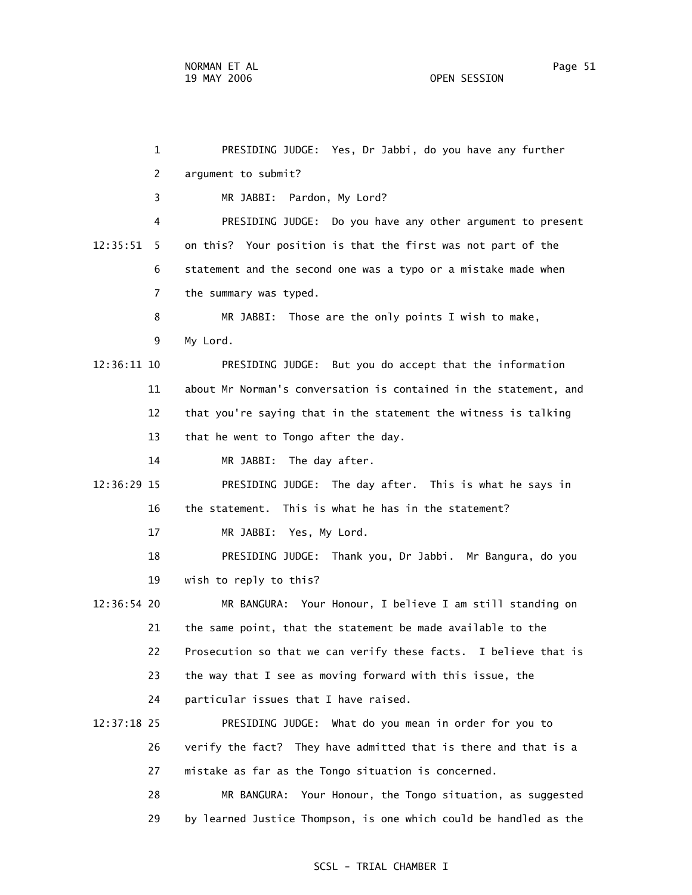1 PRESIDING JUDGE: Yes, Dr Jabbi, do you have any further

2 argument to submit?

3 MR JABBI: Pardon, My Lord?

4 PRESIDING JUDGE: Do you have any other argument to present

12:35:51 5 on this? Your position is that the first was not part of the

6 statement and the second one was a typo or a mistake made when

7 the summary was typed.

8 MR JABBI: Those are the only points I wish to make,

9 My Lord.

12:36:11 10 PRESIDING JUDGE: But you do accept that the information

11 about Mr Norman's conversation is contained in the statement, and

12 that you're saying that in the statement the witness is talking

13 that he went to Tongo after the day.

14 MR JABBI: The day after.

12:36:29 15 PRESIDING JUDGE: The day after. This is what he says in

16 the statement. This is what he has in the statement?

17 MR JABBI: Yes, My Lord.

18 PRESIDING JUDGE: Thank you, Dr Jabbi. Mr Bangura, do you

19 wish to reply to this?

12:36:54 20 MR BANGURA: Your Honour, I believe I am still standing on

21 the same point, that the statement be made available to the

22 Prosecution so that we can verify these facts. I believe that is

23 the way that I see as moving forward with this issue, the

24 particular issues that I have raised.

12:37:18 25 PRESIDING JUDGE: What do you mean in order for you to

26 verify the fact? They have admitted that is there and that is a

27 mistake as far as the Tongo situation is concerned.

28 MR BANGURA: Your Honour, the Tongo situation, as suggested

29 by learned Justice Thompson, is one which could be handled as the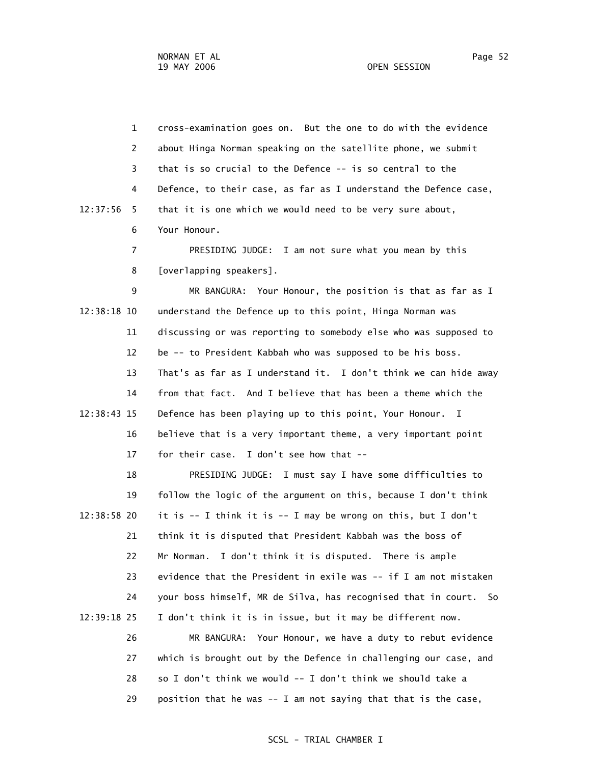cross-examination goes on. But the one to do with the evidence about Hinga Norman speaking on the satellite phone, we submit that is so crucial to the Defence -- is so central to the Defence, to their case, as far as I understand the Defence case, that it is one which we would need to be very sure about, Your Honour.

PRESIDING JUDGE: I am not sure what you mean by this [overlapping speakers].

MR BANGURA: Your Honour, the position is that as far as I understand the Defence up to this point, Hinga Norman was discussing or was reporting to somebody else who was supposed to be -- to President Kabbah who was supposed to be his boss. That's as far as I understand it. I don't think we can hide away from that fact. And I believe that has been a theme which the Defence has been playing up to this point, Your Honour. I believe that is a very important theme, a very important point for their case. I don't see how that --

PRESIDING JUDGE: I must say I have some difficulties to follow the logic of the argument on this, because I don't think it is -- I think it is -- I may be wrong on this, but I don't think it is disputed that President Kabbah was the boss of Mr Norman. I don't think it is disputed. There is ample evidence that the President in exile was -- if I am not mistaken your boss himself, MR de Silva, has recognised that in court. So I don't think it is in issue, but it may be different now.

MR BANGURA: Your Honour, we have a duty to rebut evidence which is brought out by the Defence in challenging our case, and so I don't think we would -- I don't think we should take a position that he was -- I am not saying that that is the case,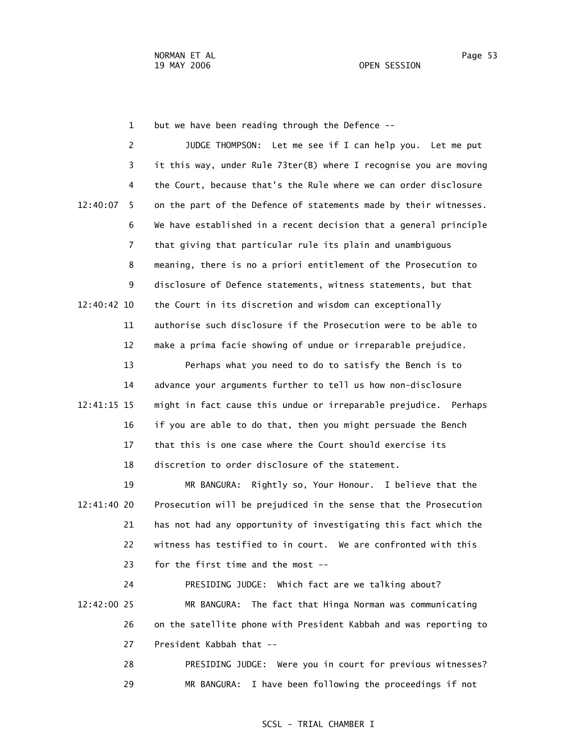but we have been reading through the Defence --

JUDGE THOMPSON: Let me see if I can help you. Let me put it this way, under Rule 73ter(B) where I recognise you are moving the Court, because that's the Rule where we can order disclosure on the part of the Defence of statements made by their witnesses. We have established in a recent decision that a general principle that giving that particular rule its plain and unambiguous meaning, there is no a priori entitlement of the Prosecution to disclosure of Defence statements, witness statements, but that the Court in its discretion and wisdom can exceptionally authorise such disclosure if the Prosecution were to be able to make a prima facie showing of undue or irreparable prejudice.

Perhaps what you need to do to satisfy the Bench is to advance your arguments further to tell us how non-disclosure might in fact cause this undue or irreparable prejudice. Perhaps if you are able to do that, then you might persuade the Bench that this is one case where the Court should exercise its discretion to order disclosure of the statement.

MR BANGURA: Rightly so, Your Honour. I believe that the Prosecution will be prejudiced in the sense that the Prosecution has not had any opportunity of investigating this fact which the witness has testified to in court. We are confronted with this for the first time and the most --

PRESIDING JUDGE: Which fact are we talking about?

MR BANGURA: The fact that Hinga Norman was communicating on the satellite phone with President Kabbah and was reporting to President Kabbah that --

PRESIDING JUDGE: Were you in court for previous witnesses?

MR BANGURA: I have been following the proceedings if not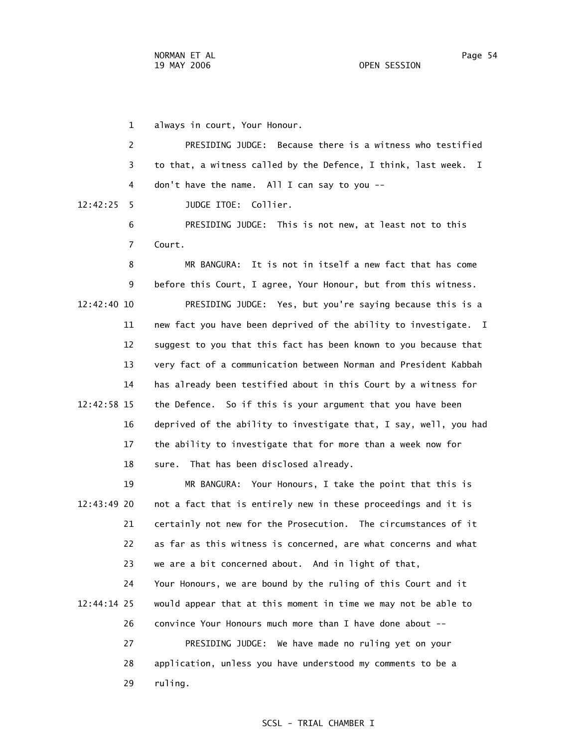always in court, Your Honour.

PRESIDING JUDGE: Because there is a witness who testified to that, a witness called by the Defence, I think, last week. I don't have the name. All I can say to you --

JUDGE ITOE: Collier.

PRESIDING JUDGE: This is not new, at least not to this Court.

MR BANGURA: It is not in itself a new fact that has come before this Court, I agree, Your Honour, but from this witness.

PRESIDING JUDGE: Yes, but you're saying because this is a new fact you have been deprived of the ability to investigate. I suggest to you that this fact has been known to you because that very fact of a communication between Norman and President Kabbah has already been testified about in this Court by a witness for the Defence. So if this is your argument that you have been deprived of the ability to investigate that, I say, well, you had the ability to investigate that for more than a week now for sure. That has been disclosed already.

MR BANGURA: Your Honours, I take the point that this is not a fact that is entirely new in these proceedings and it is certainly not new for the Prosecution. The circumstances of it as far as this witness is concerned, are what concerns and what we are a bit concerned about. And in light of that, Your Honours, we are bound by the ruling of this Court and it would appear that at this moment in time we may not be able to convince Your Honours much more than I have done about --

PRESIDING JUDGE: We have made no ruling yet on your application, unless you have understood my comments to be a ruling.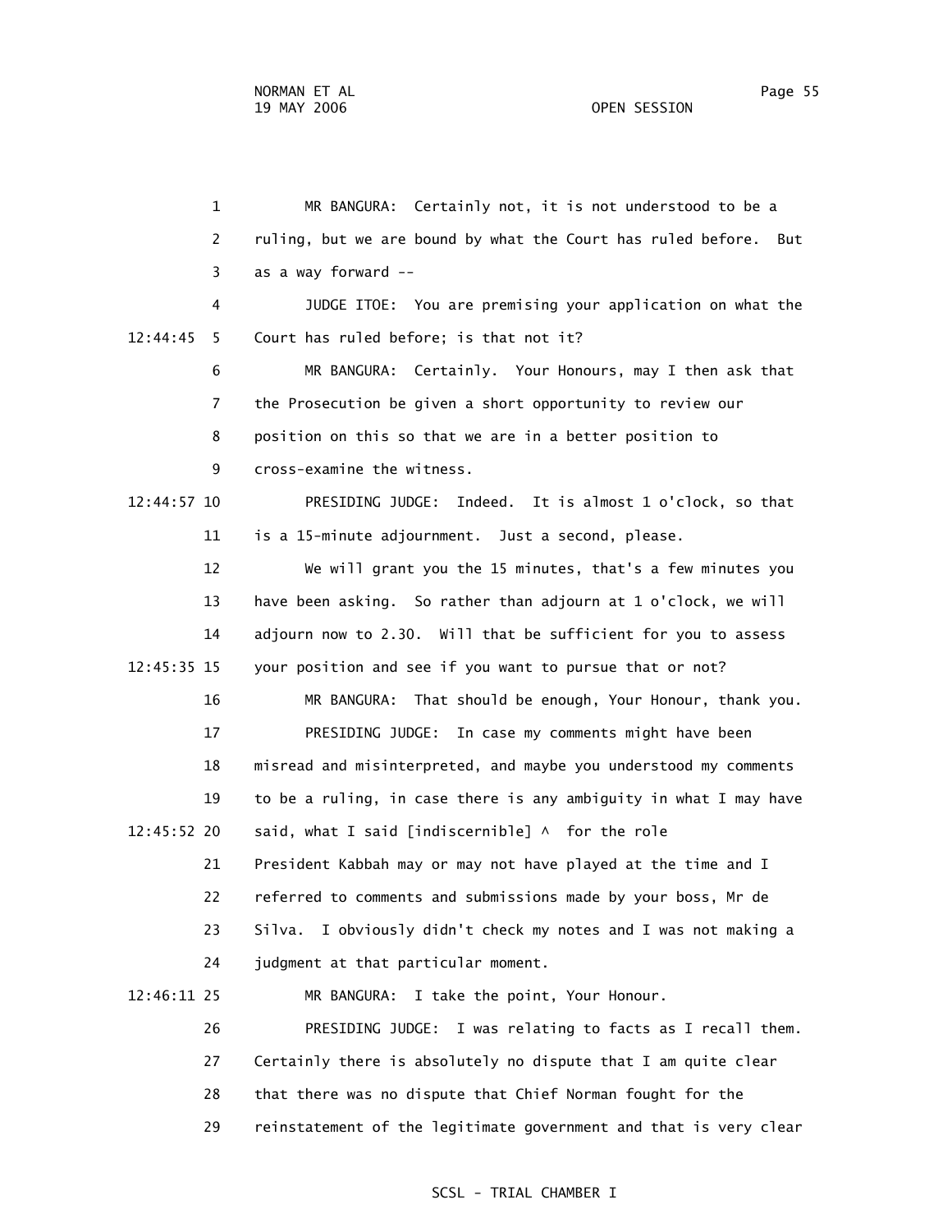MR BANGURA: Certainly not, it is not understood to be a ruling, but we are bound by what the Court has ruled before. But as a way forward --

JUDGE ITOE: You are premising your application on what the Court has ruled before; is that not it?

MR BANGURA: Certainly. Your Honours, may I then ask that the Prosecution be given a short opportunity to review our position on this so that we are in a better position to cross-examine the witness.

PRESIDING JUDGE: Indeed. It is almost 1 o'clock, so that is a 15-minute adjournment. Just a second, please.

We will grant you the 15 minutes, that's a few minutes you have been asking. So rather than adjourn at 1 o'clock, we will adjourn now to 2.30. Will that be sufficient for you to assess your position and see if you want to pursue that or not?

MR BANGURA: That should be enough, Your Honour, thank you.

PRESIDING JUDGE: In case my comments might have been misread and misinterpreted, and maybe you understood my comments to be a ruling, in case there is any ambiguity in what I may have said, what I said [indiscernible] ^ for the role President Kabbah may or may not have played at the time and I referred to comments and submissions made by your boss, Mr de Silva. I obviously didn't check my notes and I was not making a judgment at that particular moment.

MR BANGURA: I take the point, Your Honour.

PRESIDING JUDGE: I was relating to facts as I recall them. Certainly there is absolutely no dispute that I am quite clear that there was no dispute that Chief Norman fought for the reinstatement of the legitimate government and that is very clear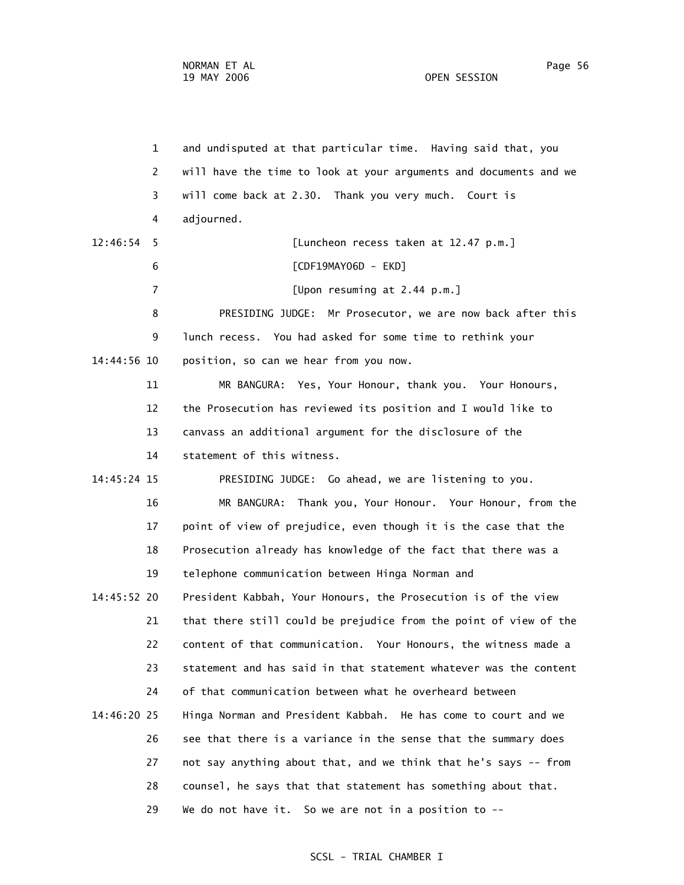1 and undisputed at that particular time. Having said that, you
2 will have the time to look at your arguments and documents and we
3 will come back at 2.30. Thank you very much. Court is
4 adjourned.
12:46:54 5 [Luncheon recess taken at 12.47 p.m.]
6 [CDF19MAY06D - EKD]
7 [Upon resuming at 2.44 p.m.]
8 PRESIDING JUDGE: Mr Prosecutor, we are now back after this
9 lunch recess. You had asked for some time to rethink your
14:44:56 10 position, so can we hear from you now.
11 MR BANGURA: Yes, Your Honour, thank you. Your Honours,
12 the Prosecution has reviewed its position and I would like to
13 canvass an additional argument for the disclosure of the
14 statement of this witness.
14:45:24 15 PRESIDING JUDGE: Go ahead, we are listening to you.
16 MR BANGURA: Thank you, Your Honour. Your Honour, from the
17 point of view of prejudice, even though it is the case that the
18 Prosecution already has knowledge of the fact that there was a
19 telephone communication between Hinga Norman and
14:45:52 20 President Kabbah, Your Honours, the Prosecution is of the view
21 that there still could be prejudice from the point of view of the
22 content of that communication. Your Honours, the witness made a
23 statement and has said in that statement whatever was the content
24 of that communication between what he overheard between
14:46:20 25 Hinga Norman and President Kabbah. He has come to court and we
26 see that there is a variance in the sense that the summary does
27 not say anything about that, and we think that he's says -- from
28 counsel, he says that that statement has something about that.
29 We do not have it. So we are not in a position to --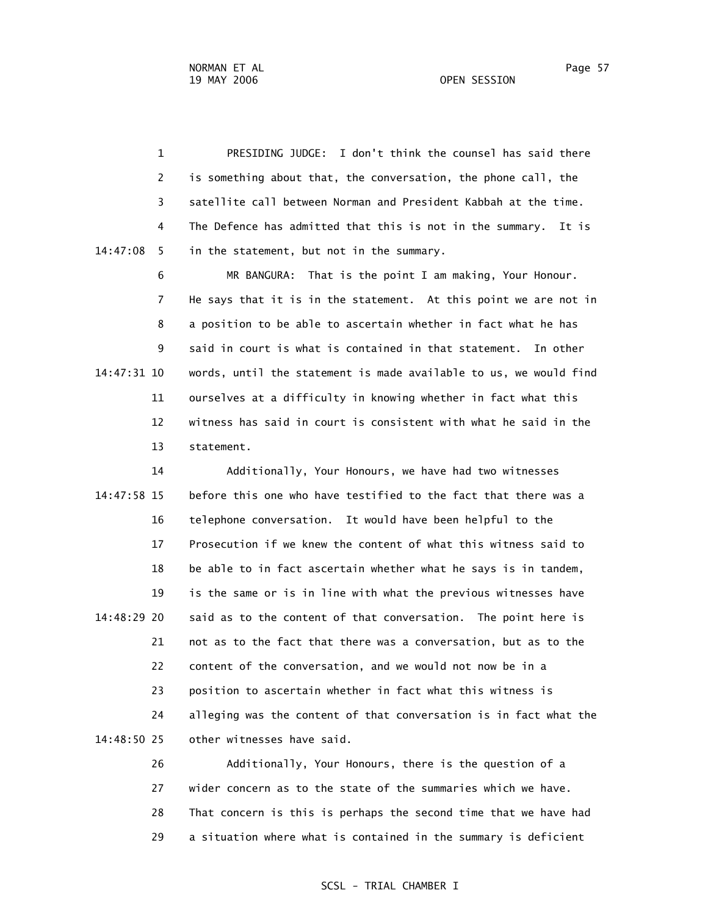PRESIDING JUDGE: I don't think the counsel has said there is something about that, the conversation, the phone call, the satellite call between Norman and President Kabbah at the time. The Defence has admitted that this is not in the summary. It is in the statement, but not in the summary.

MR BANGURA: That is the point I am making, Your Honour. He says that it is in the statement. At this point we are not in a position to be able to ascertain whether in fact what he has said in court is what is contained in that statement. In other words, until the statement is made available to us, we would find ourselves at a difficulty in knowing whether in fact what this witness has said in court is consistent with what he said in the statement.

Additionally, Your Honours, we have had two witnesses before this one who have testified to the fact that there was a telephone conversation. It would have been helpful to the Prosecution if we knew the content of what this witness said to be able to in fact ascertain whether what he says is in tandem, is the same or is in line with what the previous witnesses have said as to the content of that conversation. The point here is not as to the fact that there was a conversation, but as to the content of the conversation, and we would not now be in a position to ascertain whether in fact what this witness is alleging was the content of that conversation is in fact what the other witnesses have said.

Additionally, Your Honours, there is the question of a wider concern as to the state of the summaries which we have. That concern is this is perhaps the second time that we have had a situation where what is contained in the summary is deficient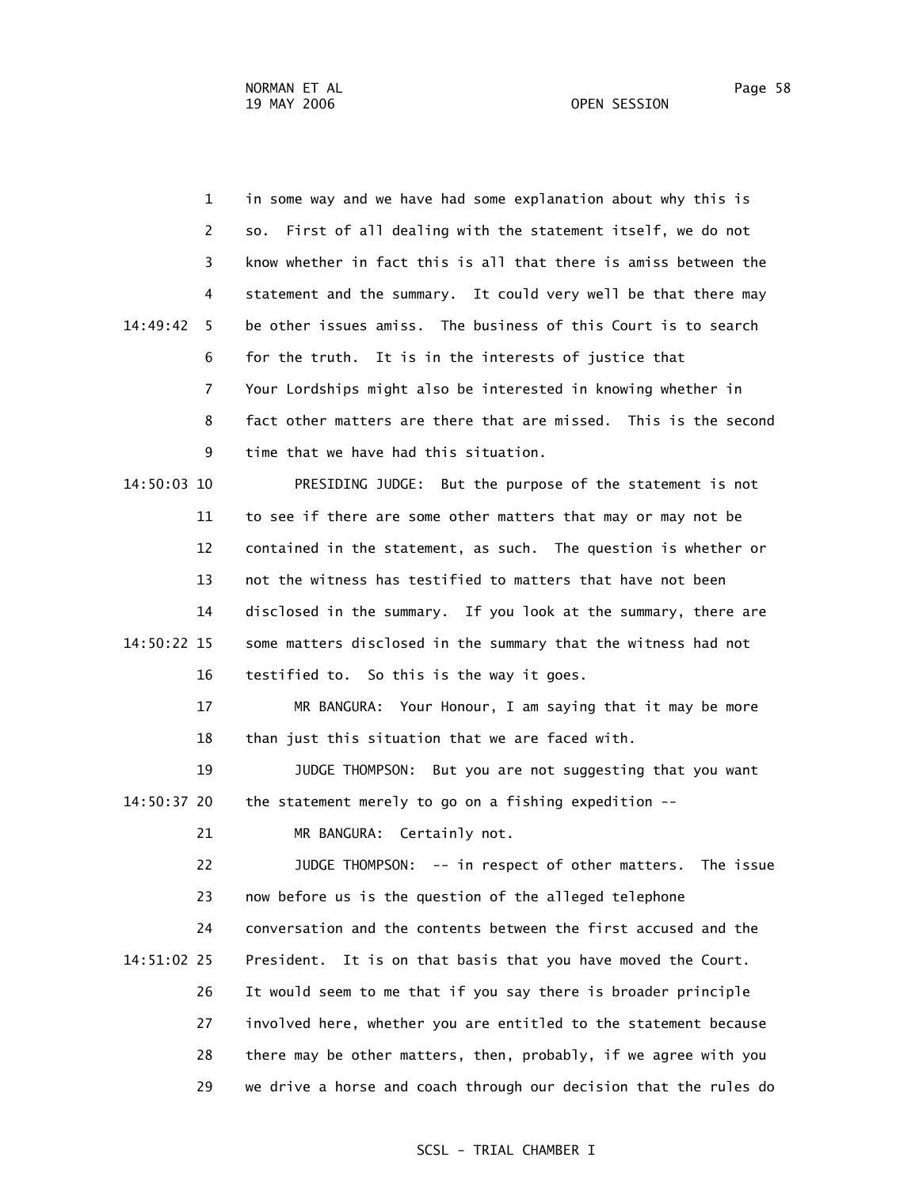in some way and we have had some explanation about why this is so. First of all dealing with the statement itself, we do not know whether in fact this is all that there is amiss between the statement and the summary. It could very well be that there may be other issues amiss. The business of this Court is to search for the truth. It is in the interests of justice that Your Lordships might also be interested in knowing whether in fact other matters are there that are missed. This is the second time that we have had this situation.

PRESIDING JUDGE: But the purpose of the statement is not to see if there are some other matters that may or may not be contained in the statement, as such. The question is whether or not the witness has testified to matters that have not been disclosed in the summary. If you look at the summary, there are some matters disclosed in the summary that the witness had not testified to. So this is the way it goes.

MR BANGURA: Your Honour, I am saying that it may be more than just this situation that we are faced with.

JUDGE THOMPSON: But you are not suggesting that you want the statement merely to go on a fishing expedition --

MR BANGURA: Certainly not.

JUDGE THOMPSON: -- in respect of other matters. The issue now before us is the question of the alleged telephone conversation and the contents between the first accused and the President. It is on that basis that you have moved the Court. It would seem to me that if you say there is broader principle involved here, whether you are entitled to the statement because there may be other matters, then, probably, if we agree with you we drive a horse and coach through our decision that the rules do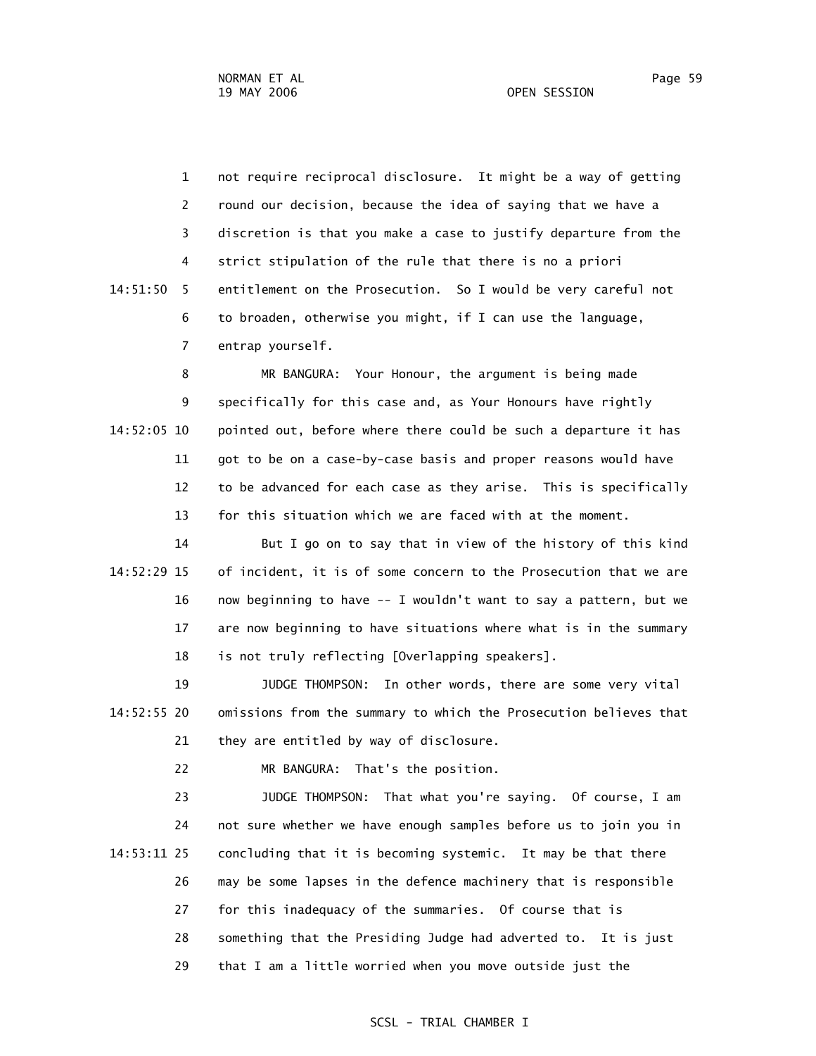not require reciprocal disclosure. It might be a way of getting round our decision, because the idea of saying that we have a discretion is that you make a case to justify departure from the strict stipulation of the rule that there is no a priori entitlement on the Prosecution. So I would be very careful not to broaden, otherwise you might, if I can use the language, entrap yourself.

MR BANGURA: Your Honour, the argument is being made specifically for this case and, as Your Honours have rightly pointed out, before where there could be such a departure it has got to be on a case-by-case basis and proper reasons would have to be advanced for each case as they arise. This is specifically for this situation which we are faced with at the moment.

But I go on to say that in view of the history of this kind of incident, it is of some concern to the Prosecution that we are now beginning to have -- I wouldn't want to say a pattern, but we are now beginning to have situations where what is in the summary is not truly reflecting [Overlapping speakers].

JUDGE THOMPSON: In other words, there are some very vital omissions from the summary to which the Prosecution believes that they are entitled by way of disclosure.

MR BANGURA: That's the position.

JUDGE THOMPSON: That what you're saying. Of course, I am not sure whether we have enough samples before us to join you in concluding that it is becoming systemic. It may be that there may be some lapses in the defence machinery that is responsible for this inadequacy of the summaries. Of course that is something that the Presiding Judge had adverted to. It is just that I am a little worried when you move outside just the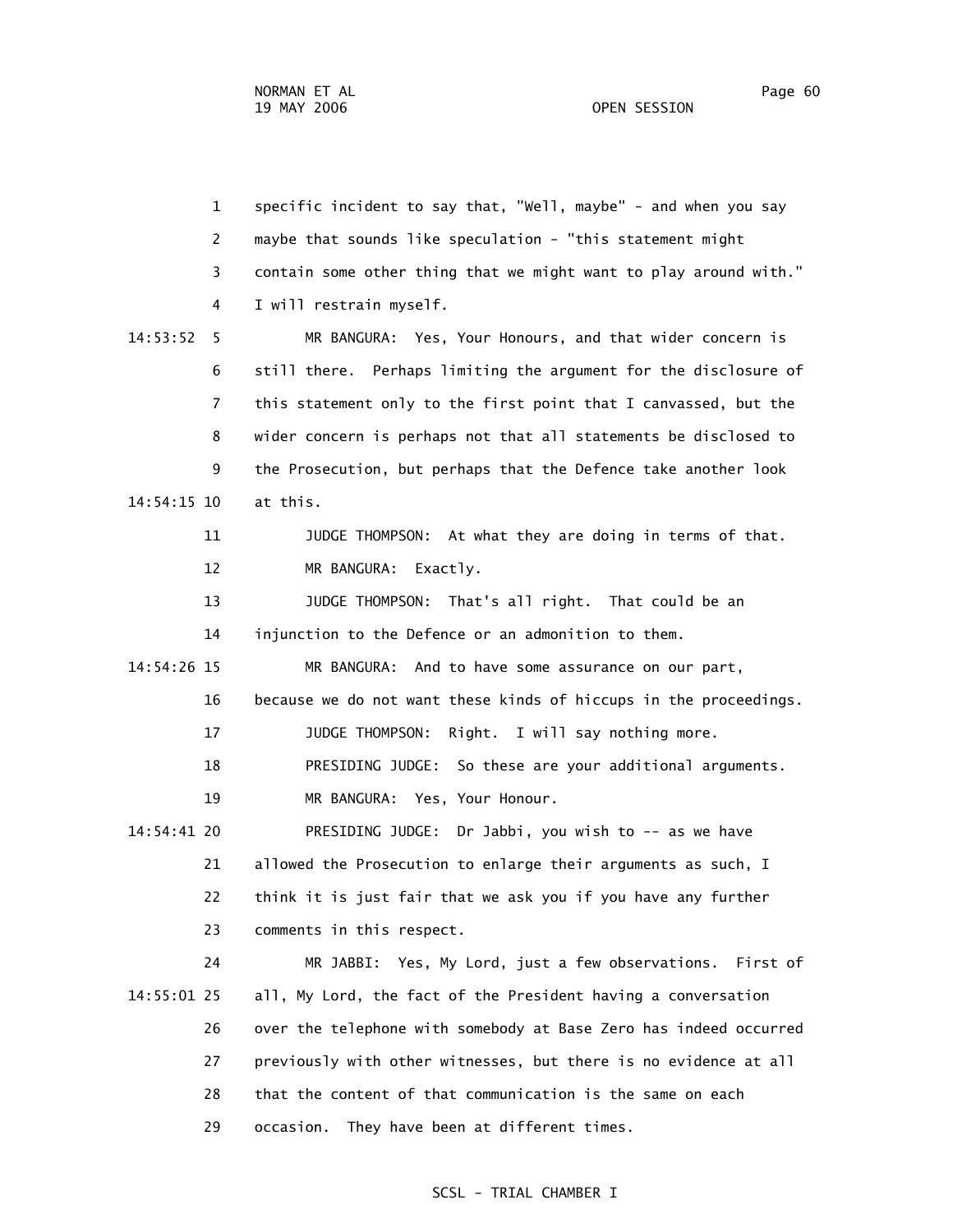specific incident to say that, "Well, maybe" - and when you say maybe that sounds like speculation - "this statement might contain some other thing that we might want to play around with." I will restrain myself.

MR BANGURA: Yes, Your Honours, and that wider concern is still there. Perhaps limiting the argument for the disclosure of this statement only to the first point that I canvassed, but the wider concern is perhaps not that all statements be disclosed to the Prosecution, but perhaps that the Defence take another look at this.

JUDGE THOMPSON: At what they are doing in terms of that.

MR BANGURA: Exactly.

JUDGE THOMPSON: That's all right. That could be an injunction to the Defence or an admonition to them.

MR BANGURA: And to have some assurance on our part, because we do not want these kinds of hiccups in the proceedings.

JUDGE THOMPSON: Right. I will say nothing more.

PRESIDING JUDGE: So these are your additional arguments.

MR BANGURA: Yes, Your Honour.

PRESIDING JUDGE: Dr Jabbi, you wish to -- as we have allowed the Prosecution to enlarge their arguments as such, I think it is just fair that we ask you if you have any further comments in this respect.

MR JABBI: Yes, My Lord, just a few observations. First of all, My Lord, the fact of the President having a conversation over the telephone with somebody at Base Zero has indeed occurred previously with other witnesses, but there is no evidence at all that the content of that communication is the same on each occasion. They have been at different times.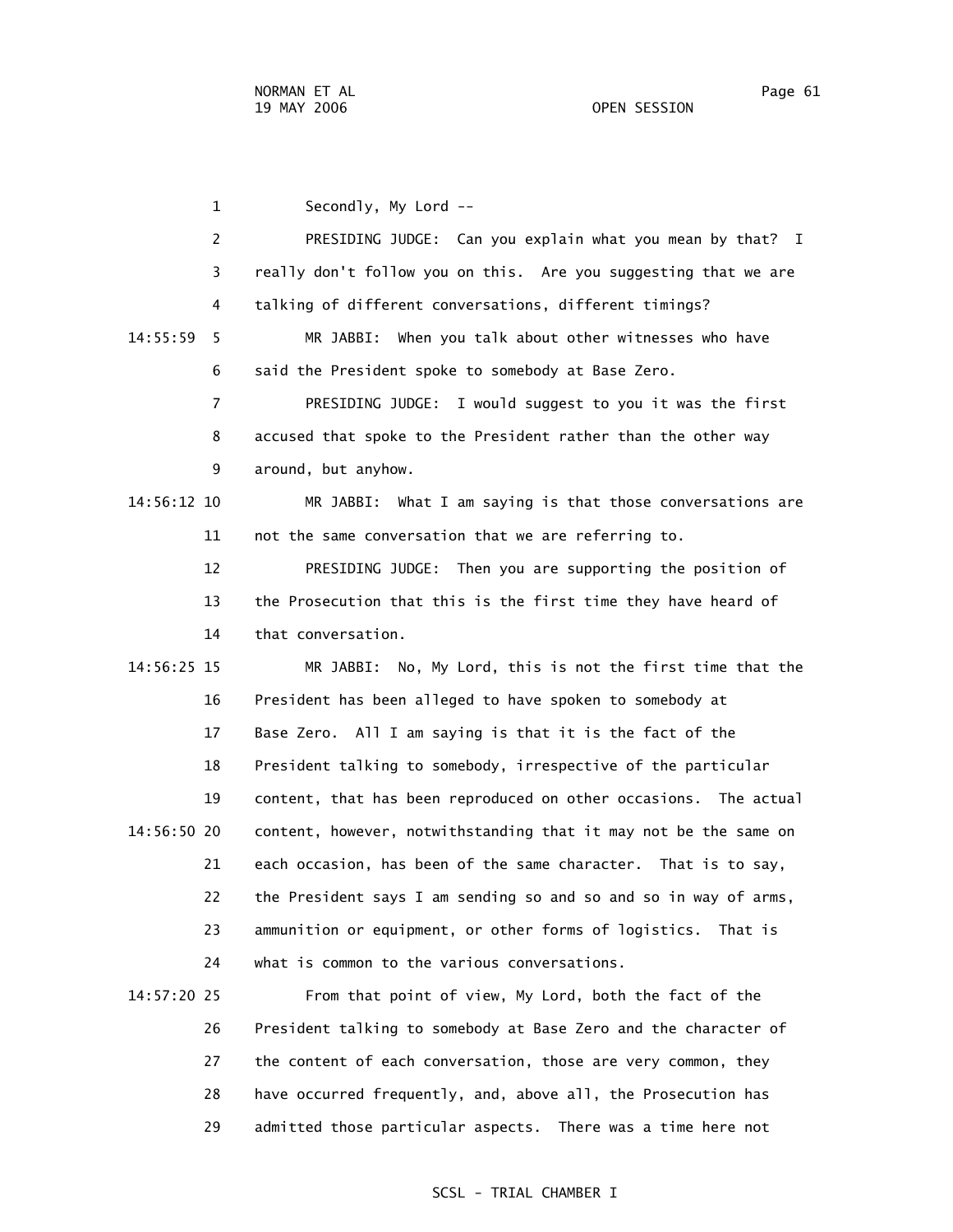Secondly, My Lord --

PRESIDING JUDGE: Can you explain what you mean by that? I really don't follow you on this. Are you suggesting that we are talking of different conversations, different timings?

MR JABBI: When you talk about other witnesses who have said the President spoke to somebody at Base Zero.

PRESIDING JUDGE: I would suggest to you it was the first accused that spoke to the President rather than the other way around, but anyhow.

MR JABBI: What I am saying is that those conversations are not the same conversation that we are referring to.

PRESIDING JUDGE: Then you are supporting the position of the Prosecution that this is the first time they have heard of that conversation.

MR JABBI: No, My Lord, this is not the first time that the President has been alleged to have spoken to somebody at Base Zero. All I am saying is that it is the fact of the President talking to somebody, irrespective of the particular content, that has been reproduced on other occasions. The actual content, however, notwithstanding that it may not be the same on each occasion, has been of the same character. That is to say, the President says I am sending so and so and so in way of arms, ammunition or equipment, or other forms of logistics. That is what is common to the various conversations.

From that point of view, My Lord, both the fact of the President talking to somebody at Base Zero and the character of the content of each conversation, those are very common, they have occurred frequently, and, above all, the Prosecution has admitted those particular aspects. There was a time here not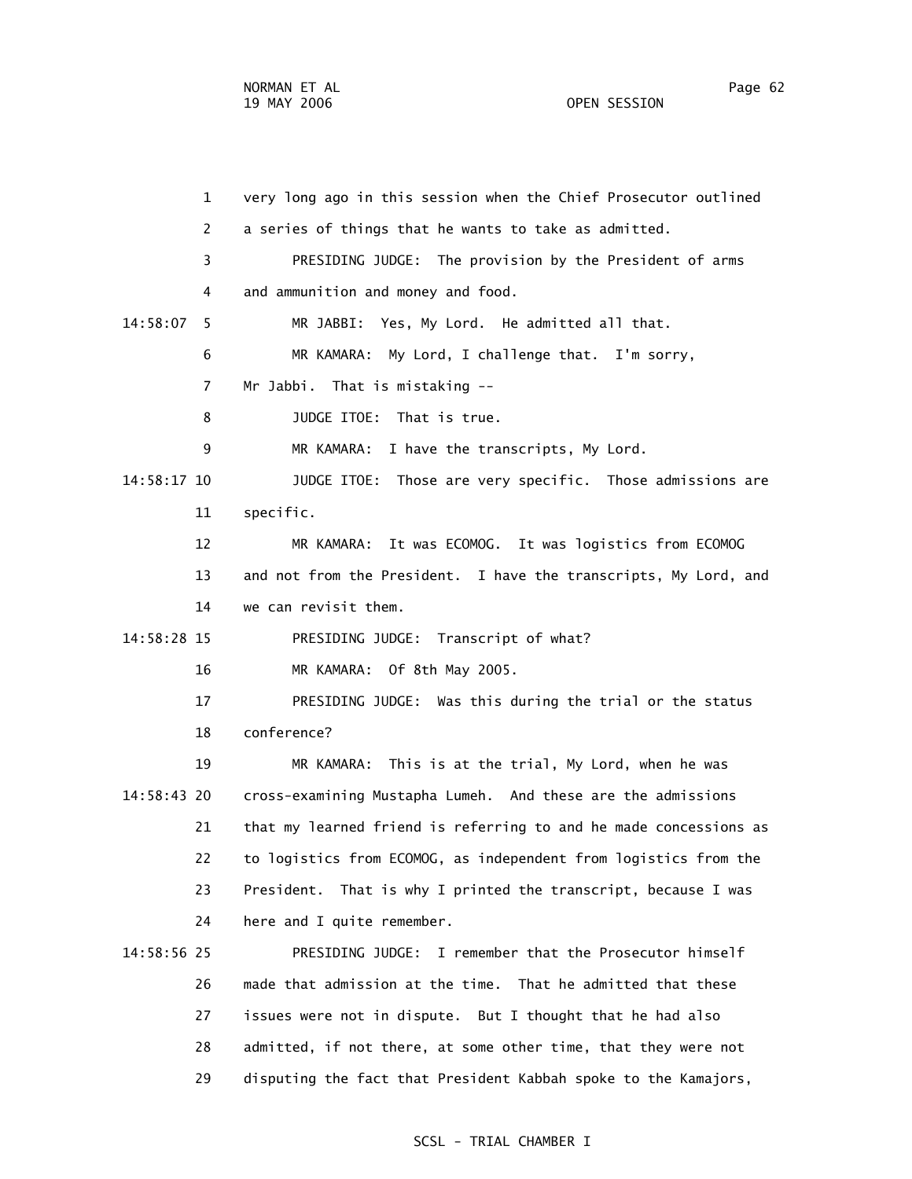1 very long ago in this session when the Chief Prosecutor outlined

2 a series of things that he wants to take as admitted.

3 PRESIDING JUDGE: The provision by the President of arms

4 and ammunition and money and food.

14:58:07 5 MR JABBI: Yes, My Lord. He admitted all that.

6 MR KAMARA: My Lord, I challenge that. I'm sorry,

7 Mr Jabbi. That is mistaking --

8 JUDGE ITOE: That is true.

9 MR KAMARA: I have the transcripts, My Lord.

14:58:17 10 JUDGE ITOE: Those are very specific. Those admissions are

11 specific.

12 MR KAMARA: It was ECOMOG. It was logistics from ECOMOG

13 and not from the President. I have the transcripts, My Lord, and

14 we can revisit them.

14:58:28 15 PRESIDING JUDGE: Transcript of what?

16 MR KAMARA: Of 8th May 2005.

17 PRESIDING JUDGE: Was this during the trial or the status

18 conference?

19 MR KAMARA: This is at the trial, My Lord, when he was

14:58:43 20 cross-examining Mustapha Lumeh. And these are the admissions

21 that my learned friend is referring to and he made concessions as

22 to logistics from ECOMOG, as independent from logistics from the

23 President. That is why I printed the transcript, because I was

24 here and I quite remember.

14:58:56 25 PRESIDING JUDGE: I remember that the Prosecutor himself

26 made that admission at the time. That he admitted that these

27 issues were not in dispute. But I thought that he had also

28 admitted, if not there, at some other time, that they were not

29 disputing the fact that President Kabbah spoke to the Kamajors,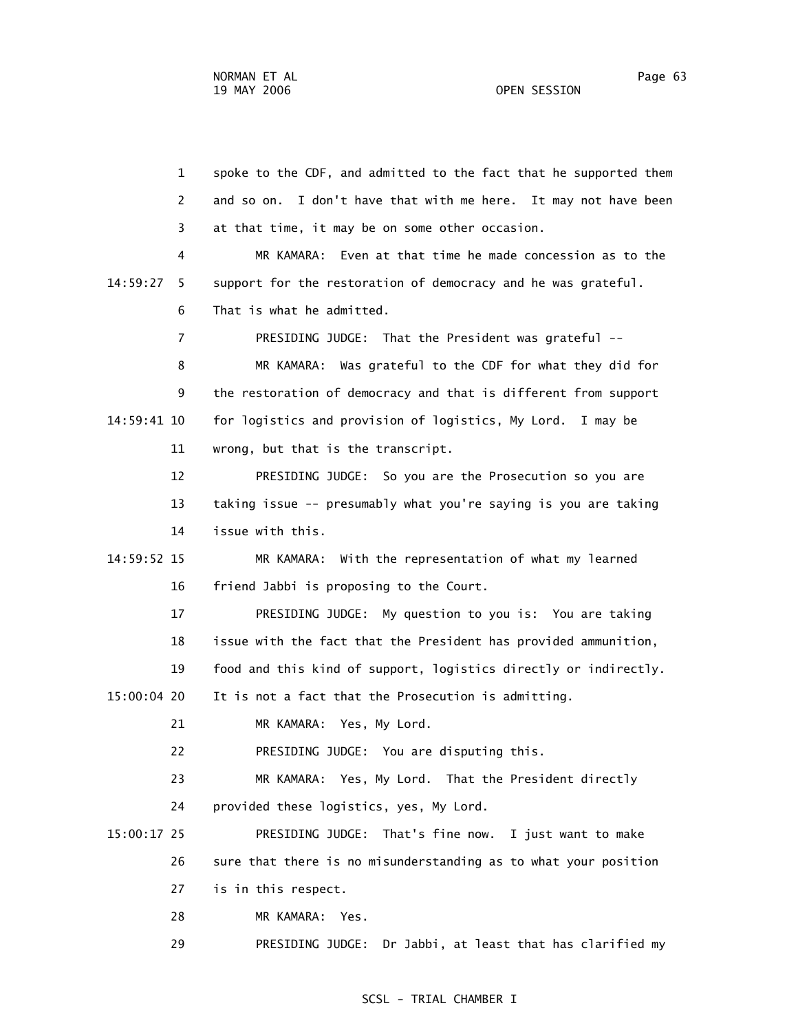1 spoke to the CDF, and admitted to the fact that he supported them
2 and so on. I don't have that with me here. It may not have been
3 at that time, it may be on some other occasion.

4 MR KAMARA: Even at that time he made concession as to the
14:59:27 5 support for the restoration of democracy and he was grateful.
6 That is what he admitted.

7 PRESIDING JUDGE: That the President was grateful --

8 MR KAMARA: Was grateful to the CDF for what they did for
9 the restoration of democracy and that is different from support
14:59:41 10 for logistics and provision of logistics, My Lord. I may be
11 wrong, but that is the transcript.

12 PRESIDING JUDGE: So you are the Prosecution so you are
13 taking issue -- presumably what you're saying is you are taking
14 issue with this.

14:59:52 15 MR KAMARA: With the representation of what my learned
16 friend Jabbi is proposing to the Court.

17 PRESIDING JUDGE: My question to you is: You are taking
18 issue with the fact that the President has provided ammunition,
19 food and this kind of support, logistics directly or indirectly.
15:00:04 20 It is not a fact that the Prosecution is admitting.

21 MR KAMARA: Yes, My Lord.

22 PRESIDING JUDGE: You are disputing this.

23 MR KAMARA: Yes, My Lord. That the President directly
24 provided these logistics, yes, My Lord.

15:00:17 25 PRESIDING JUDGE: That's fine now. I just want to make
26 sure that there is no misunderstanding as to what your position
27 is in this respect.

28 MR KAMARA: Yes.

29 PRESIDING JUDGE: Dr Jabbi, at least that has clarified my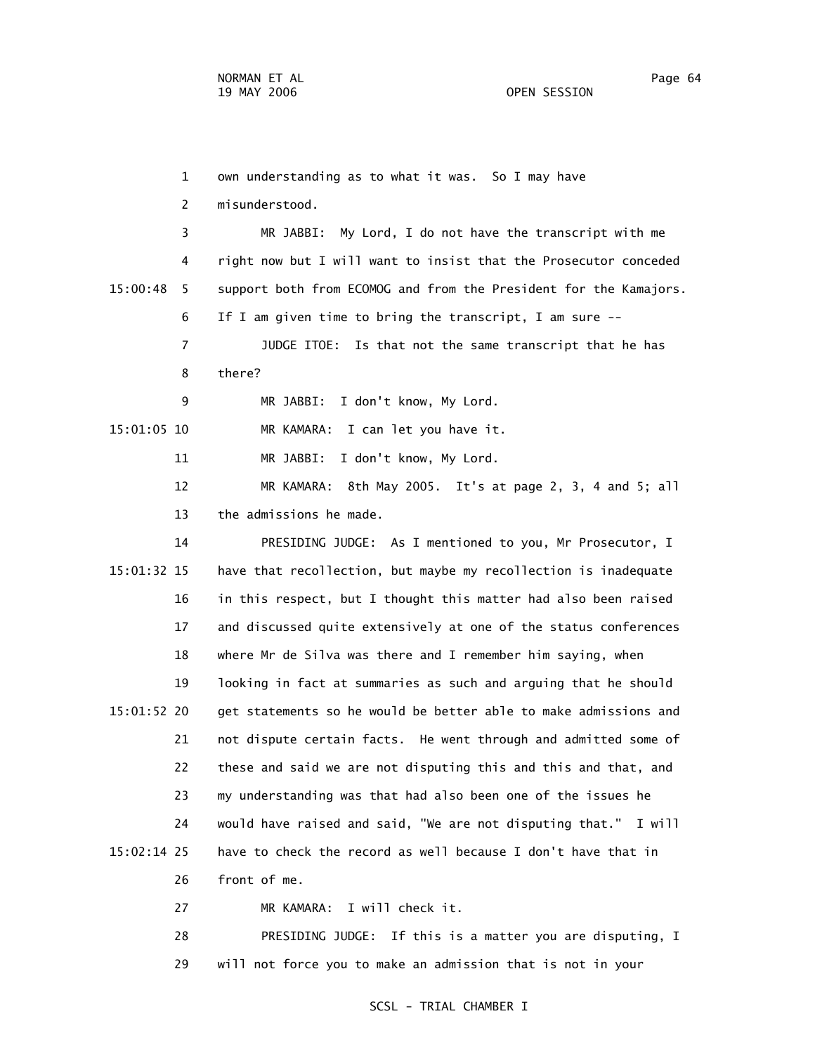1 own understanding as to what it was. So I may have

2 misunderstood.

3 MR JABBI: My Lord, I do not have the transcript with me

4 right now but I will want to insist that the Prosecutor conceded

15:00:48 5 support both from ECOMOG and from the President for the Kamajors.

6 If I am given time to bring the transcript, I am sure --

7 JUDGE ITOE: Is that not the same transcript that he has

8 there?

9 MR JABBI: I don't know, My Lord.

15:01:05 10 MR KAMARA: I can let you have it.

11 MR JABBI: I don't know, My Lord.

12 MR KAMARA: 8th May 2005. It's at page 2, 3, 4 and 5; all

13 the admissions he made.

14 PRESIDING JUDGE: As I mentioned to you, Mr Prosecutor, I

15:01:32 15 have that recollection, but maybe my recollection is inadequate

16 in this respect, but I thought this matter had also been raised

17 and discussed quite extensively at one of the status conferences

18 where Mr de Silva was there and I remember him saying, when

19 looking in fact at summaries as such and arguing that he should

15:01:52 20 get statements so he would be better able to make admissions and

21 not dispute certain facts. He went through and admitted some of

22 these and said we are not disputing this and this and that, and

23 my understanding was that had also been one of the issues he

24 would have raised and said, "We are not disputing that." I will

15:02:14 25 have to check the record as well because I don't have that in

26 front of me.

27 MR KAMARA: I will check it.

28 PRESIDING JUDGE: If this is a matter you are disputing, I

29 will not force you to make an admission that is not in your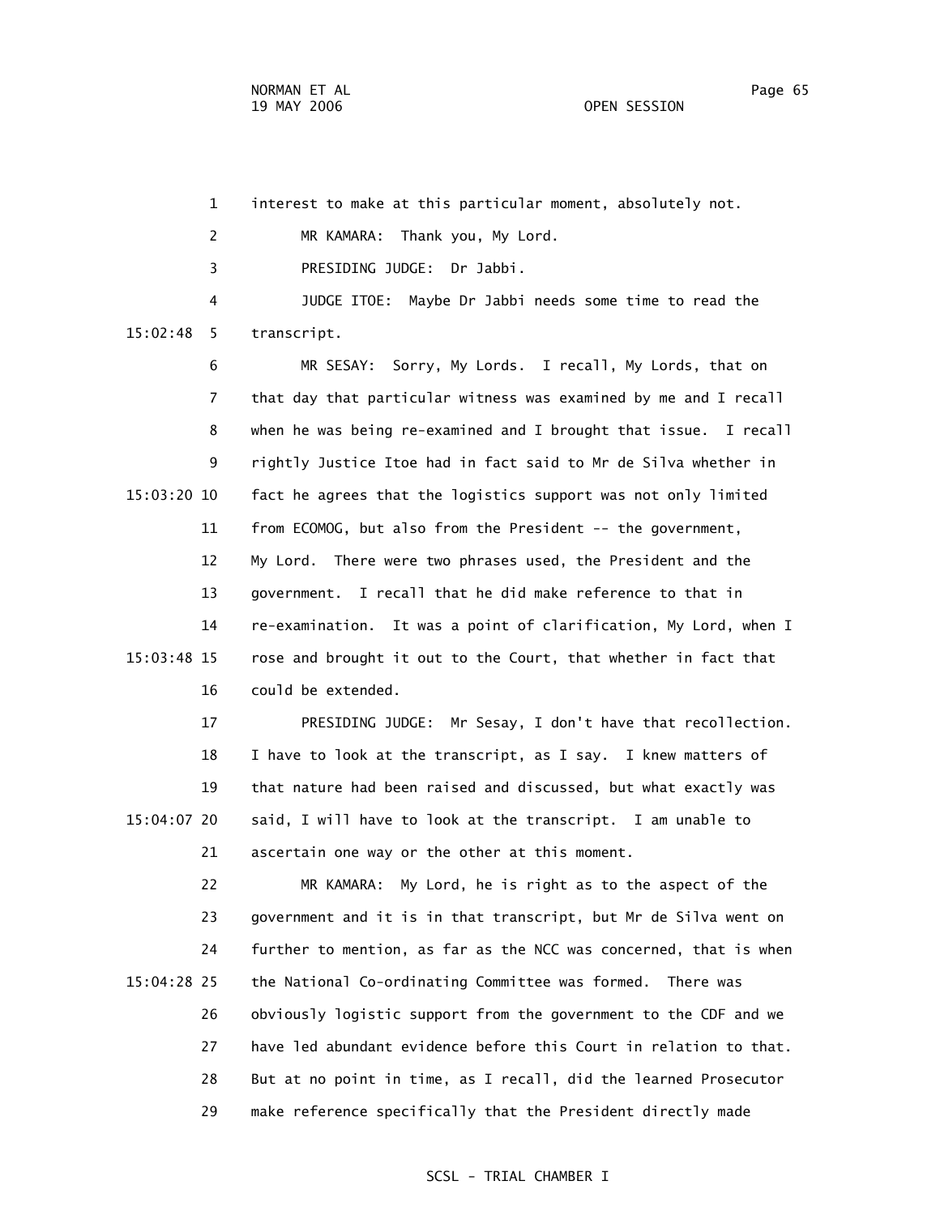interest to make at this particular moment, absolutely not.

MR KAMARA: Thank you, My Lord.

PRESIDING JUDGE: Dr Jabbi.

JUDGE ITOE: Maybe Dr Jabbi needs some time to read the transcript.

MR SESAY: Sorry, My Lords. I recall, My Lords, that on that day that particular witness was examined by me and I recall when he was being re-examined and I brought that issue. I recall rightly Justice Itoe had in fact said to Mr de Silva whether in fact he agrees that the logistics support was not only limited from ECOMOG, but also from the President -- the government, My Lord. There were two phrases used, the President and the government. I recall that he did make reference to that in re-examination. It was a point of clarification, My Lord, when I rose and brought it out to the Court, that whether in fact that could be extended.

PRESIDING JUDGE: Mr Sesay, I don't have that recollection. I have to look at the transcript, as I say. I knew matters of that nature had been raised and discussed, but what exactly was said, I will have to look at the transcript. I am unable to ascertain one way or the other at this moment.

MR KAMARA: My Lord, he is right as to the aspect of the government and it is in that transcript, but Mr de Silva went on further to mention, as far as the NCC was concerned, that is when the National Co-ordinating Committee was formed. There was obviously logistic support from the government to the CDF and we have led abundant evidence before this Court in relation to that. But at no point in time, as I recall, did the learned Prosecutor make reference specifically that the President directly made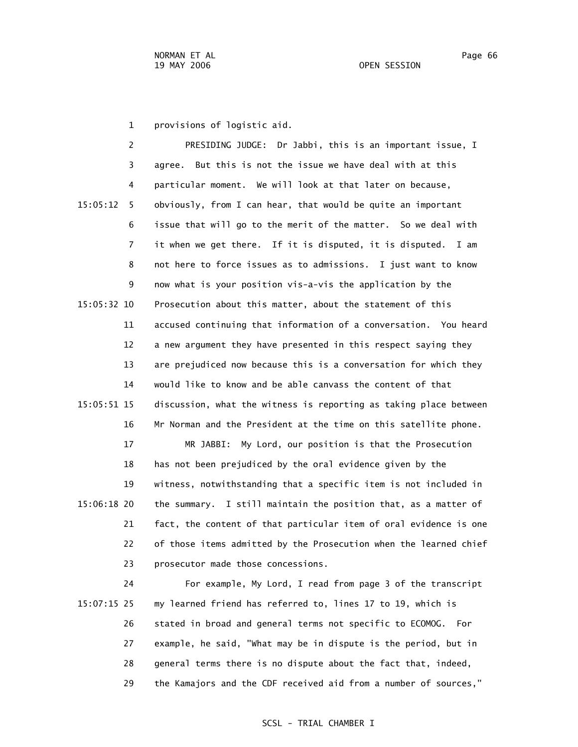provisions of logistic aid.

PRESIDING JUDGE: Dr Jabbi, this is an important issue, I agree. But this is not the issue we have deal with at this particular moment. We will look at that later on because, obviously, from I can hear, that would be quite an important issue that will go to the merit of the matter. So we deal with it when we get there. If it is disputed, it is disputed. I am not here to force issues as to admissions. I just want to know now what is your position vis-a-vis the application by the Prosecution about this matter, about the statement of this accused continuing that information of a conversation. You heard a new argument they have presented in this respect saying they are prejudiced now because this is a conversation for which they would like to know and be able canvass the content of that discussion, what the witness is reporting as taking place between Mr Norman and the President at the time on this satellite phone.

MR JABBI: My Lord, our position is that the Prosecution has not been prejudiced by the oral evidence given by the witness, notwithstanding that a specific item is not included in the summary. I still maintain the position that, as a matter of fact, the content of that particular item of oral evidence is one of those items admitted by the Prosecution when the learned chief prosecutor made those concessions.

For example, My Lord, I read from page 3 of the transcript my learned friend has referred to, lines 17 to 19, which is stated in broad and general terms not specific to ECOMOG. For example, he said, "What may be in dispute is the period, but in general terms there is no dispute about the fact that, indeed, the Kamajors and the CDF received aid from a number of sources,"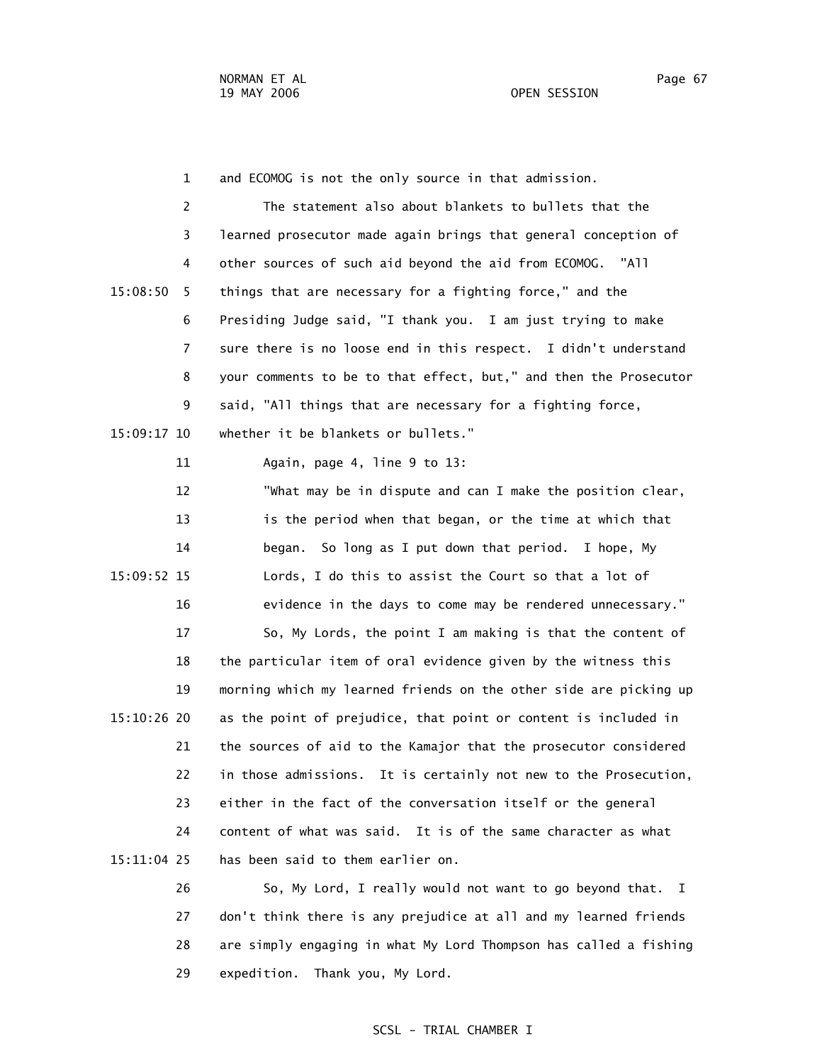and ECOMOG is not the only source in that admission.

The statement also about blankets to bullets that the learned prosecutor made again brings that general conception of other sources of such aid beyond the aid from ECOMOG. "All things that are necessary for a fighting force," and the Presiding Judge said, "I thank you. I am just trying to make sure there is no loose end in this respect. I didn't understand your comments to be to that effect, but," and then the Prosecutor said, "All things that are necessary for a fighting force, whether it be blankets or bullets."

Again, page 4, line 9 to 13:

> "What may be in dispute and can I make the position clear, is the period when that began, or the time at which that began. So long as I put down that period. I hope, My Lords, I do this to assist the Court so that a lot of evidence in the days to come may be rendered unnecessary."

So, My Lords, the point I am making is that the content of the particular item of oral evidence given by the witness this morning which my learned friends on the other side are picking up as the point of prejudice, that point or content is included in the sources of aid to the Kamajor that the prosecutor considered in those admissions. It is certainly not new to the Prosecution, either in the fact of the conversation itself or the general content of what was said. It is of the same character as what has been said to them earlier on.

So, My Lord, I really would not want to go beyond that. I don't think there is any prejudice at all and my learned friends are simply engaging in what My Lord Thompson has called a fishing expedition. Thank you, My Lord.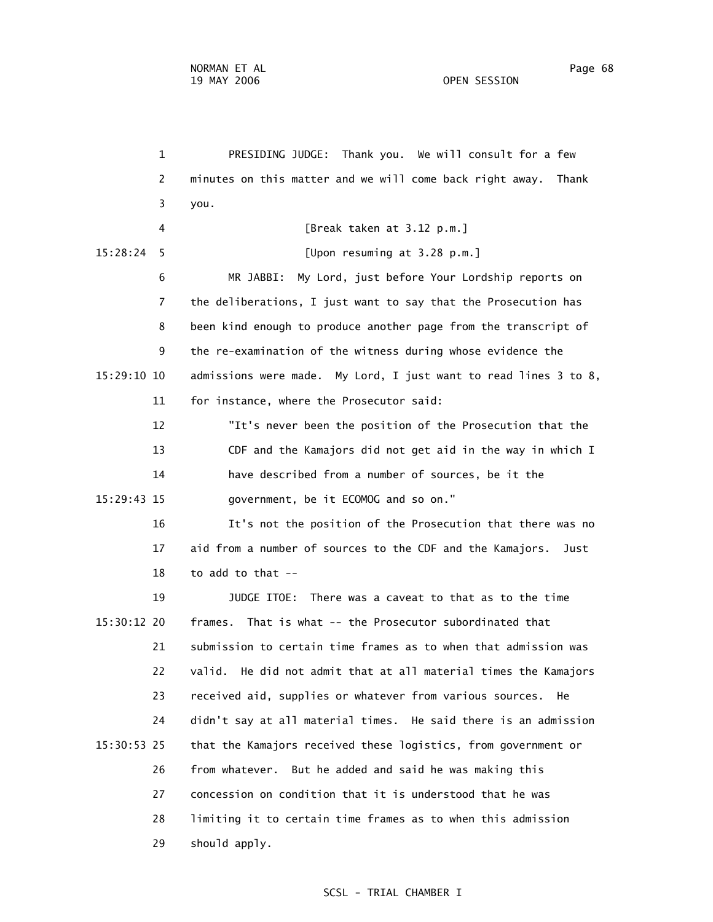PRESIDING JUDGE: Thank you. We will consult for a few minutes on this matter and we will come back right away. Thank you.

[Break taken at 3.12 p.m.]

[Upon resuming at 3.28 p.m.]

MR JABBI: My Lord, just before Your Lordship reports on the deliberations, I just want to say that the Prosecution has been kind enough to produce another page from the transcript of the re-examination of the witness during whose evidence the admissions were made. My Lord, I just want to read lines 3 to 8, for instance, where the Prosecutor said:

> "It's never been the position of the Prosecution that the CDF and the Kamajors did not get aid in the way in which I have described from a number of sources, be it the government, be it ECOMOG and so on."

It's not the position of the Prosecution that there was no aid from a number of sources to the CDF and the Kamajors. Just to add to that --

JUDGE ITOE: There was a caveat to that as to the time frames. That is what -- the Prosecutor subordinated that submission to certain time frames as to when that admission was valid. He did not admit that at all material times the Kamajors received aid, supplies or whatever from various sources. He didn't say at all material times. He said there is an admission that the Kamajors received these logistics, from government or from whatever. But he added and said he was making this concession on condition that it is understood that he was limiting it to certain time frames as to when this admission should apply.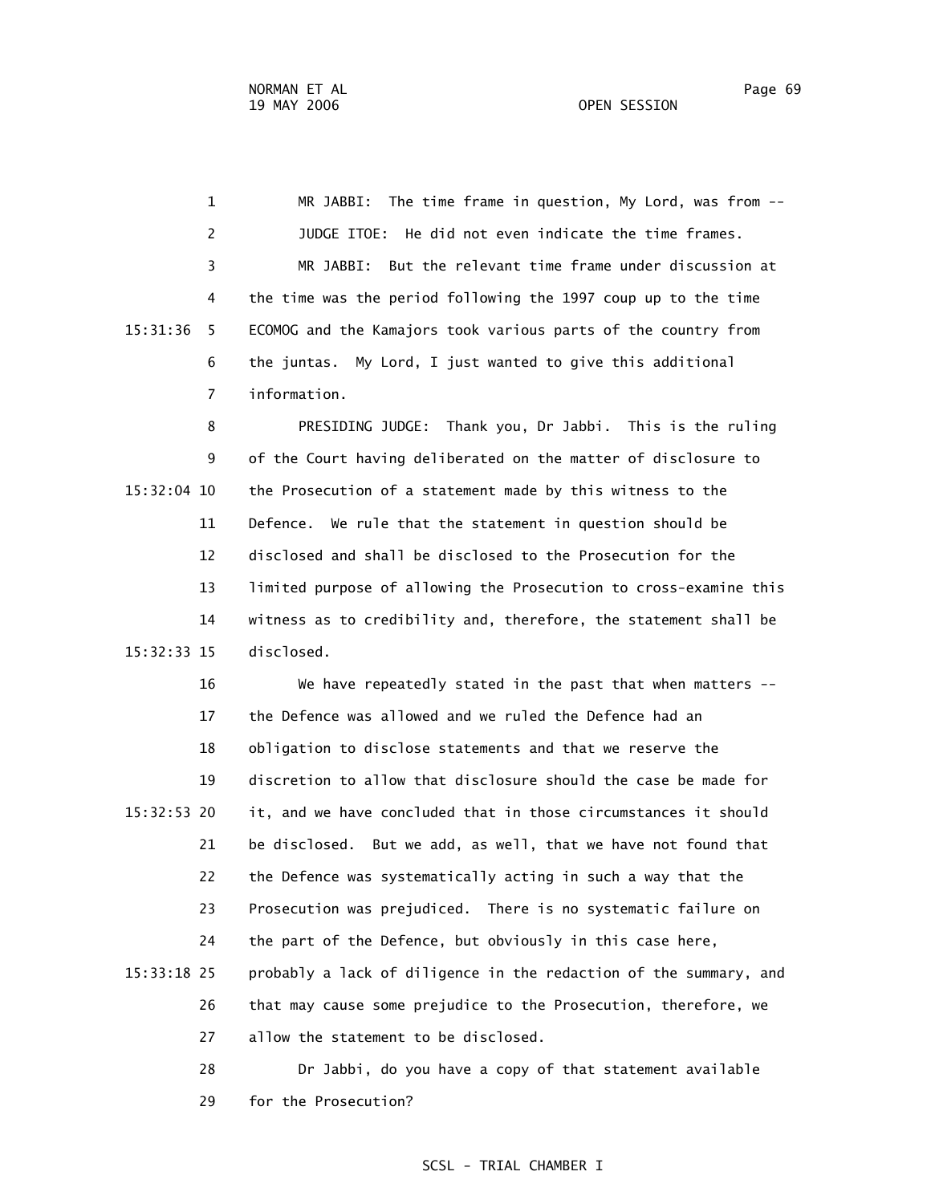MR JABBI: The time frame in question, My Lord, was from --

JUDGE ITOE: He did not even indicate the time frames.

MR JABBI: But the relevant time frame under discussion at the time was the period following the 1997 coup up to the time ECOMOG and the Kamajors took various parts of the country from the juntas. My Lord, I just wanted to give this additional information.

PRESIDING JUDGE: Thank you, Dr Jabbi. This is the ruling of the Court having deliberated on the matter of disclosure to the Prosecution of a statement made by this witness to the Defence. We rule that the statement in question should be disclosed and shall be disclosed to the Prosecution for the limited purpose of allowing the Prosecution to cross-examine this witness as to credibility and, therefore, the statement shall be disclosed.

We have repeatedly stated in the past that when matters -- the Defence was allowed and we ruled the Defence had an obligation to disclose statements and that we reserve the discretion to allow that disclosure should the case be made for it, and we have concluded that in those circumstances it should be disclosed. But we add, as well, that we have not found that the Defence was systematically acting in such a way that the Prosecution was prejudiced. There is no systematic failure on the part of the Defence, but obviously in this case here, probably a lack of diligence in the redaction of the summary, and that may cause some prejudice to the Prosecution, therefore, we allow the statement to be disclosed.

Dr Jabbi, do you have a copy of that statement available for the Prosecution?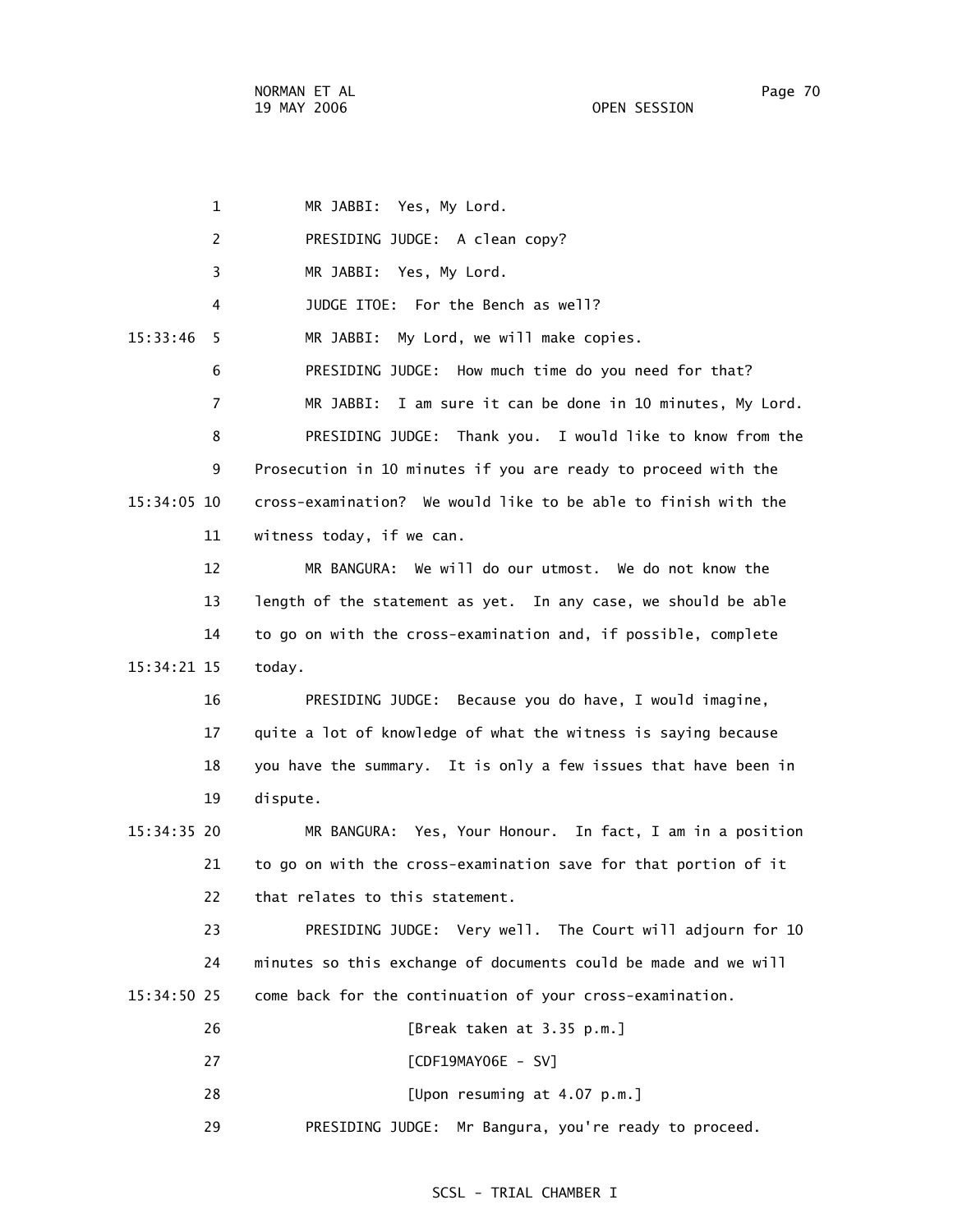MR JABBI: Yes, My Lord.

PRESIDING JUDGE: A clean copy?

MR JABBI: Yes, My Lord.

JUDGE ITOE: For the Bench as well?

MR JABBI: My Lord, we will make copies.

PRESIDING JUDGE: How much time do you need for that?

MR JABBI: I am sure it can be done in 10 minutes, My Lord.

PRESIDING JUDGE: Thank you. I would like to know from the Prosecution in 10 minutes if you are ready to proceed with the cross-examination? We would like to be able to finish with the witness today, if we can.

MR BANGURA: We will do our utmost. We do not know the length of the statement as yet. In any case, we should be able to go on with the cross-examination and, if possible, complete today.

PRESIDING JUDGE: Because you do have, I would imagine, quite a lot of knowledge of what the witness is saying because you have the summary. It is only a few issues that have been in dispute.

MR BANGURA: Yes, Your Honour. In fact, I am in a position to go on with the cross-examination save for that portion of it that relates to this statement.

PRESIDING JUDGE: Very well. The Court will adjourn for 10 minutes so this exchange of documents could be made and we will come back for the continuation of your cross-examination.

[Break taken at 3.35 p.m.]

[CDF19MAY06E - SV]

[Upon resuming at 4.07 p.m.]

PRESIDING JUDGE: Mr Bangura, you're ready to proceed.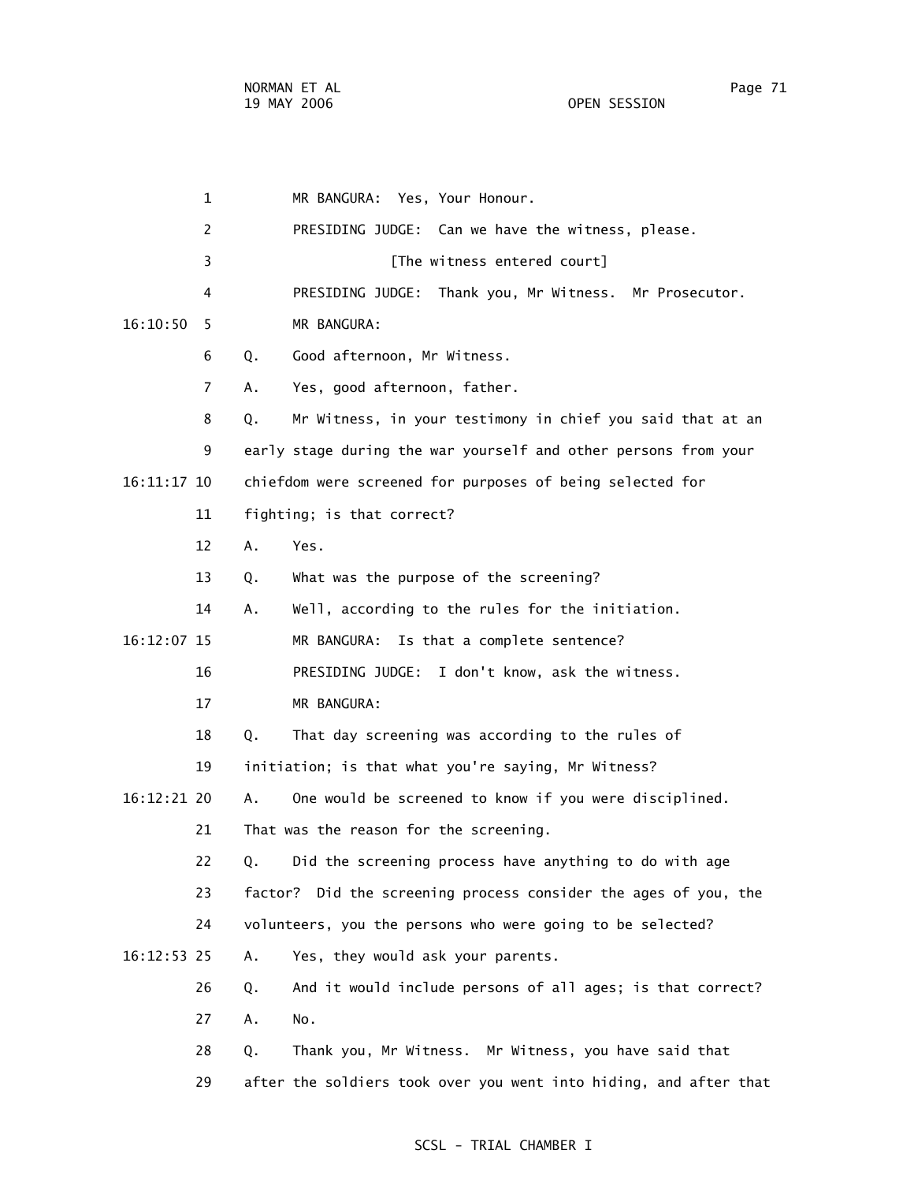1 MR BANGURA: Yes, Your Honour.

2 PRESIDING JUDGE: Can we have the witness, please.

3 [The witness entered court]

4 PRESIDING JUDGE: Thank you, Mr Witness. Mr Prosecutor.

16:10:50 5 MR BANGURA:

6 Q. Good afternoon, Mr Witness.

7 A. Yes, good afternoon, father.

8 Q. Mr Witness, in your testimony in chief you said that at an

9 early stage during the war yourself and other persons from your

16:11:17 10 chiefdom were screened for purposes of being selected for

11 fighting; is that correct?

12 A. Yes.

13 Q. What was the purpose of the screening?

14 A. Well, according to the rules for the initiation.

16:12:07 15 MR BANGURA: Is that a complete sentence?

16 PRESIDING JUDGE: I don't know, ask the witness.

17 MR BANGURA:

18 Q. That day screening was according to the rules of

19 initiation; is that what you're saying, Mr Witness?

16:12:21 20 A. One would be screened to know if you were disciplined.

21 That was the reason for the screening.

22 Q. Did the screening process have anything to do with age

23 factor? Did the screening process consider the ages of you, the

24 volunteers, you the persons who were going to be selected?

16:12:53 25 A. Yes, they would ask your parents.

26 Q. And it would include persons of all ages; is that correct?

27 A. No.

28 Q. Thank you, Mr Witness. Mr Witness, you have said that

29 after the soldiers took over you went into hiding, and after that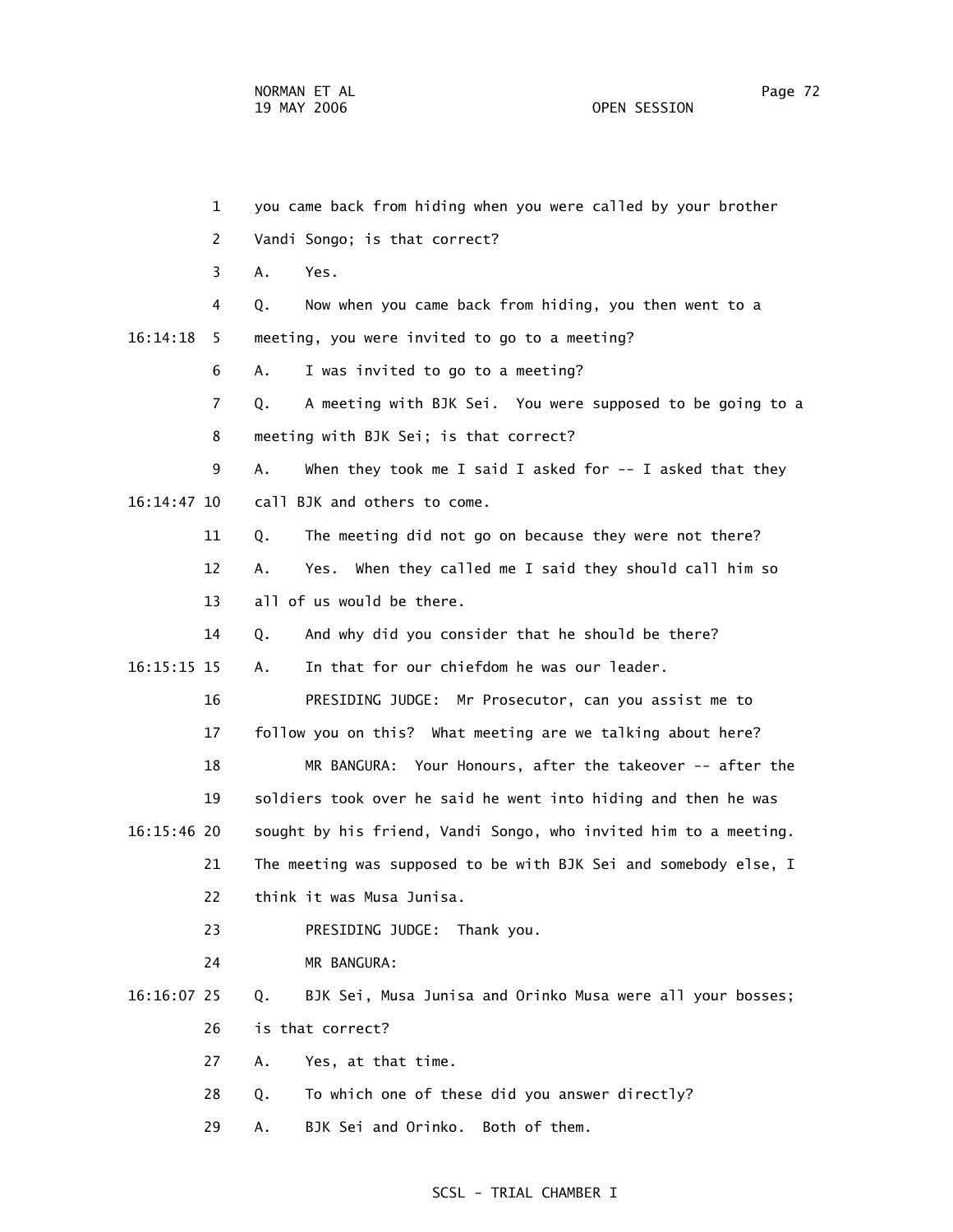1 you came back from hiding when you were called by your brother

2 Vandi Songo; is that correct?

3 A. Yes.

4 Q. Now when you came back from hiding, you then went to a

16:14:18 5 meeting, you were invited to go to a meeting?

6 A. I was invited to go to a meeting?

7 Q. A meeting with BJK Sei. You were supposed to be going to a

8 meeting with BJK Sei; is that correct?

9 A. When they took me I said I asked for -- I asked that they

16:14:47 10 call BJK and others to come.

11 Q. The meeting did not go on because they were not there?

12 A. Yes. When they called me I said they should call him so

13 all of us would be there.

14 Q. And why did you consider that he should be there?

16:15:15 15 A. In that for our chiefdom he was our leader.

16 PRESIDING JUDGE: Mr Prosecutor, can you assist me to

17 follow you on this? What meeting are we talking about here?

18 MR BANGURA: Your Honours, after the takeover -- after the

19 soldiers took over he said he went into hiding and then he was

16:15:46 20 sought by his friend, Vandi Songo, who invited him to a meeting.

21 The meeting was supposed to be with BJK Sei and somebody else, I

22 think it was Musa Junisa.

23 PRESIDING JUDGE: Thank you.

24 MR BANGURA:

16:16:07 25 Q. BJK Sei, Musa Junisa and Orinko Musa were all your bosses;

26 is that correct?

27 A. Yes, at that time.

28 Q. To which one of these did you answer directly?

29 A. BJK Sei and Orinko. Both of them.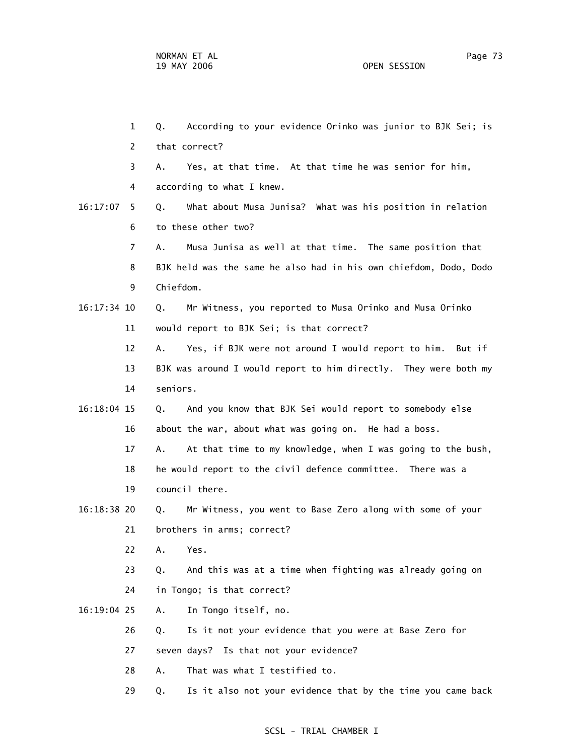1 Q. According to your evidence Orinko was junior to BJK Sei; is
2 that correct?
3 A. Yes, at that time. At that time he was senior for him,
4 according to what I knew.

16:17:07 5 Q. What about Musa Junisa? What was his position in relation
6 to these other two?
7 A. Musa Junisa as well at that time. The same position that
8 BJK held was the same he also had in his own chiefdom, Dodo, Dodo
9 Chiefdom.

16:17:34 10 Q. Mr Witness, you reported to Musa Orinko and Musa Orinko
11 would report to BJK Sei; is that correct?
12 A. Yes, if BJK were not around I would report to him. But if
13 BJK was around I would report to him directly. They were both my
14 seniors.

16:18:04 15 Q. And you know that BJK Sei would report to somebody else
16 about the war, about what was going on. He had a boss.
17 A. At that time to my knowledge, when I was going to the bush,
18 he would report to the civil defence committee. There was a
19 council there.

16:18:38 20 Q. Mr Witness, you went to Base Zero along with some of your
21 brothers in arms; correct?
22 A. Yes.
23 Q. And this was at a time when fighting was already going on
24 in Tongo; is that correct?

16:19:04 25 A. In Tongo itself, no.
26 Q. Is it not your evidence that you were at Base Zero for
27 seven days? Is that not your evidence?
28 A. That was what I testified to.
29 Q. Is it also not your evidence that by the time you came back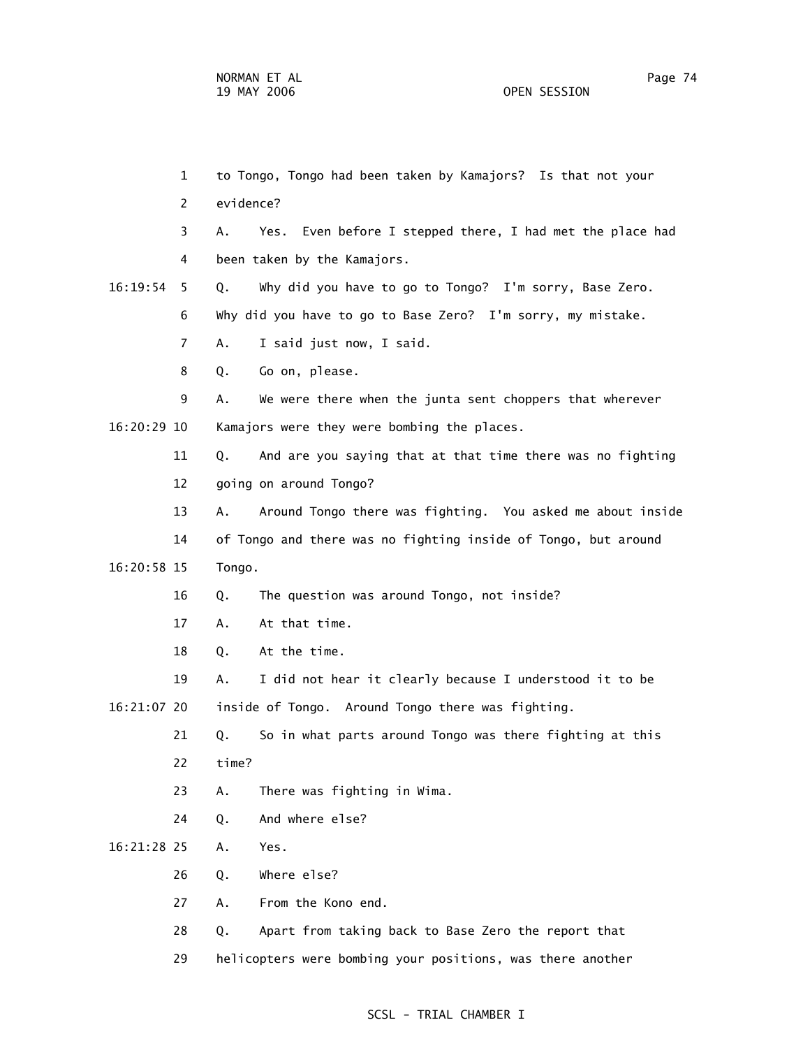to Tongo, Tongo had been taken by Kamajors? Is that not your evidence?

A. Yes. Even before I stepped there, I had met the place had been taken by the Kamajors.

Q. Why did you have to go to Tongo? I'm sorry, Base Zero. Why did you have to go to Base Zero? I'm sorry, my mistake.

A. I said just now, I said.

Q. Go on, please.

A. We were there when the junta sent choppers that wherever Kamajors were they were bombing the places.

Q. And are you saying that at that time there was no fighting going on around Tongo?

A. Around Tongo there was fighting. You asked me about inside of Tongo and there was no fighting inside of Tongo, but around Tongo.

Q. The question was around Tongo, not inside?

A. At that time.

Q. At the time.

A. I did not hear it clearly because I understood it to be inside of Tongo. Around Tongo there was fighting.

Q. So in what parts around Tongo was there fighting at this time?

A. There was fighting in Wima.

Q. And where else?

A. Yes.

Q. Where else?

A. From the Kono end.

Q. Apart from taking back to Base Zero the report that helicopters were bombing your positions, was there another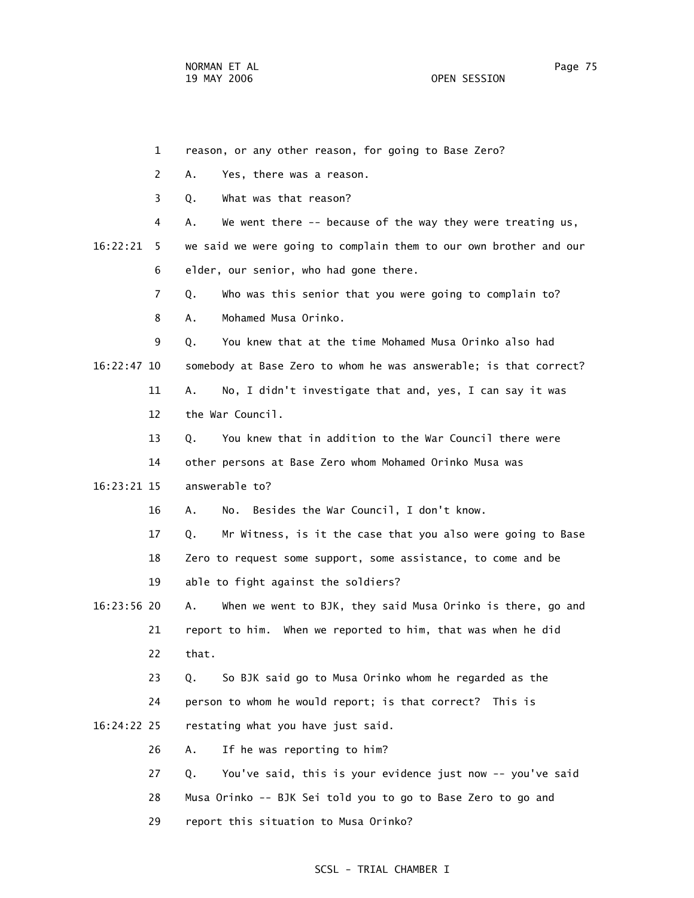1 reason, or any other reason, for going to Base Zero?

2 A. Yes, there was a reason.

3 Q. What was that reason?

4 A. We went there -- because of the way they were treating us,

16:22:21 5 we said we were going to complain them to our own brother and our

6 elder, our senior, who had gone there.

7 Q. Who was this senior that you were going to complain to?

8 A. Mohamed Musa Orinko.

9 Q. You knew that at the time Mohamed Musa Orinko also had

16:22:47 10 somebody at Base Zero to whom he was answerable; is that correct?

11 A. No, I didn't investigate that and, yes, I can say it was

12 the War Council.

13 Q. You knew that in addition to the War Council there were

14 other persons at Base Zero whom Mohamed Orinko Musa was

16:23:21 15 answerable to?

16 A. No. Besides the War Council, I don't know.

17 Q. Mr Witness, is it the case that you also were going to Base

18 Zero to request some support, some assistance, to come and be

19 able to fight against the soldiers?

16:23:56 20 A. When we went to BJK, they said Musa Orinko is there, go and

21 report to him. When we reported to him, that was when he did

22 that.

23 Q. So BJK said go to Musa Orinko whom he regarded as the

24 person to whom he would report; is that correct? This is

16:24:22 25 restating what you have just said.

26 A. If he was reporting to him?

27 Q. You've said, this is your evidence just now -- you've said

28 Musa Orinko -- BJK Sei told you to go to Base Zero to go and

29 report this situation to Musa Orinko?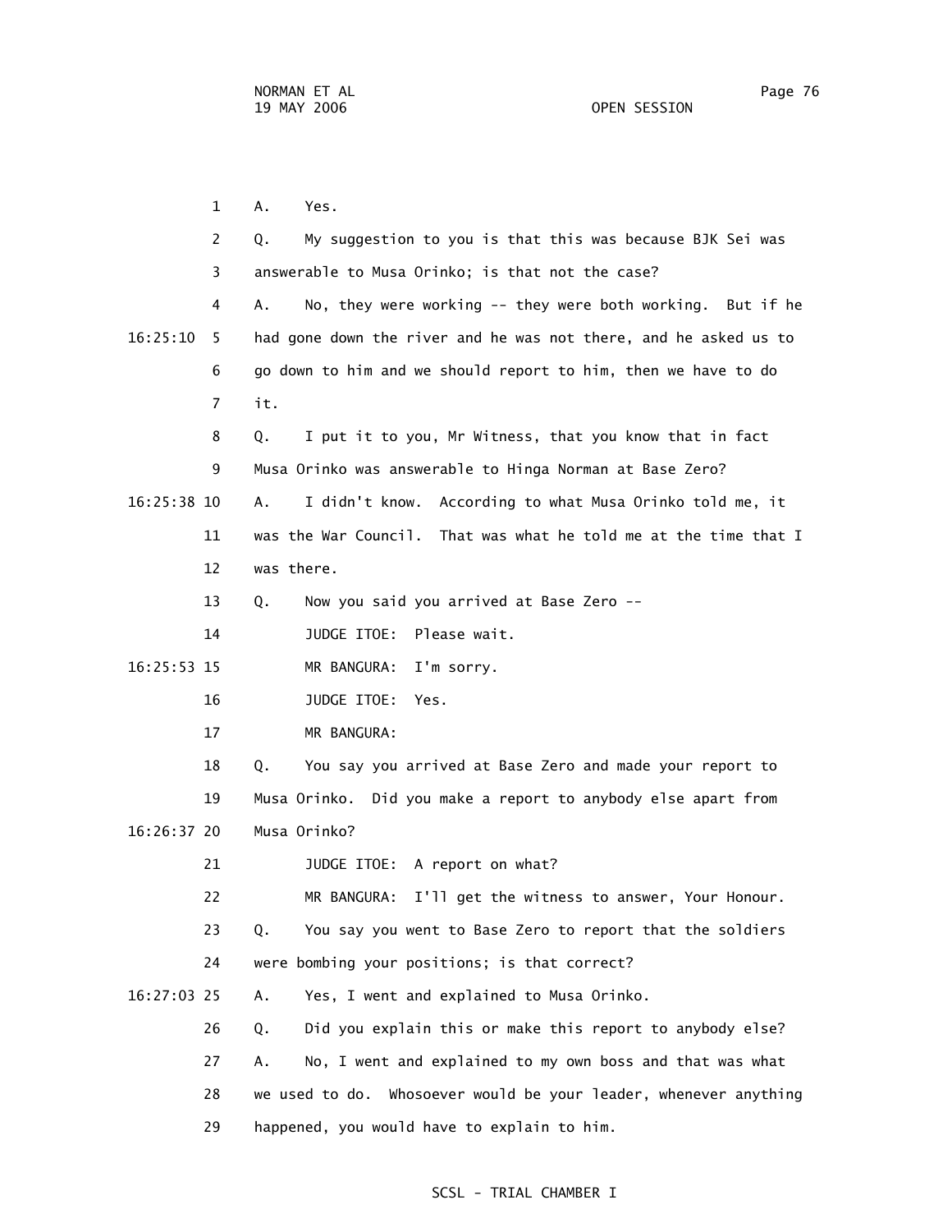1 A. Yes.

2 Q. My suggestion to you is that this was because BJK Sei was

3 answerable to Musa Orinko; is that not the case?

4 A. No, they were working -- they were both working. But if he

16:25:10 5 had gone down the river and he was not there, and he asked us to

6 go down to him and we should report to him, then we have to do

7 it.

8 Q. I put it to you, Mr Witness, that you know that in fact

9 Musa Orinko was answerable to Hinga Norman at Base Zero?

16:25:38 10 A. I didn't know. According to what Musa Orinko told me, it

11 was the War Council. That was what he told me at the time that I

12 was there.

13 Q. Now you said you arrived at Base Zero --

14 JUDGE ITOE: Please wait.

16:25:53 15 MR BANGURA: I'm sorry.

16 JUDGE ITOE: Yes.

17 MR BANGURA:

18 Q. You say you arrived at Base Zero and made your report to

19 Musa Orinko. Did you make a report to anybody else apart from

16:26:37 20 Musa Orinko?

21 JUDGE ITOE: A report on what?

22 MR BANGURA: I'll get the witness to answer, Your Honour.

23 Q. You say you went to Base Zero to report that the soldiers

24 were bombing your positions; is that correct?

16:27:03 25 A. Yes, I went and explained to Musa Orinko.

26 Q. Did you explain this or make this report to anybody else?

27 A. No, I went and explained to my own boss and that was what

28 we used to do. Whosoever would be your leader, whenever anything

29 happened, you would have to explain to him.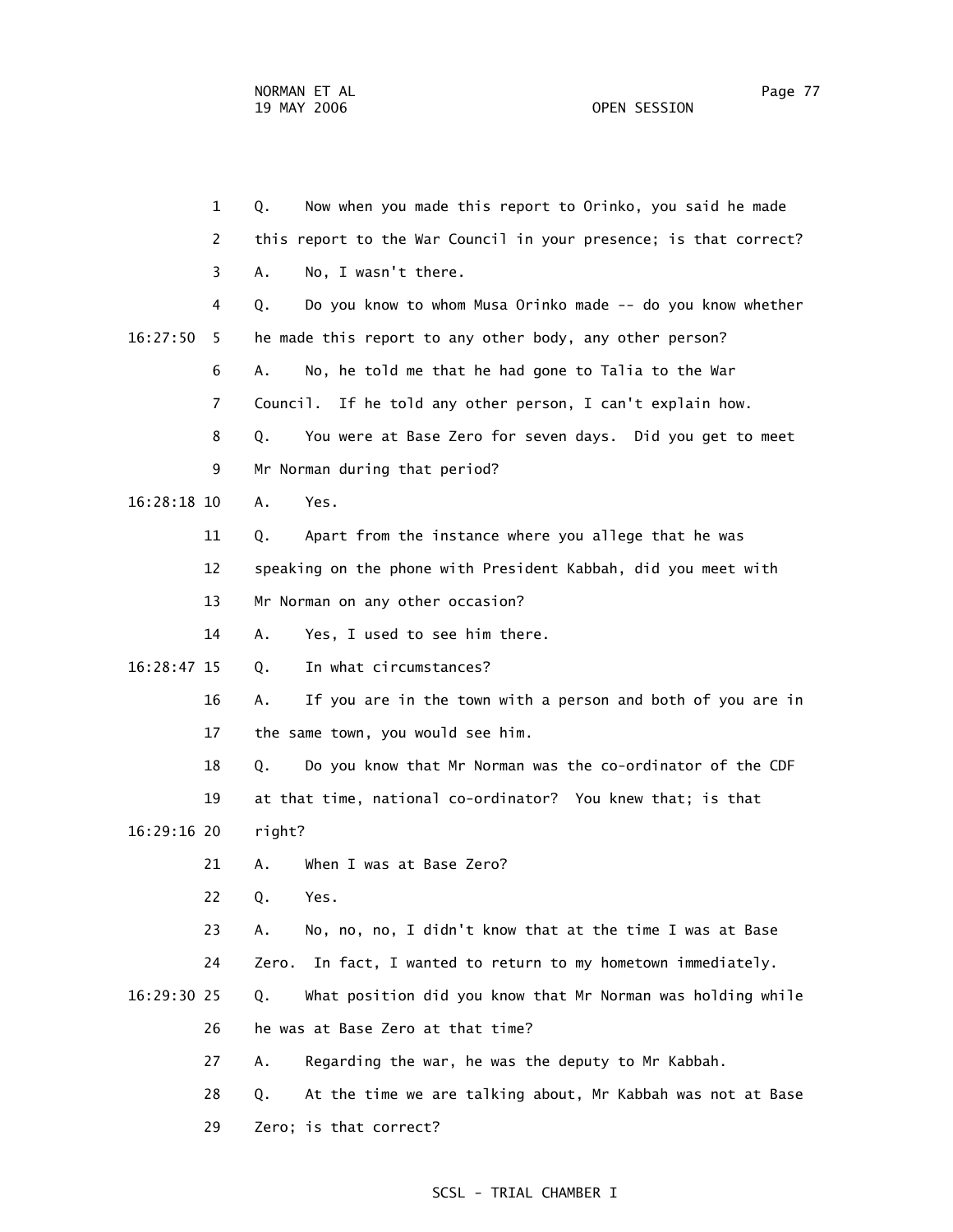1 Q. Now when you made this report to Orinko, you said he made

2 this report to the War Council in your presence; is that correct?

3 A. No, I wasn't there.

4 Q. Do you know to whom Musa Orinko made -- do you know whether

16:27:50 5 he made this report to any other body, any other person?

6 A. No, he told me that he had gone to Talia to the War

7 Council. If he told any other person, I can't explain how.

8 Q. You were at Base Zero for seven days. Did you get to meet

9 Mr Norman during that period?

16:28:18 10 A. Yes.

11 Q. Apart from the instance where you allege that he was

12 speaking on the phone with President Kabbah, did you meet with

13 Mr Norman on any other occasion?

14 A. Yes, I used to see him there.

16:28:47 15 Q. In what circumstances?

16 A. If you are in the town with a person and both of you are in

17 the same town, you would see him.

18 Q. Do you know that Mr Norman was the co-ordinator of the CDF

19 at that time, national co-ordinator? You knew that; is that

16:29:16 20 right?

21 A. When I was at Base Zero?

22 Q. Yes.

23 A. No, no, no, I didn't know that at the time I was at Base

24 Zero. In fact, I wanted to return to my hometown immediately.

16:29:30 25 Q. What position did you know that Mr Norman was holding while

26 he was at Base Zero at that time?

27 A. Regarding the war, he was the deputy to Mr Kabbah.

28 Q. At the time we are talking about, Mr Kabbah was not at Base

29 Zero; is that correct?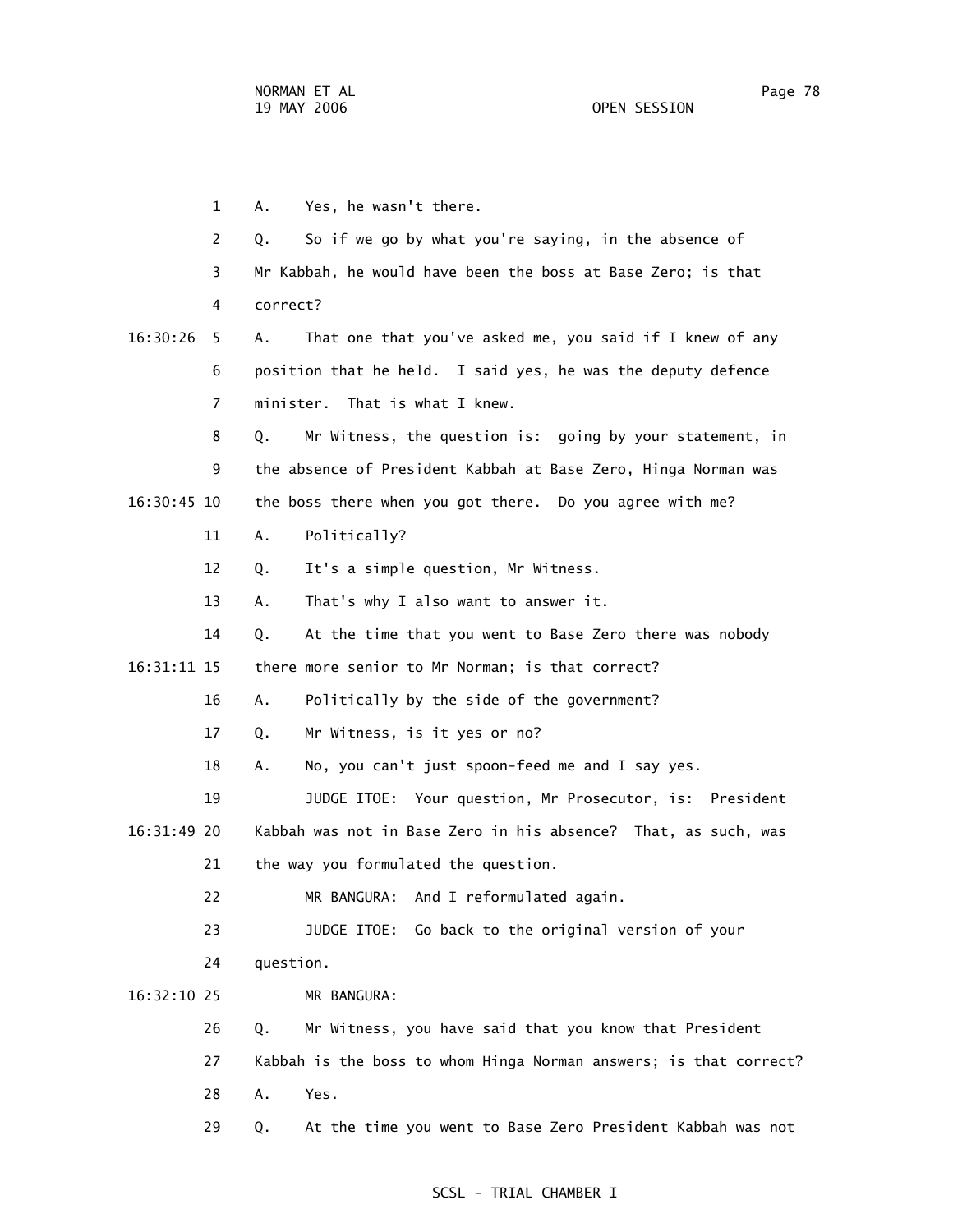1 A. Yes, he wasn't there.

2 Q. So if we go by what you're saying, in the absence of

3 Mr Kabbah, he would have been the boss at Base Zero; is that

4 correct?

16:30:26 5 A. That one that you've asked me, you said if I knew of any

6 position that he held. I said yes, he was the deputy defence

7 minister. That is what I knew.

8 Q. Mr Witness, the question is: going by your statement, in

9 the absence of President Kabbah at Base Zero, Hinga Norman was

16:30:45 10 the boss there when you got there. Do you agree with me?

11 A. Politically?

12 Q. It's a simple question, Mr Witness.

13 A. That's why I also want to answer it.

14 Q. At the time that you went to Base Zero there was nobody

16:31:11 15 there more senior to Mr Norman; is that correct?

16 A. Politically by the side of the government?

17 Q. Mr Witness, is it yes or no?

18 A. No, you can't just spoon-feed me and I say yes.

19 JUDGE ITOE: Your question, Mr Prosecutor, is: President

16:31:49 20 Kabbah was not in Base Zero in his absence? That, as such, was

21 the way you formulated the question.

22 MR BANGURA: And I reformulated again.

23 JUDGE ITOE: Go back to the original version of your

24 question.

16:32:10 25 MR BANGURA:

26 Q. Mr Witness, you have said that you know that President

27 Kabbah is the boss to whom Hinga Norman answers; is that correct?

28 A. Yes.

29 Q. At the time you went to Base Zero President Kabbah was not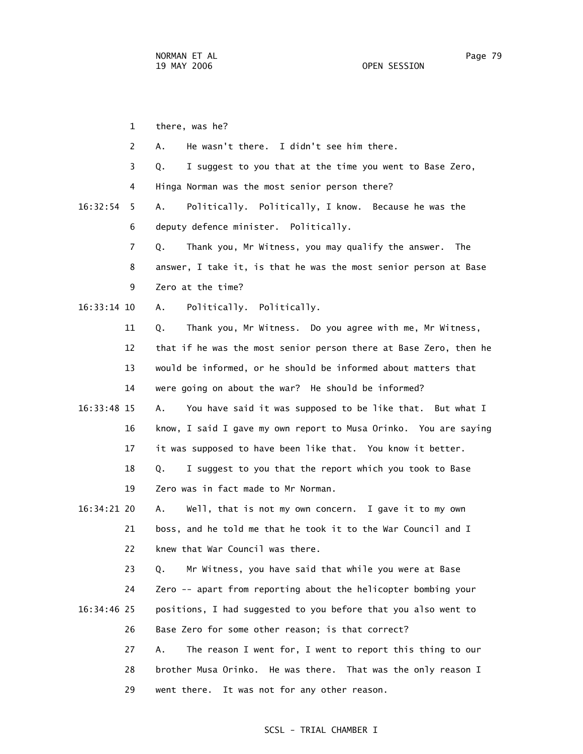there, was he?

A. He wasn't there. I didn't see him there.

Q. I suggest to you that at the time you went to Base Zero, Hinga Norman was the most senior person there?

A. Politically. Politically, I know. Because he was the deputy defence minister. Politically.

Q. Thank you, Mr Witness, you may qualify the answer. The answer, I take it, is that he was the most senior person at Base Zero at the time?

A. Politically. Politically.

Q. Thank you, Mr Witness. Do you agree with me, Mr Witness, that if he was the most senior person there at Base Zero, then he would be informed, or he should be informed about matters that were going on about the war? He should be informed?

A. You have said it was supposed to be like that. But what I know, I said I gave my own report to Musa Orinko. You are saying it was supposed to have been like that. You know it better.

Q. I suggest to you that the report which you took to Base Zero was in fact made to Mr Norman.

A. Well, that is not my own concern. I gave it to my own boss, and he told me that he took it to the War Council and I knew that War Council was there.

Q. Mr Witness, you have said that while you were at Base Zero -- apart from reporting about the helicopter bombing your positions, I had suggested to you before that you also went to Base Zero for some other reason; is that correct?

A. The reason I went for, I went to report this thing to our brother Musa Orinko. He was there. That was the only reason I went there. It was not for any other reason.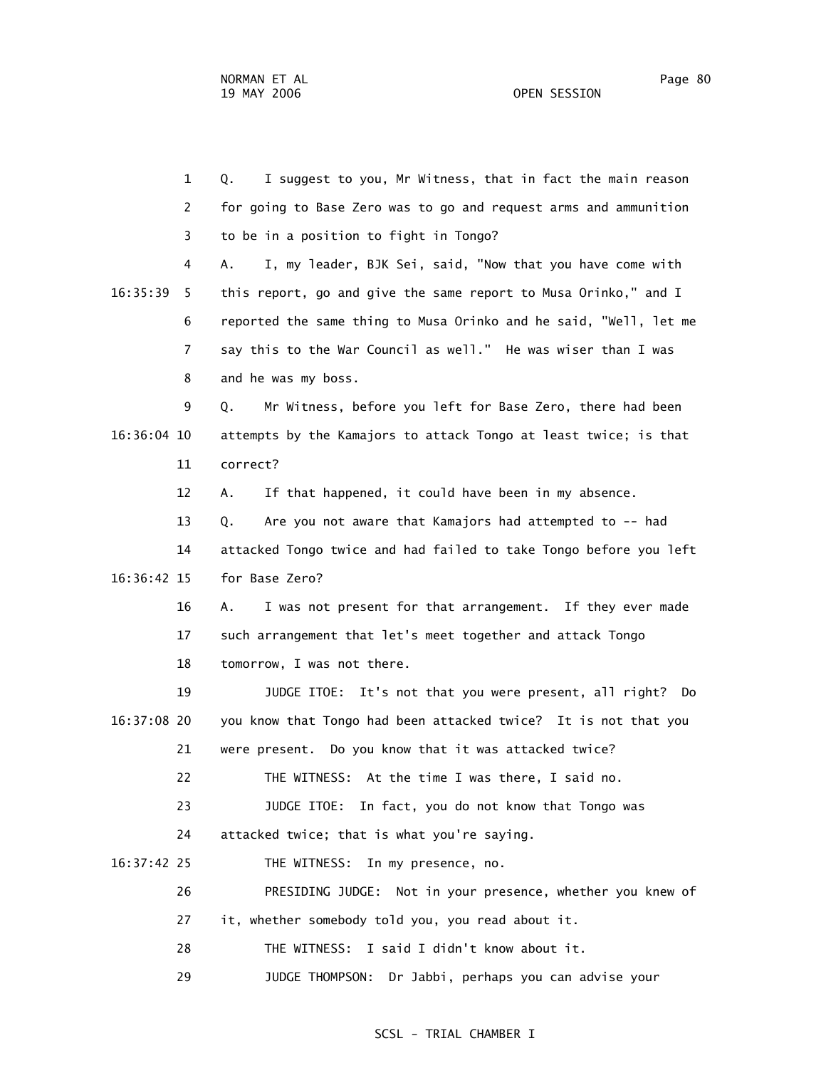1 Q. I suggest to you, Mr Witness, that in fact the main reason

2 for going to Base Zero was to go and request arms and ammunition

3 to be in a position to fight in Tongo?

4 A. I, my leader, BJK Sei, said, "Now that you have come with

16:35:39 5 this report, go and give the same report to Musa Orinko," and I

6 reported the same thing to Musa Orinko and he said, "Well, let me

7 say this to the War Council as well." He was wiser than I was

8 and he was my boss.

9 Q. Mr Witness, before you left for Base Zero, there had been

16:36:04 10 attempts by the Kamajors to attack Tongo at least twice; is that

11 correct?

12 A. If that happened, it could have been in my absence.

13 Q. Are you not aware that Kamajors had attempted to -- had

14 attacked Tongo twice and had failed to take Tongo before you left

16:36:42 15 for Base Zero?

16 A. I was not present for that arrangement. If they ever made

17 such arrangement that let's meet together and attack Tongo

18 tomorrow, I was not there.

19 JUDGE ITOE: It's not that you were present, all right? Do

16:37:08 20 you know that Tongo had been attacked twice? It is not that you

21 were present. Do you know that it was attacked twice?

22 THE WITNESS: At the time I was there, I said no.

23 JUDGE ITOE: In fact, you do not know that Tongo was

24 attacked twice; that is what you're saying.

16:37:42 25 THE WITNESS: In my presence, no.

26 PRESIDING JUDGE: Not in your presence, whether you knew of

27 it, whether somebody told you, you read about it.

28 THE WITNESS: I said I didn't know about it.

29 JUDGE THOMPSON: Dr Jabbi, perhaps you can advise your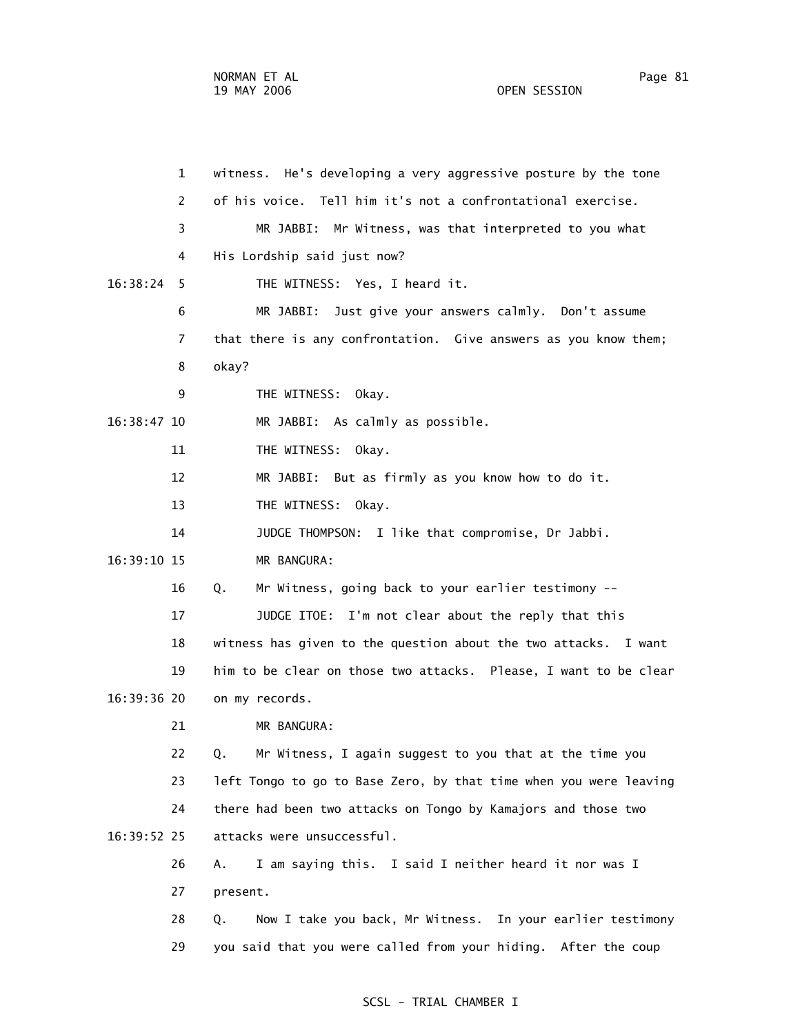1 witness. He's developing a very aggressive posture by the tone

2 of his voice. Tell him it's not a confrontational exercise.

3 MR JABBI: Mr Witness, was that interpreted to you what

4 His Lordship said just now?

16:38:24 5 THE WITNESS: Yes, I heard it.

6 MR JABBI: Just give your answers calmly. Don't assume

7 that there is any confrontation. Give answers as you know them;

8 okay?

9 THE WITNESS: Okay.

16:38:47 10 MR JABBI: As calmly as possible.

11 THE WITNESS: Okay.

12 MR JABBI: But as firmly as you know how to do it.

13 THE WITNESS: Okay.

14 JUDGE THOMPSON: I like that compromise, Dr Jabbi.

16:39:10 15 MR BANGURA:

16 Q. Mr Witness, going back to your earlier testimony --

17 JUDGE ITOE: I'm not clear about the reply that this

18 witness has given to the question about the two attacks. I want

19 him to be clear on those two attacks. Please, I want to be clear

16:39:36 20 on my records.

21 MR BANGURA:

22 Q. Mr Witness, I again suggest to you that at the time you

23 left Tongo to go to Base Zero, by that time when you were leaving

24 there had been two attacks on Tongo by Kamajors and those two

16:39:52 25 attacks were unsuccessful.

26 A. I am saying this. I said I neither heard it nor was I

27 present.

28 Q. Now I take you back, Mr Witness. In your earlier testimony

29 you said that you were called from your hiding. After the coup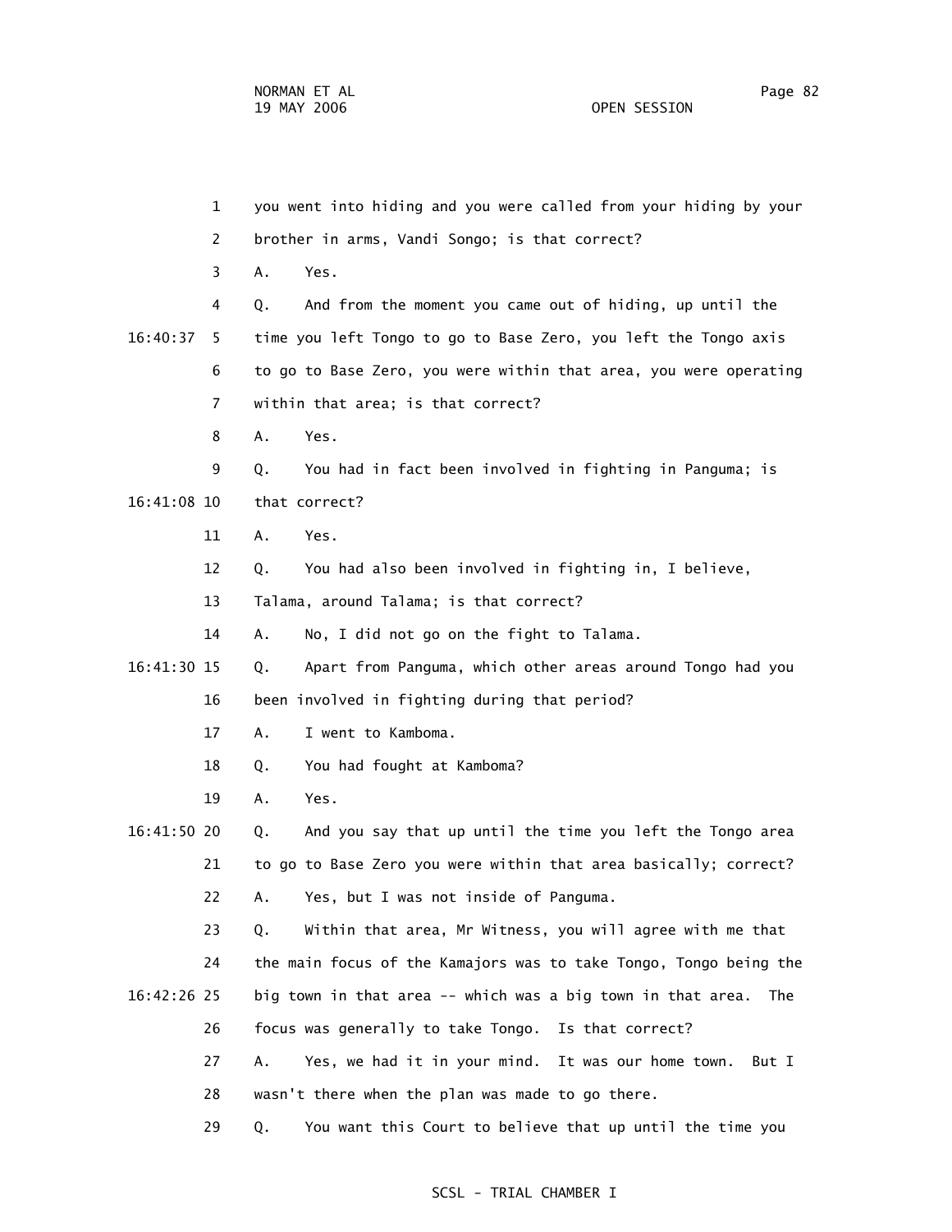1 you went into hiding and you were called from your hiding by your

2 brother in arms, Vandi Songo; is that correct?

3 A. Yes.

4 Q. And from the moment you came out of hiding, up until the

16:40:37 5 time you left Tongo to go to Base Zero, you left the Tongo axis

6 to go to Base Zero, you were within that area, you were operating

7 within that area; is that correct?

8 A. Yes.

9 Q. You had in fact been involved in fighting in Panguma; is

16:41:08 10 that correct?

11 A. Yes.

12 Q. You had also been involved in fighting in, I believe,

13 Talama, around Talama; is that correct?

14 A. No, I did not go on the fight to Talama.

16:41:30 15 Q. Apart from Panguma, which other areas around Tongo had you

16 been involved in fighting during that period?

17 A. I went to Kamboma.

18 Q. You had fought at Kamboma?

19 A. Yes.

16:41:50 20 Q. And you say that up until the time you left the Tongo area

21 to go to Base Zero you were within that area basically; correct?

22 A. Yes, but I was not inside of Panguma.

23 Q. Within that area, Mr Witness, you will agree with me that

24 the main focus of the Kamajors was to take Tongo, Tongo being the

16:42:26 25 big town in that area -- which was a big town in that area. The

26 focus was generally to take Tongo. Is that correct?

27 A. Yes, we had it in your mind. It was our home town. But I

28 wasn't there when the plan was made to go there.

29 Q. You want this Court to believe that up until the time you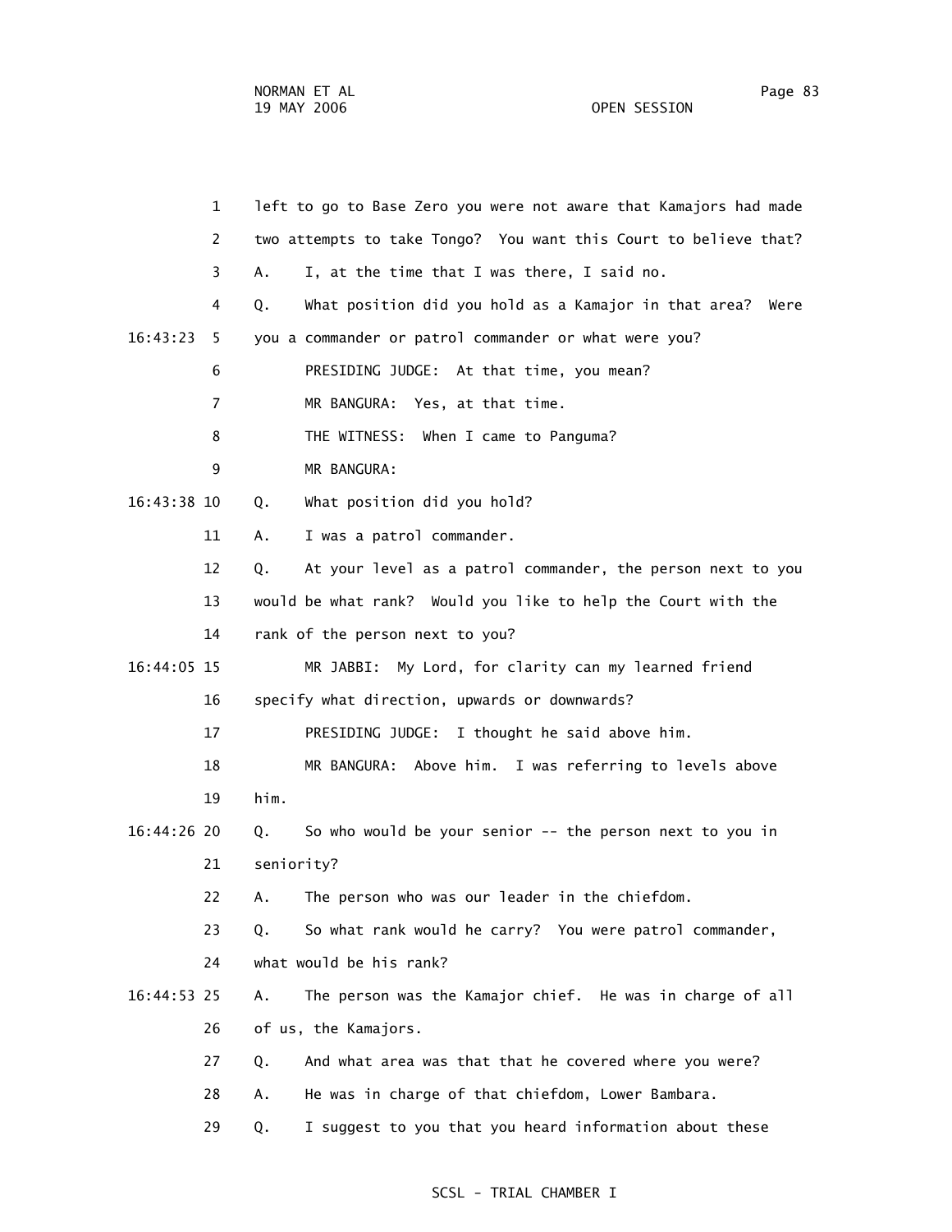1 left to go to Base Zero you were not aware that Kamajors had made
2 two attempts to take Tongo? You want this Court to believe that?
3 A. I, at the time that I was there, I said no.
4 Q. What position did you hold as a Kamajor in that area? Were
16:43:23 5 you a commander or patrol commander or what were you?
6 PRESIDING JUDGE: At that time, you mean?
7 MR BANGURA: Yes, at that time.
8 THE WITNESS: When I came to Panguma?
9 MR BANGURA:
16:43:38 10 Q. What position did you hold?
11 A. I was a patrol commander.
12 Q. At your level as a patrol commander, the person next to you
13 would be what rank? Would you like to help the Court with the
14 rank of the person next to you?
16:44:05 15 MR JABBI: My Lord, for clarity can my learned friend
16 specify what direction, upwards or downwards?
17 PRESIDING JUDGE: I thought he said above him.
18 MR BANGURA: Above him. I was referring to levels above
19 him.
16:44:26 20 Q. So who would be your senior -- the person next to you in
21 seniority?
22 A. The person who was our leader in the chiefdom.
23 Q. So what rank would he carry? You were patrol commander,
24 what would be his rank?
16:44:53 25 A. The person was the Kamajor chief. He was in charge of all
26 of us, the Kamajors.
27 Q. And what area was that that he covered where you were?
28 A. He was in charge of that chiefdom, Lower Bambara.
29 Q. I suggest to you that you heard information about these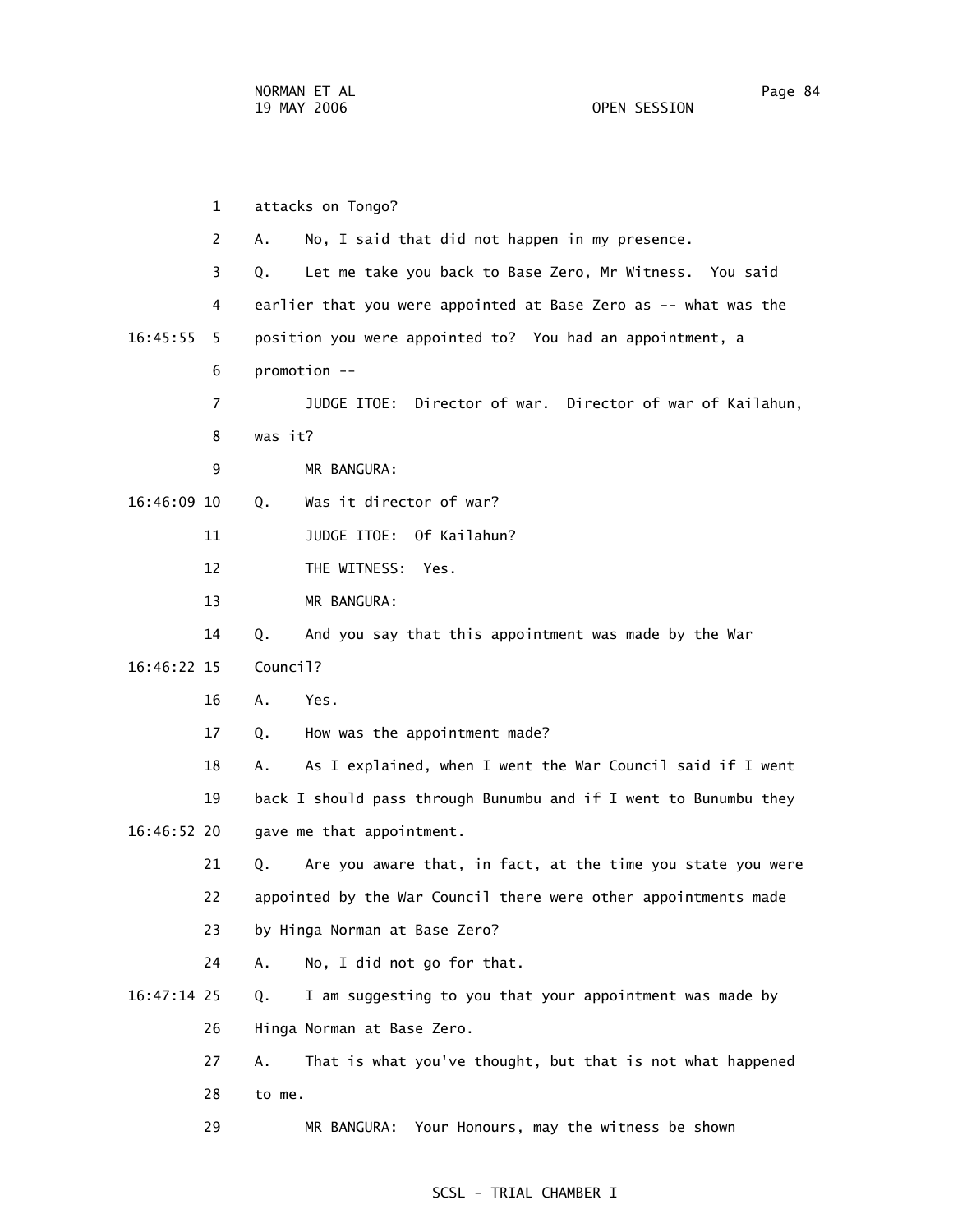1 attacks on Tongo?

2 A. No, I said that did not happen in my presence.

3 Q. Let me take you back to Base Zero, Mr Witness. You said

4 earlier that you were appointed at Base Zero as -- what was the

16:45:55 5 position you were appointed to? You had an appointment, a

6 promotion --

7 JUDGE ITOE: Director of war. Director of war of Kailahun,

8 was it?

9 MR BANGURA:

16:46:09 10 Q. Was it director of war?

11 JUDGE ITOE: Of Kailahun?

12 THE WITNESS: Yes.

13 MR BANGURA:

14 Q. And you say that this appointment was made by the War

16:46:22 15 Council?

16 A. Yes.

17 Q. How was the appointment made?

18 A. As I explained, when I went the War Council said if I went

19 back I should pass through Bunumbu and if I went to Bunumbu they

16:46:52 20 gave me that appointment.

21 Q. Are you aware that, in fact, at the time you state you were

22 appointed by the War Council there were other appointments made

23 by Hinga Norman at Base Zero?

24 A. No, I did not go for that.

16:47:14 25 Q. I am suggesting to you that your appointment was made by

26 Hinga Norman at Base Zero.

27 A. That is what you've thought, but that is not what happened

28 to me.

29 MR BANGURA: Your Honours, may the witness be shown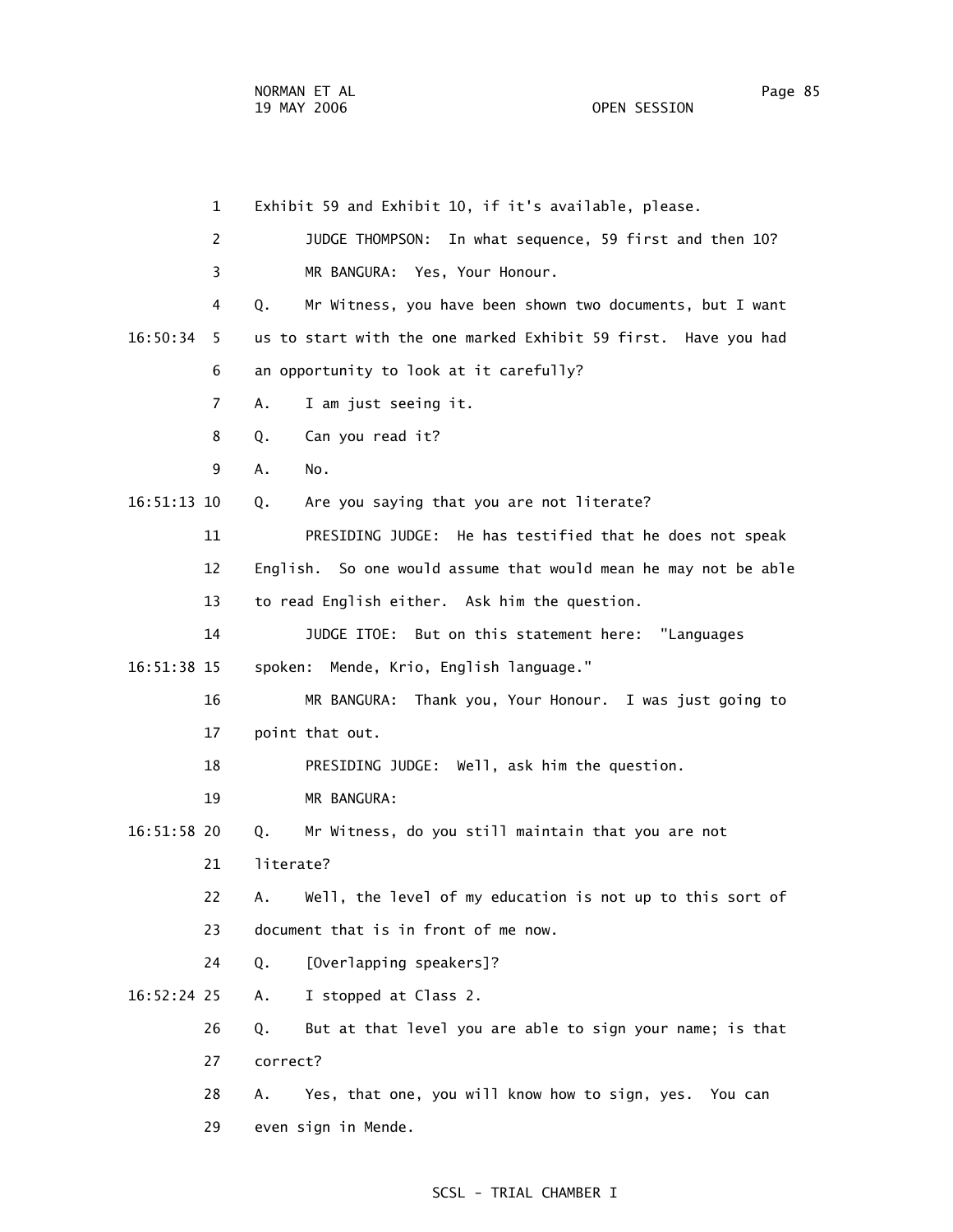1 Exhibit 59 and Exhibit 10, if it's available, please.

2 JUDGE THOMPSON: In what sequence, 59 first and then 10?

3 MR BANGURA: Yes, Your Honour.

4 Q. Mr Witness, you have been shown two documents, but I want

16:50:34 5 us to start with the one marked Exhibit 59 first. Have you had

6 an opportunity to look at it carefully?

7 A. I am just seeing it.

8 Q. Can you read it?

9 A. No.

16:51:13 10 Q. Are you saying that you are not literate?

11 PRESIDING JUDGE: He has testified that he does not speak

12 English. So one would assume that would mean he may not be able

13 to read English either. Ask him the question.

14 JUDGE ITOE: But on this statement here: "Languages

16:51:38 15 spoken: Mende, Krio, English language."

16 MR BANGURA: Thank you, Your Honour. I was just going to

17 point that out.

18 PRESIDING JUDGE: Well, ask him the question.

19 MR BANGURA:

16:51:58 20 Q. Mr Witness, do you still maintain that you are not

21 literate?

22 A. Well, the level of my education is not up to this sort of

23 document that is in front of me now.

24 Q. [Overlapping speakers]?

16:52:24 25 A. I stopped at Class 2.

26 Q. But at that level you are able to sign your name; is that

27 correct?

28 A. Yes, that one, you will know how to sign, yes. You can

29 even sign in Mende.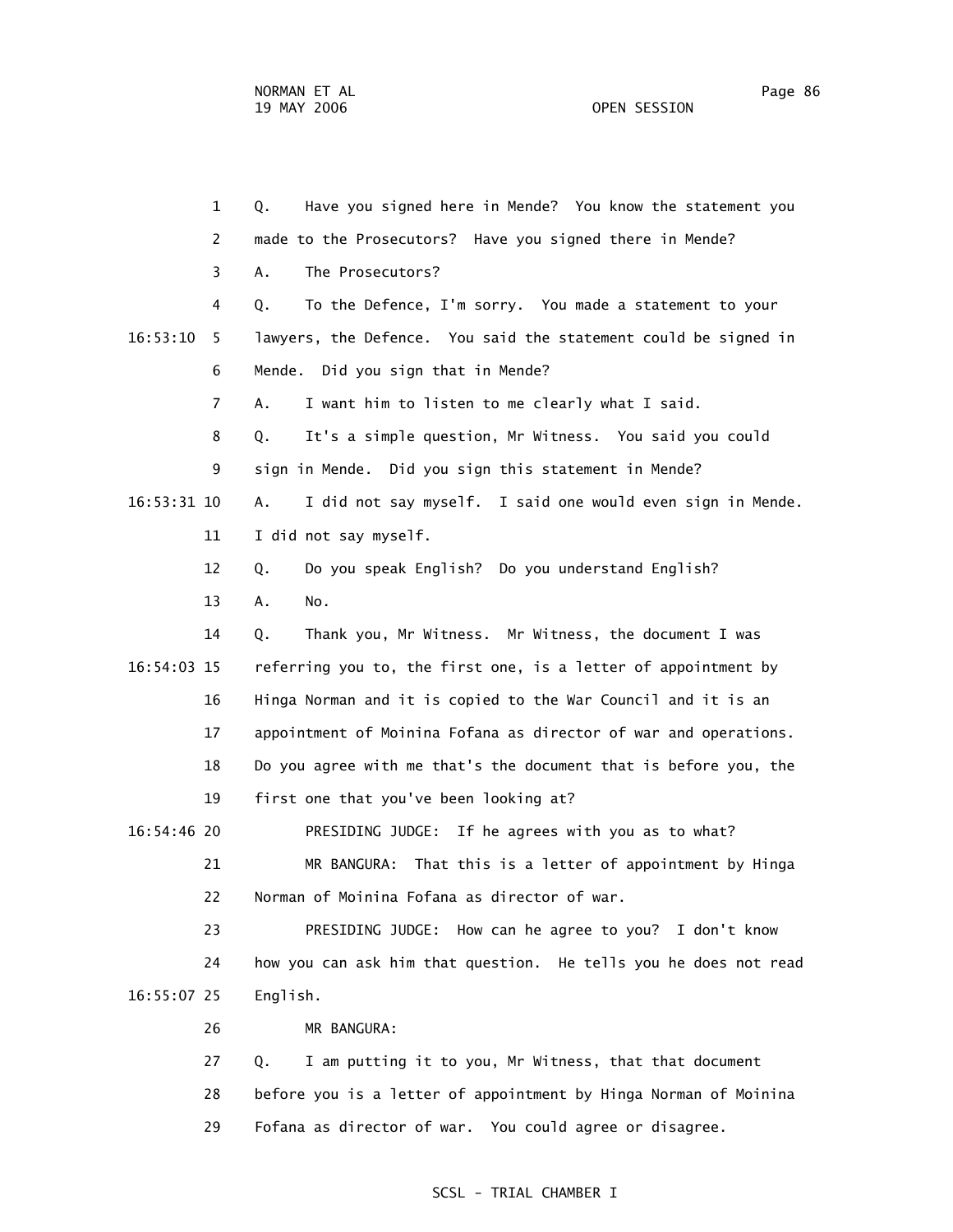1 Q. Have you signed here in Mende? You know the statement you

2 made to the Prosecutors? Have you signed there in Mende?

3 A. The Prosecutors?

4 Q. To the Defence, I'm sorry. You made a statement to your

16:53:10 5 lawyers, the Defence. You said the statement could be signed in

6 Mende. Did you sign that in Mende?

7 A. I want him to listen to me clearly what I said.

8 Q. It's a simple question, Mr Witness. You said you could

9 sign in Mende. Did you sign this statement in Mende?

16:53:31 10 A. I did not say myself. I said one would even sign in Mende.

11 I did not say myself.

12 Q. Do you speak English? Do you understand English?

13 A. No.

14 Q. Thank you, Mr Witness. Mr Witness, the document I was

16:54:03 15 referring you to, the first one, is a letter of appointment by

16 Hinga Norman and it is copied to the War Council and it is an

17 appointment of Moinina Fofana as director of war and operations.

18 Do you agree with me that's the document that is before you, the

19 first one that you've been looking at?

16:54:46 20 PRESIDING JUDGE: If he agrees with you as to what?

21 MR BANGURA: That this is a letter of appointment by Hinga

22 Norman of Moinina Fofana as director of war.

23 PRESIDING JUDGE: How can he agree to you? I don't know

24 how you can ask him that question. He tells you he does not read

16:55:07 25 English.

26 MR BANGURA:

27 Q. I am putting it to you, Mr Witness, that that document

28 before you is a letter of appointment by Hinga Norman of Moinina

29 Fofana as director of war. You could agree or disagree.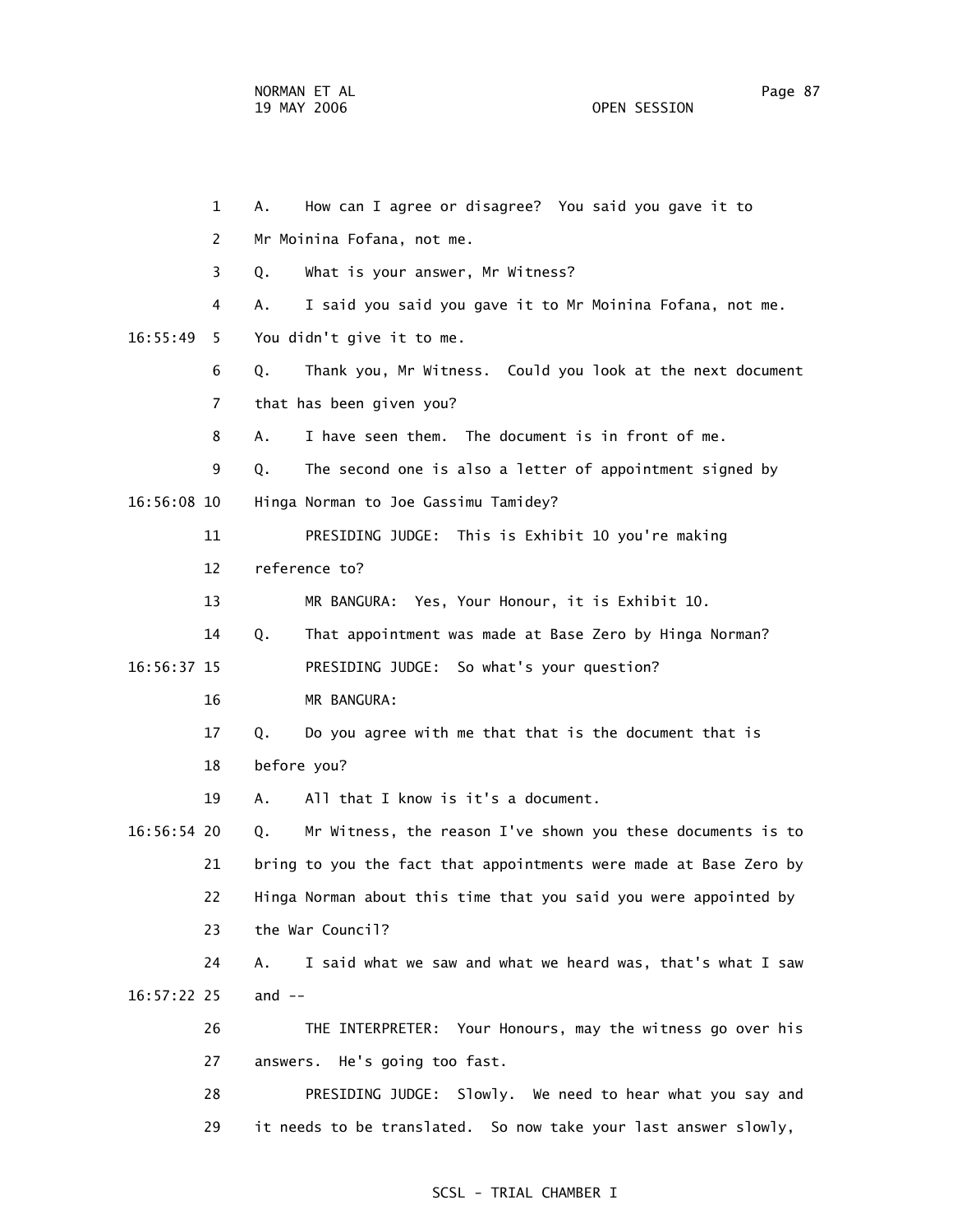A. How can I agree or disagree? You said you gave it to Mr Moinina Fofana, not me.

Q. What is your answer, Mr Witness?

A. I said you said you gave it to Mr Moinina Fofana, not me. You didn't give it to me.

Q. Thank you, Mr Witness. Could you look at the next document that has been given you?

A. I have seen them. The document is in front of me.

Q. The second one is also a letter of appointment signed by Hinga Norman to Joe Gassimu Tamidey?

PRESIDING JUDGE: This is Exhibit 10 you're making reference to?

MR BANGURA: Yes, Your Honour, it is Exhibit 10.

Q. That appointment was made at Base Zero by Hinga Norman?

PRESIDING JUDGE: So what's your question?

MR BANGURA:

Q. Do you agree with me that that is the document that is before you?

A. All that I know is it's a document.

Q. Mr Witness, the reason I've shown you these documents is to bring to you the fact that appointments were made at Base Zero by Hinga Norman about this time that you said you were appointed by the War Council?

A. I said what we saw and what we heard was, that's what I saw and --

THE INTERPRETER: Your Honours, may the witness go over his answers. He's going too fast.

PRESIDING JUDGE: Slowly. We need to hear what you say and it needs to be translated. So now take your last answer slowly,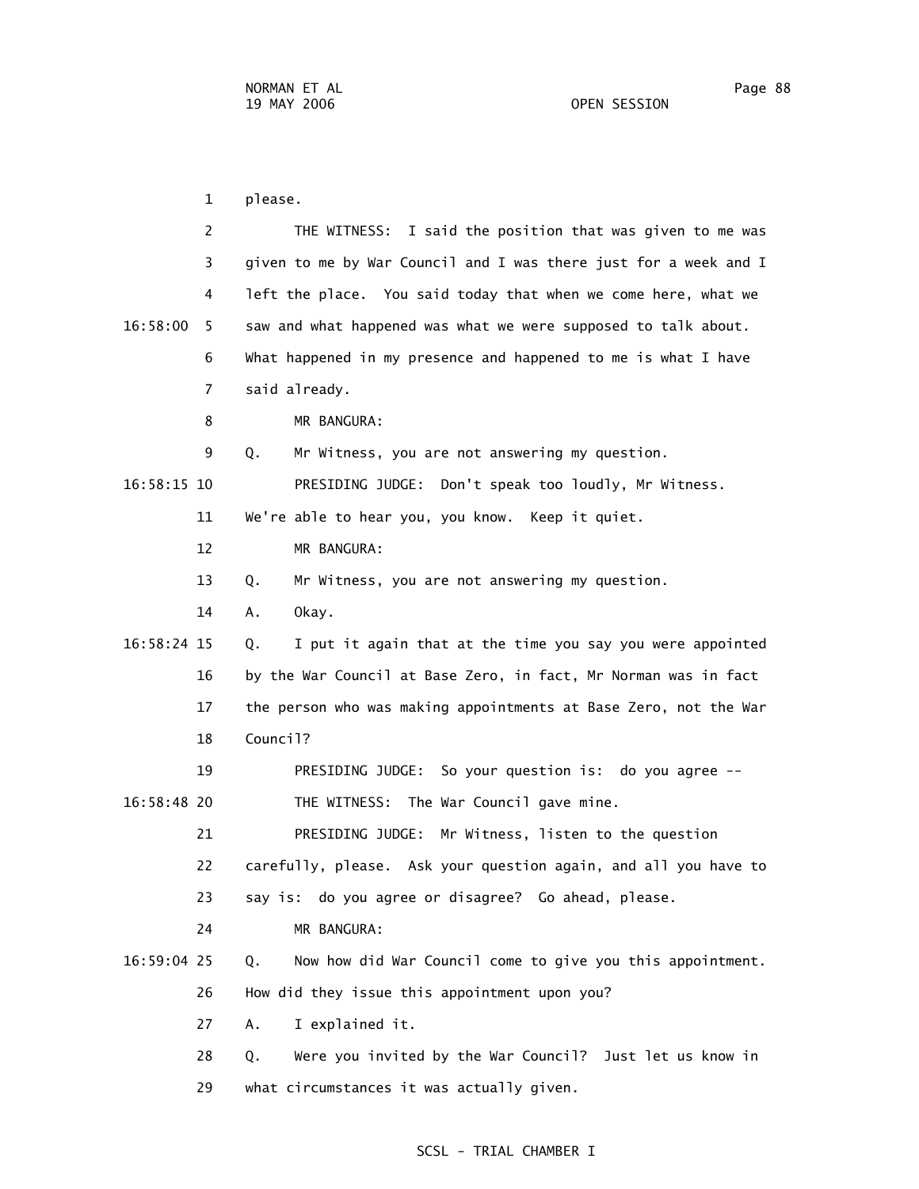1 please.

2 THE WITNESS: I said the position that was given to me was

3 given to me by War Council and I was there just for a week and I

4 left the place. You said today that when we come here, what we

16:58:00 5 saw and what happened was what we were supposed to talk about.

6 What happened in my presence and happened to me is what I have

7 said already.

8 MR BANGURA:

9 Q. Mr Witness, you are not answering my question.

16:58:15 10 PRESIDING JUDGE: Don't speak too loudly, Mr Witness.

11 We're able to hear you, you know. Keep it quiet.

12 MR BANGURA:

13 Q. Mr Witness, you are not answering my question.

14 A. Okay.

16:58:24 15 Q. I put it again that at the time you say you were appointed

16 by the War Council at Base Zero, in fact, Mr Norman was in fact

17 the person who was making appointments at Base Zero, not the War

18 Council?

19 PRESIDING JUDGE: So your question is: do you agree --

16:58:48 20 THE WITNESS: The War Council gave mine.

21 PRESIDING JUDGE: Mr Witness, listen to the question

22 carefully, please. Ask your question again, and all you have to

23 say is: do you agree or disagree? Go ahead, please.

24 MR BANGURA:

16:59:04 25 Q. Now how did War Council come to give you this appointment.

26 How did they issue this appointment upon you?

27 A. I explained it.

28 Q. Were you invited by the War Council? Just let us know in

29 what circumstances it was actually given.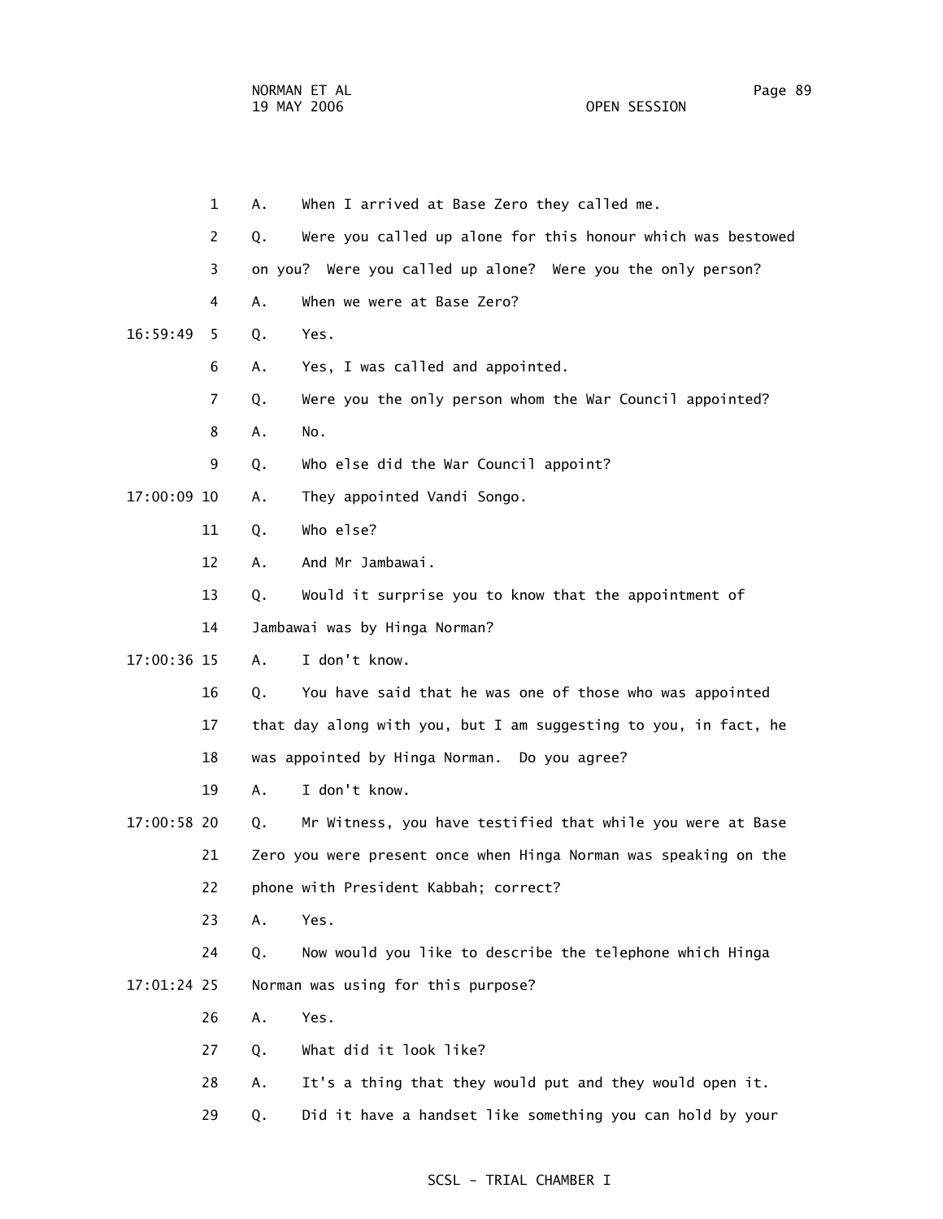1 A. When I arrived at Base Zero they called me.

2 Q. Were you called up alone for this honour which was bestowed

3 on you? Were you called up alone? Were you the only person?

4 A. When we were at Base Zero?

16:59:49 5 Q. Yes.

6 A. Yes, I was called and appointed.

7 Q. Were you the only person whom the War Council appointed?

8 A. No.

9 Q. Who else did the War Council appoint?

17:00:09 10 A. They appointed Vandi Songo.

11 Q. Who else?

12 A. And Mr Jambawai.

13 Q. Would it surprise you to know that the appointment of

14 Jambawai was by Hinga Norman?

17:00:36 15 A. I don't know.

16 Q. You have said that he was one of those who was appointed

17 that day along with you, but I am suggesting to you, in fact, he

18 was appointed by Hinga Norman. Do you agree?

19 A. I don't know.

17:00:58 20 Q. Mr Witness, you have testified that while you were at Base

21 Zero you were present once when Hinga Norman was speaking on the

22 phone with President Kabbah; correct?

23 A. Yes.

24 Q. Now would you like to describe the telephone which Hinga

17:01:24 25 Norman was using for this purpose?

26 A. Yes.

27 Q. What did it look like?

28 A. It's a thing that they would put and they would open it.

29 Q. Did it have a handset like something you can hold by your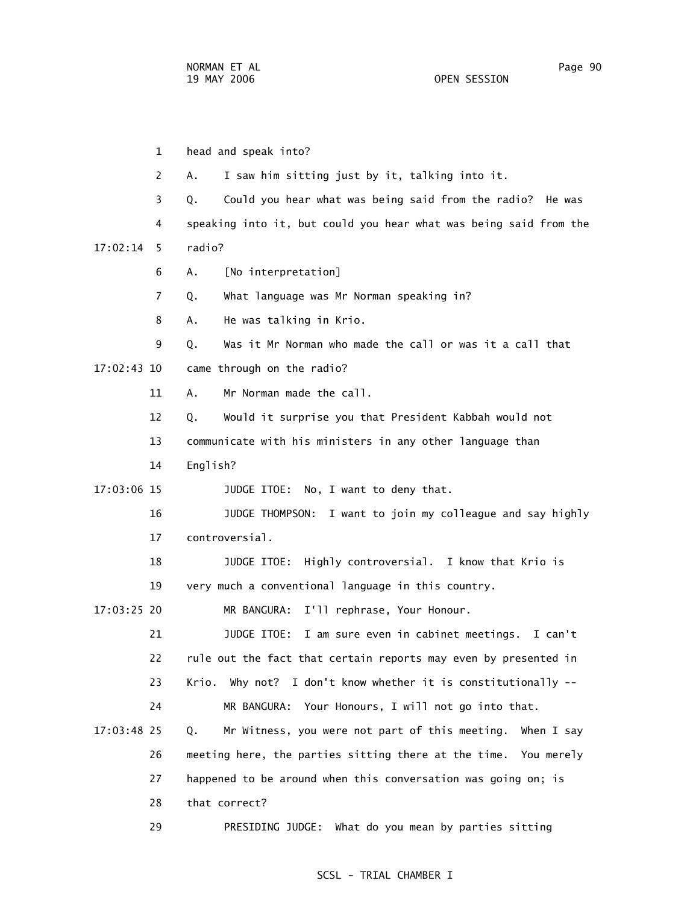1 head and speak into?

2 A. I saw him sitting just by it, talking into it.

3 Q. Could you hear what was being said from the radio? He was

4 speaking into it, but could you hear what was being said from the

17:02:14 5 radio?

6 A. [No interpretation]

7 Q. What language was Mr Norman speaking in?

8 A. He was talking in Krio.

9 Q. Was it Mr Norman who made the call or was it a call that

17:02:43 10 came through on the radio?

11 A. Mr Norman made the call.

12 Q. Would it surprise you that President Kabbah would not

13 communicate with his ministers in any other language than

14 English?

17:03:06 15 JUDGE ITOE: No, I want to deny that.

16 JUDGE THOMPSON: I want to join my colleague and say highly

17 controversial.

18 JUDGE ITOE: Highly controversial. I know that Krio is

19 very much a conventional language in this country.

17:03:25 20 MR BANGURA: I'll rephrase, Your Honour.

21 JUDGE ITOE: I am sure even in cabinet meetings. I can't

22 rule out the fact that certain reports may even by presented in

23 Krio. Why not? I don't know whether it is constitutionally --

24 MR BANGURA: Your Honours, I will not go into that.

17:03:48 25 Q. Mr Witness, you were not part of this meeting. When I say

26 meeting here, the parties sitting there at the time. You merely

27 happened to be around when this conversation was going on; is

28 that correct?

29 PRESIDING JUDGE: What do you mean by parties sitting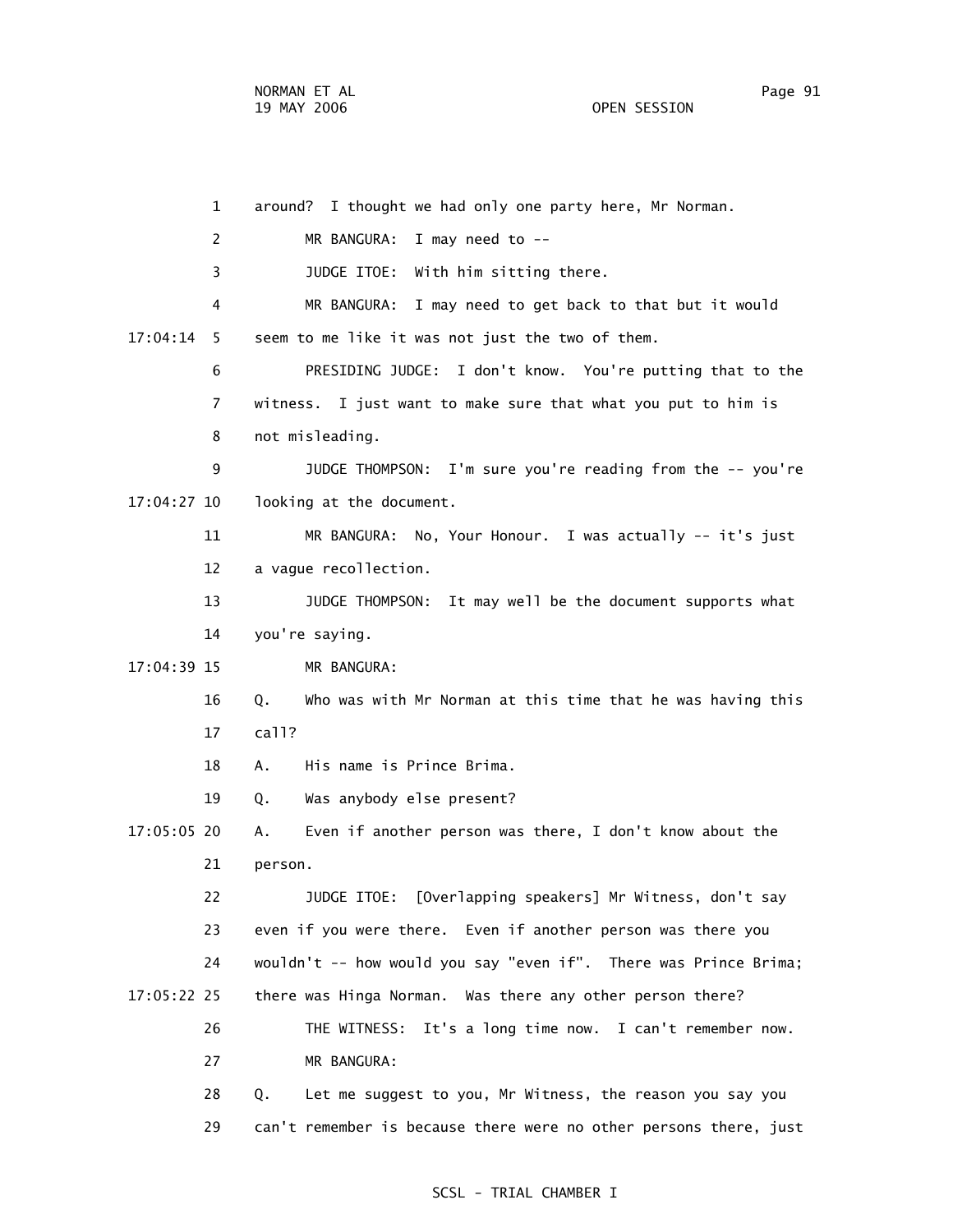1 around? I thought we had only one party here, Mr Norman.

2 MR BANGURA: I may need to --

3 JUDGE ITOE: With him sitting there.

4 MR BANGURA: I may need to get back to that but it would

17:04:14 5 seem to me like it was not just the two of them.

6 PRESIDING JUDGE: I don't know. You're putting that to the

7 witness. I just want to make sure that what you put to him is

8 not misleading.

9 JUDGE THOMPSON: I'm sure you're reading from the -- you're

17:04:27 10 looking at the document.

11 MR BANGURA: No, Your Honour. I was actually -- it's just

12 a vague recollection.

13 JUDGE THOMPSON: It may well be the document supports what

14 you're saying.

17:04:39 15 MR BANGURA:

16 Q. Who was with Mr Norman at this time that he was having this

17 call?

18 A. His name is Prince Brima.

19 Q. Was anybody else present?

17:05:05 20 A. Even if another person was there, I don't know about the

21 person.

22 JUDGE ITOE: [Overlapping speakers] Mr Witness, don't say

23 even if you were there. Even if another person was there you

24 wouldn't -- how would you say "even if". There was Prince Brima;

17:05:22 25 there was Hinga Norman. Was there any other person there?

26 THE WITNESS: It's a long time now. I can't remember now.

27 MR BANGURA:

28 Q. Let me suggest to you, Mr Witness, the reason you say you

29 can't remember is because there were no other persons there, just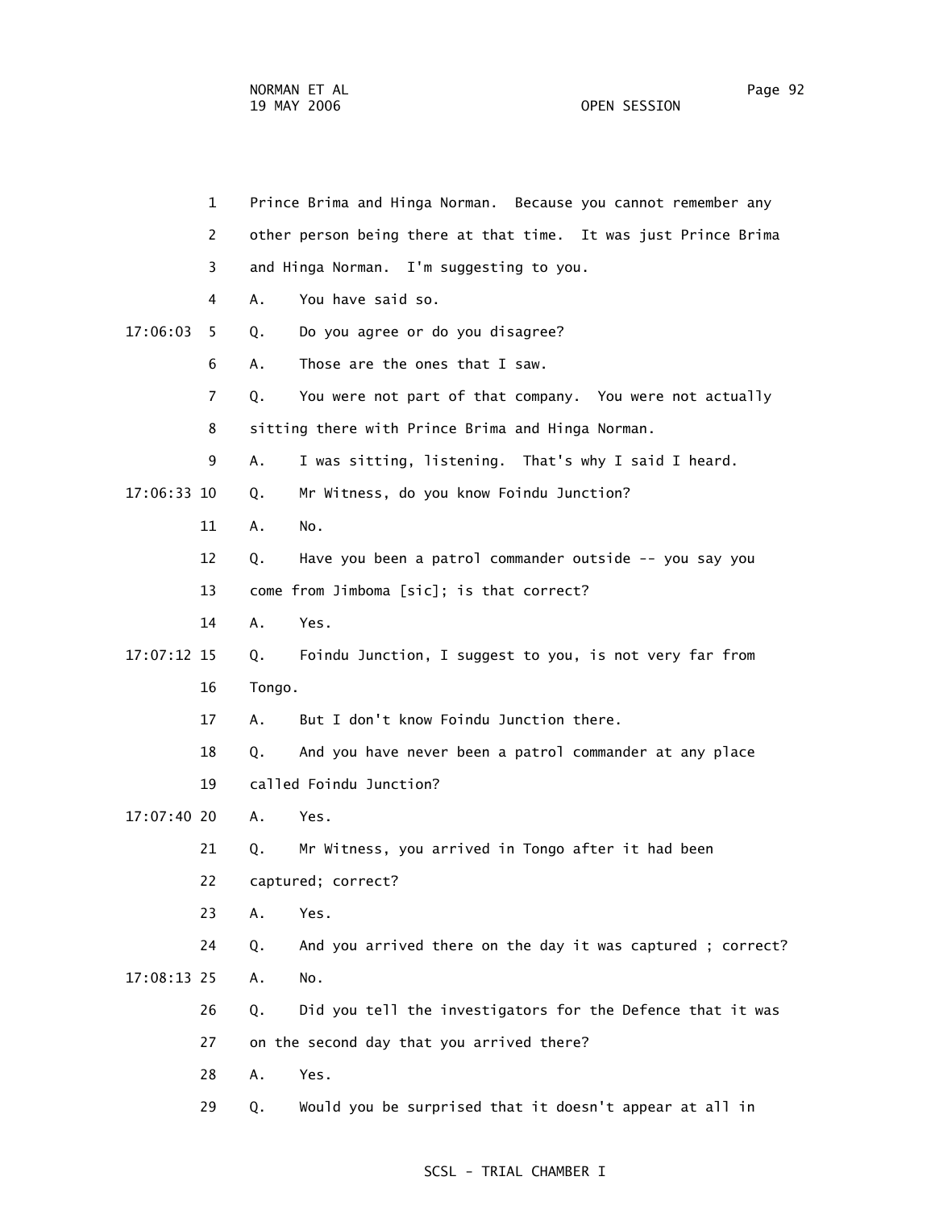1 Prince Brima and Hinga Norman. Because you cannot remember any
2 other person being there at that time. It was just Prince Brima
3 and Hinga Norman. I'm suggesting to you.
4 A. You have said so.
17:06:03 5 Q. Do you agree or do you disagree?
6 A. Those are the ones that I saw.
7 Q. You were not part of that company. You were not actually
8 sitting there with Prince Brima and Hinga Norman.
9 A. I was sitting, listening. That's why I said I heard.
17:06:33 10 Q. Mr Witness, do you know Foindu Junction?
11 A. No.
12 Q. Have you been a patrol commander outside -- you say you
13 come from Jimboma [sic]; is that correct?
14 A. Yes.
17:07:12 15 Q. Foindu Junction, I suggest to you, is not very far from
16 Tongo.
17 A. But I don't know Foindu Junction there.
18 Q. And you have never been a patrol commander at any place
19 called Foindu Junction?
17:07:40 20 A. Yes.
21 Q. Mr Witness, you arrived in Tongo after it had been
22 captured; correct?
23 A. Yes.
24 Q. And you arrived there on the day it was captured ; correct?
17:08:13 25 A. No.
26 Q. Did you tell the investigators for the Defence that it was
27 on the second day that you arrived there?
28 A. Yes.
29 Q. Would you be surprised that it doesn't appear at all in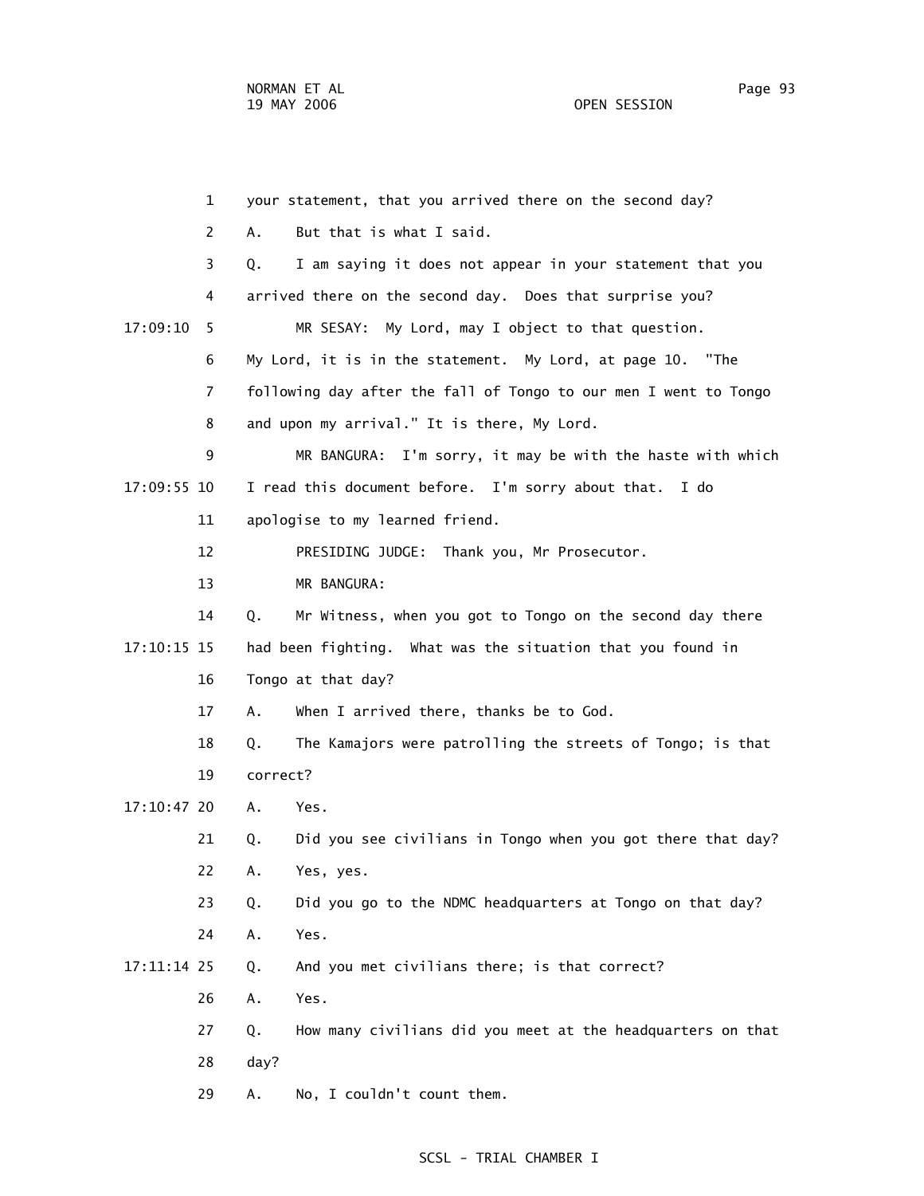1 your statement, that you arrived there on the second day?

2 A. But that is what I said.

3 Q. I am saying it does not appear in your statement that you

4 arrived there on the second day. Does that surprise you?

17:09:10 5 MR SESAY: My Lord, may I object to that question.

6 My Lord, it is in the statement. My Lord, at page 10. "The

7 following day after the fall of Tongo to our men I went to Tongo

8 and upon my arrival." It is there, My Lord.

9 MR BANGURA: I'm sorry, it may be with the haste with which

17:09:55 10 I read this document before. I'm sorry about that. I do

11 apologise to my learned friend.

12 PRESIDING JUDGE: Thank you, Mr Prosecutor.

13 MR BANGURA:

14 Q. Mr Witness, when you got to Tongo on the second day there

17:10:15 15 had been fighting. What was the situation that you found in

16 Tongo at that day?

17 A. When I arrived there, thanks be to God.

18 Q. The Kamajors were patrolling the streets of Tongo; is that

19 correct?

17:10:47 20 A. Yes.

21 Q. Did you see civilians in Tongo when you got there that day?

22 A. Yes, yes.

23 Q. Did you go to the NDMC headquarters at Tongo on that day?

24 A. Yes.

17:11:14 25 Q. And you met civilians there; is that correct?

26 A. Yes.

27 Q. How many civilians did you meet at the headquarters on that

28 day?

29 A. No, I couldn't count them.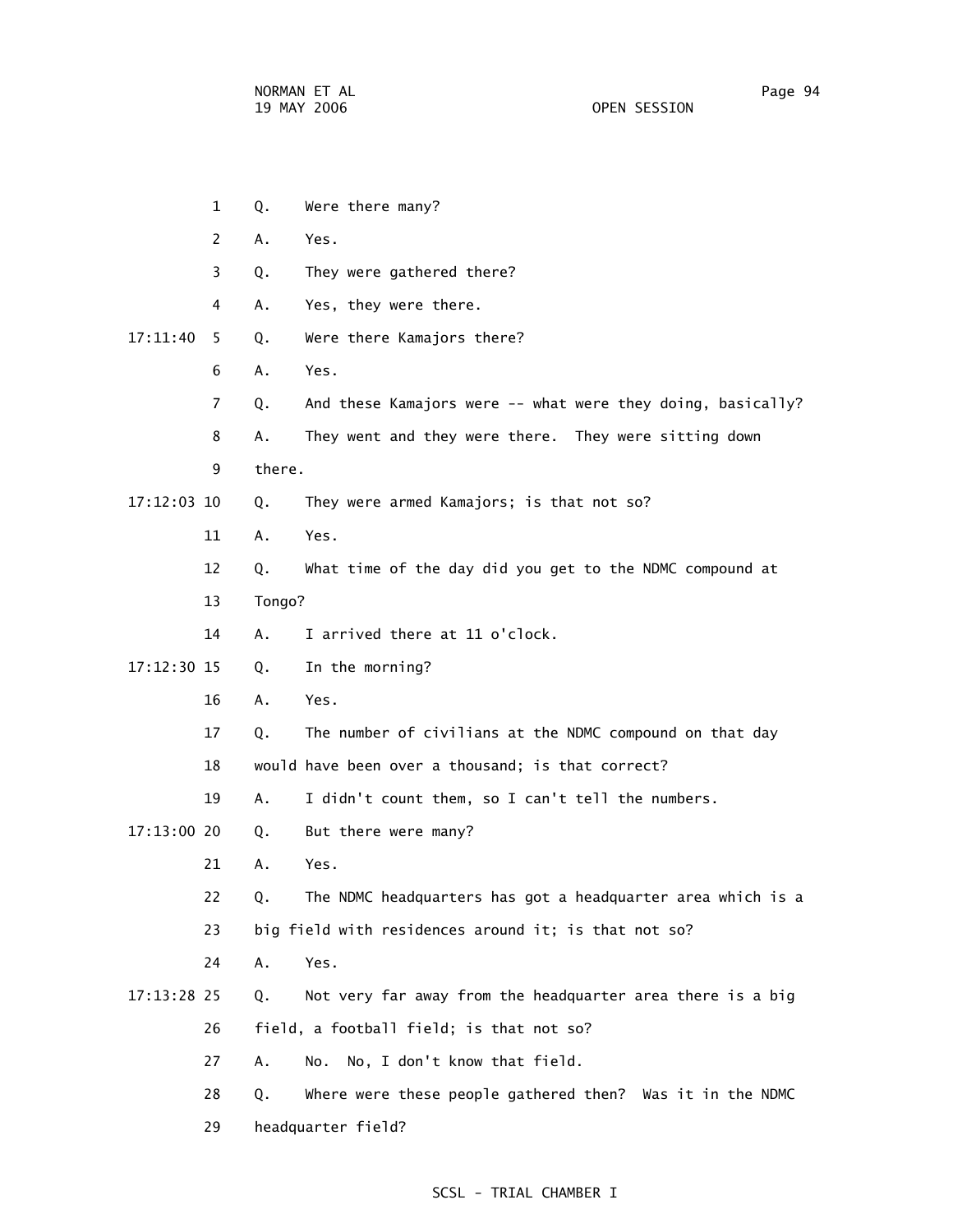1 Q. Were there many?

2 A. Yes.

3 Q. They were gathered there?

4 A. Yes, they were there.

17:11:40 5 Q. Were there Kamajors there?

6 A. Yes.

7 Q. And these Kamajors were -- what were they doing, basically?

8 A. They went and they were there. They were sitting down

9 there.

17:12:03 10 Q. They were armed Kamajors; is that not so?

11 A. Yes.

12 Q. What time of the day did you get to the NDMC compound at

13 Tongo?

14 A. I arrived there at 11 o'clock.

17:12:30 15 Q. In the morning?

16 A. Yes.

17 Q. The number of civilians at the NDMC compound on that day

18 would have been over a thousand; is that correct?

19 A. I didn't count them, so I can't tell the numbers.

17:13:00 20 Q. But there were many?

21 A. Yes.

22 Q. The NDMC headquarters has got a headquarter area which is a

23 big field with residences around it; is that not so?

24 A. Yes.

17:13:28 25 Q. Not very far away from the headquarter area there is a big

26 field, a football field; is that not so?

27 A. No. No, I don't know that field.

28 Q. Where were these people gathered then? Was it in the NDMC

29 headquarter field?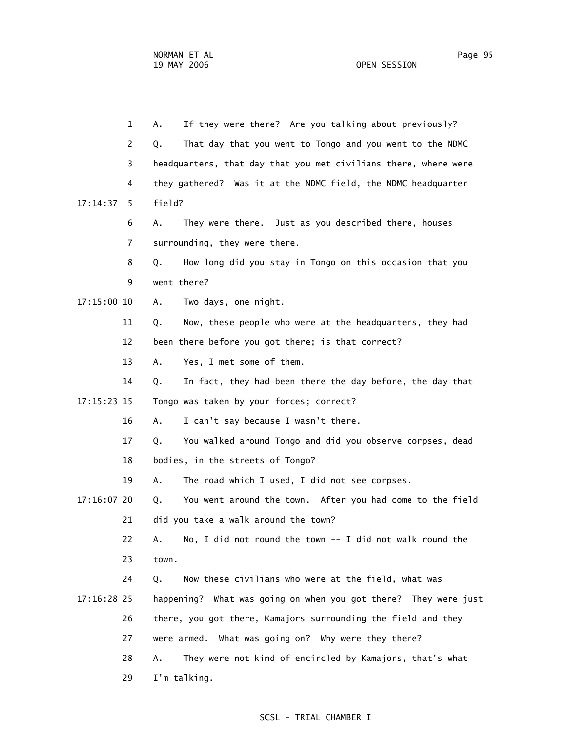A. If they were there? Are you talking about previously?

Q. That day that you went to Tongo and you went to the NDMC headquarters, that day that you met civilians there, where were they gathered? Was it at the NDMC field, the NDMC headquarter field?

A. They were there. Just as you described there, houses surrounding, they were there.

Q. How long did you stay in Tongo on this occasion that you went there?

A. Two days, one night.

Q. Now, these people who were at the headquarters, they had been there before you got there; is that correct?

A. Yes, I met some of them.

Q. In fact, they had been there the day before, the day that Tongo was taken by your forces; correct?

A. I can't say because I wasn't there.

Q. You walked around Tongo and did you observe corpses, dead bodies, in the streets of Tongo?

A. The road which I used, I did not see corpses.

Q. You went around the town. After you had come to the field did you take a walk around the town?

A. No, I did not round the town -- I did not walk round the town.

Q. Now these civilians who were at the field, what was happening? What was going on when you got there? They were just there, you got there, Kamajors surrounding the field and they were armed. What was going on? Why were they there?

A. They were not kind of encircled by Kamajors, that's what I'm talking.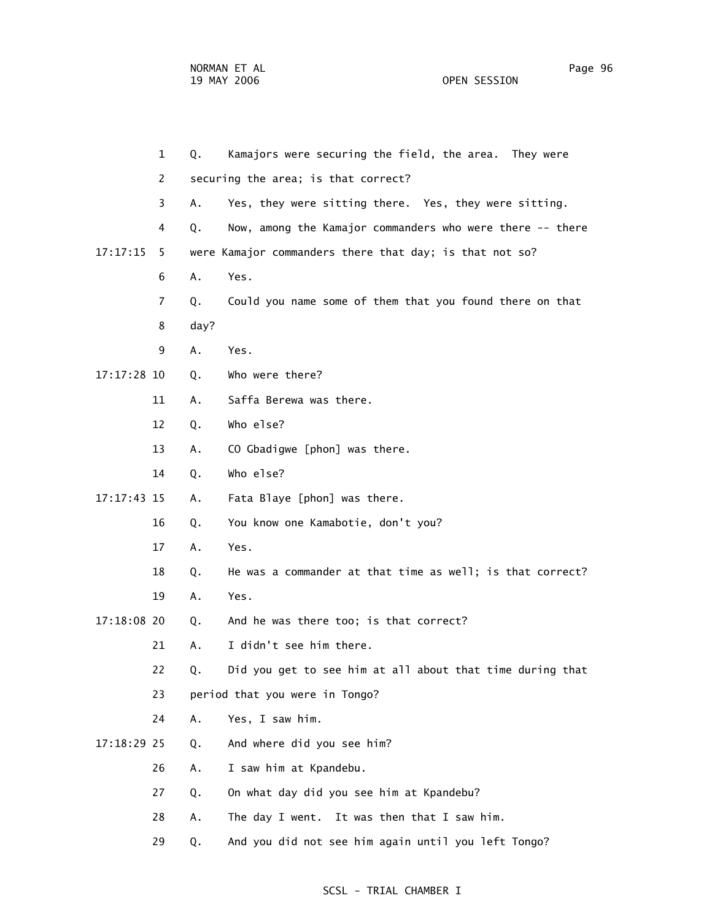1 Q. Kamajors were securing the field, the area. They were

2 securing the area; is that correct?

3 A. Yes, they were sitting there. Yes, they were sitting.

4 Q. Now, among the Kamajor commanders who were there -- there

17:17:15 5 were Kamajor commanders there that day; is that not so?

6 A. Yes.

7 Q. Could you name some of them that you found there on that

8 day?

9 A. Yes.

17:17:28 10 Q. Who were there?

11 A. Saffa Berewa was there.

12 Q. Who else?

13 A. CO Gbadigwe [phon] was there.

14 Q. Who else?

17:17:43 15 A. Fata Blaye [phon] was there.

16 Q. You know one Kamabotie, don't you?

17 A. Yes.

18 Q. He was a commander at that time as well; is that correct?

19 A. Yes.

17:18:08 20 Q. And he was there too; is that correct?

21 A. I didn't see him there.

22 Q. Did you get to see him at all about that time during that

23 period that you were in Tongo?

24 A. Yes, I saw him.

17:18:29 25 Q. And where did you see him?

26 A. I saw him at Kpandebu.

27 Q. On what day did you see him at Kpandebu?

28 A. The day I went. It was then that I saw him.

29 Q. And you did not see him again until you left Tongo?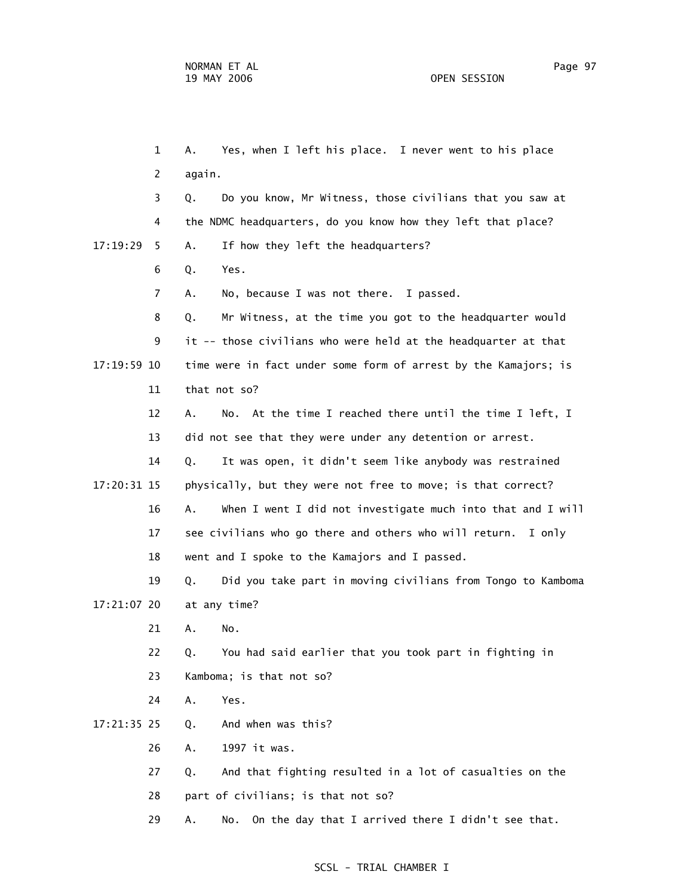1 A. Yes, when I left his place. I never went to his place

2 again.

3 Q. Do you know, Mr Witness, those civilians that you saw at

4 the NDMC headquarters, do you know how they left that place?

17:19:29 5 A. If how they left the headquarters?

6 Q. Yes.

7 A. No, because I was not there. I passed.

8 Q. Mr Witness, at the time you got to the headquarter would

9 it -- those civilians who were held at the headquarter at that

17:19:59 10 time were in fact under some form of arrest by the Kamajors; is

11 that not so?

12 A. No. At the time I reached there until the time I left, I

13 did not see that they were under any detention or arrest.

14 Q. It was open, it didn't seem like anybody was restrained

17:20:31 15 physically, but they were not free to move; is that correct?

16 A. When I went I did not investigate much into that and I will

17 see civilians who go there and others who will return. I only

18 went and I spoke to the Kamajors and I passed.

19 Q. Did you take part in moving civilians from Tongo to Kamboma

17:21:07 20 at any time?

21 A. No.

22 Q. You had said earlier that you took part in fighting in

23 Kamboma; is that not so?

24 A. Yes.

17:21:35 25 Q. And when was this?

26 A. 1997 it was.

27 Q. And that fighting resulted in a lot of casualties on the

28 part of civilians; is that not so?

29 A. No. On the day that I arrived there I didn't see that.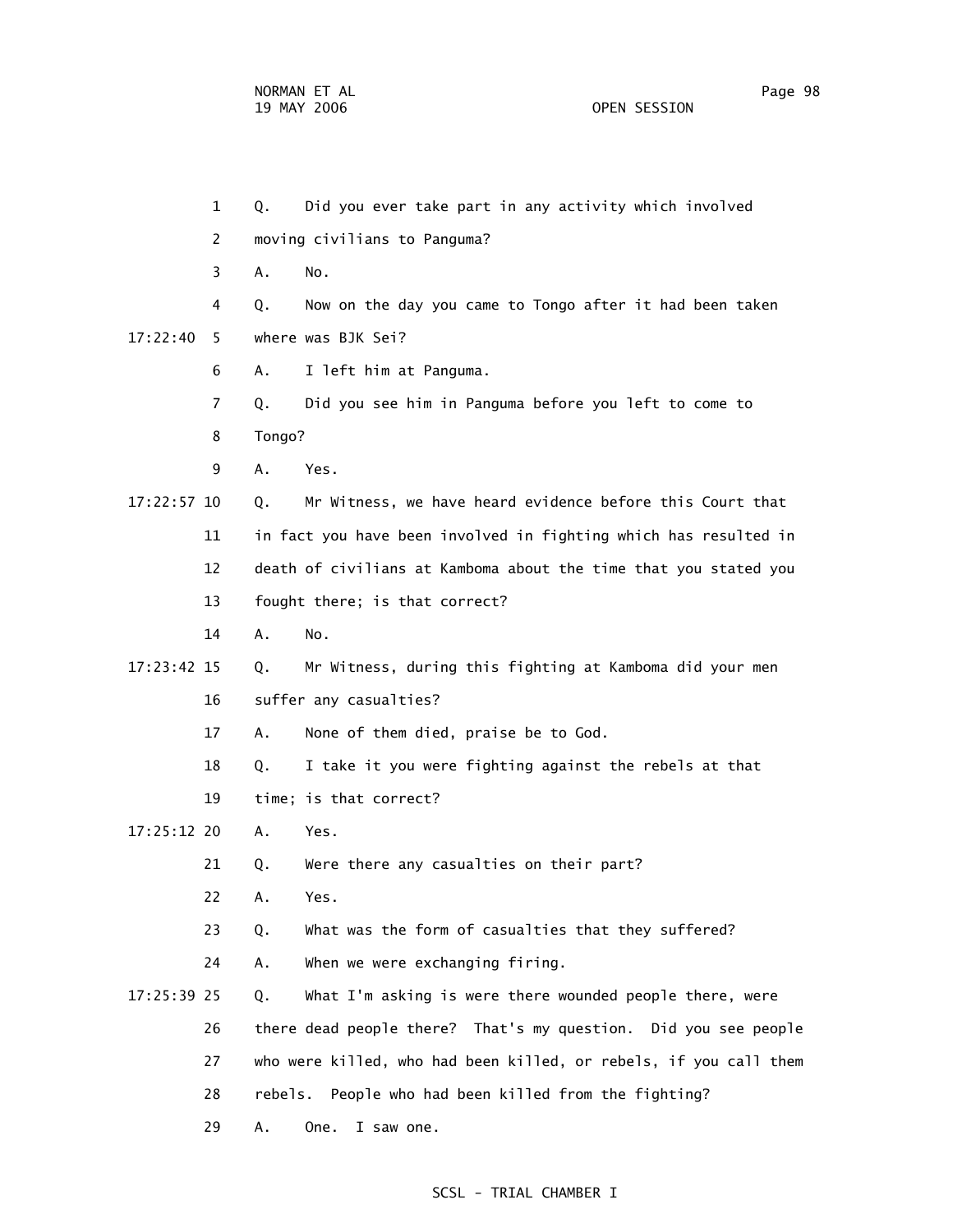1 Q. Did you ever take part in any activity which involved

2 moving civilians to Panguma?

3 A. No.

4 Q. Now on the day you came to Tongo after it had been taken

17:22:40 5 where was BJK Sei?

6 A. I left him at Panguma.

7 Q. Did you see him in Panguma before you left to come to

8 Tongo?

9 A. Yes.

17:22:57 10 Q. Mr Witness, we have heard evidence before this Court that

11 in fact you have been involved in fighting which has resulted in

12 death of civilians at Kamboma about the time that you stated you

13 fought there; is that correct?

14 A. No.

17:23:42 15 Q. Mr Witness, during this fighting at Kamboma did your men

16 suffer any casualties?

17 A. None of them died, praise be to God.

18 Q. I take it you were fighting against the rebels at that

19 time; is that correct?

17:25:12 20 A. Yes.

21 Q. Were there any casualties on their part?

22 A. Yes.

23 Q. What was the form of casualties that they suffered?

24 A. When we were exchanging firing.

17:25:39 25 Q. What I'm asking is were there wounded people there, were

26 there dead people there? That's my question. Did you see people

27 who were killed, who had been killed, or rebels, if you call them

28 rebels. People who had been killed from the fighting?

29 A. One. I saw one.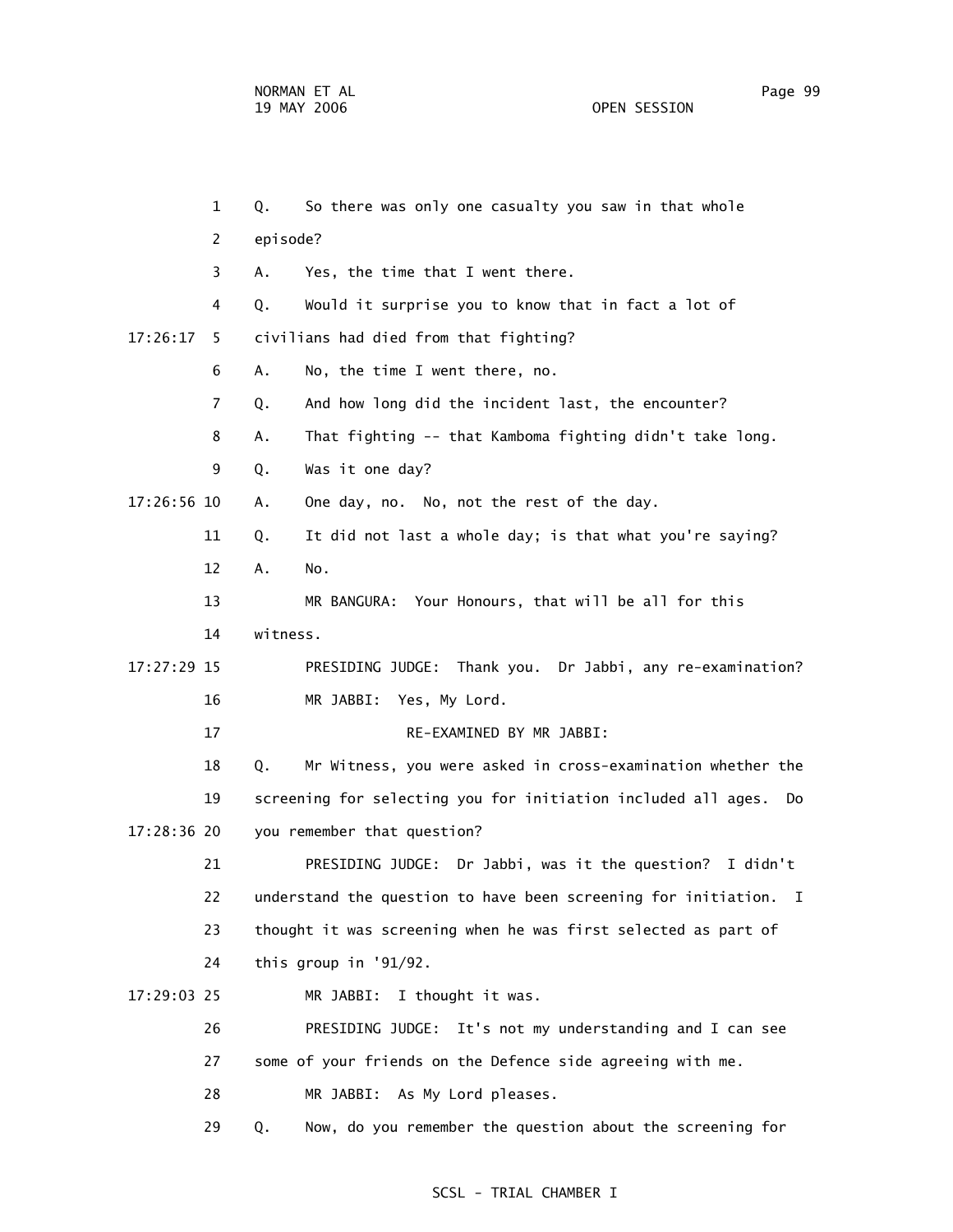1 Q. So there was only one casualty you saw in that whole

2 episode?

3 A. Yes, the time that I went there.

4 Q. Would it surprise you to know that in fact a lot of

17:26:17 5 civilians had died from that fighting?

6 A. No, the time I went there, no.

7 Q. And how long did the incident last, the encounter?

8 A. That fighting -- that Kamboma fighting didn't take long.

9 Q. Was it one day?

17:26:56 10 A. One day, no. No, not the rest of the day.

11 Q. It did not last a whole day; is that what you're saying?

12 A. No.

13 MR BANGURA: Your Honours, that will be all for this

14 witness.

17:27:29 15 PRESIDING JUDGE: Thank you. Dr Jabbi, any re-examination?

16 MR JABBI: Yes, My Lord.

17 RE-EXAMINED BY MR JABBI:

18 Q. Mr Witness, you were asked in cross-examination whether the

19 screening for selecting you for initiation included all ages. Do

17:28:36 20 you remember that question?

21 PRESIDING JUDGE: Dr Jabbi, was it the question? I didn't

22 understand the question to have been screening for initiation. I

23 thought it was screening when he was first selected as part of

24 this group in '91/92.

17:29:03 25 MR JABBI: I thought it was.

26 PRESIDING JUDGE: It's not my understanding and I can see

27 some of your friends on the Defence side agreeing with me.

28 MR JABBI: As My Lord pleases.

29 Q. Now, do you remember the question about the screening for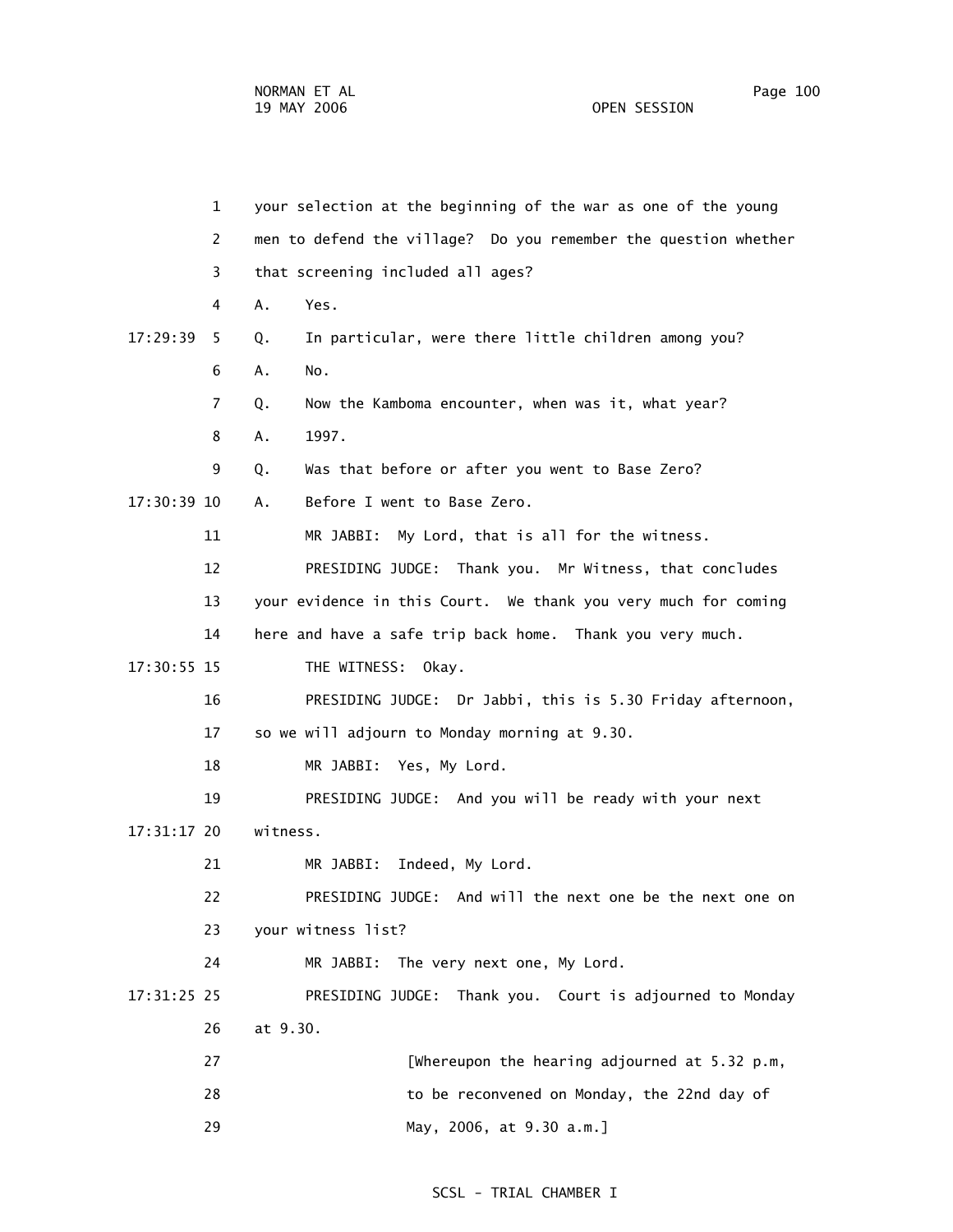1 your selection at the beginning of the war as one of the young

2 men to defend the village? Do you remember the question whether

3 that screening included all ages?

4 A. Yes.

17:29:39 5 Q. In particular, were there little children among you?

6 A. No.

7 Q. Now the Kamboma encounter, when was it, what year?

8 A. 1997.

9 Q. Was that before or after you went to Base Zero?

17:30:39 10 A. Before I went to Base Zero.

11 MR JABBI: My Lord, that is all for the witness.

12 PRESIDING JUDGE: Thank you. Mr Witness, that concludes

13 your evidence in this Court. We thank you very much for coming

14 here and have a safe trip back home. Thank you very much.

17:30:55 15 THE WITNESS: Okay.

16 PRESIDING JUDGE: Dr Jabbi, this is 5.30 Friday afternoon,

17 so we will adjourn to Monday morning at 9.30.

18 MR JABBI: Yes, My Lord.

19 PRESIDING JUDGE: And you will be ready with your next

17:31:17 20 witness.

21 MR JABBI: Indeed, My Lord.

22 PRESIDING JUDGE: And will the next one be the next one on

23 your witness list?

24 MR JABBI: The very next one, My Lord.

17:31:25 25 PRESIDING JUDGE: Thank you. Court is adjourned to Monday

26 at 9.30.

27 [Whereupon the hearing adjourned at 5.32 p.m,

28 to be reconvened on Monday, the 22nd day of

29 May, 2006, at 9.30 a.m.]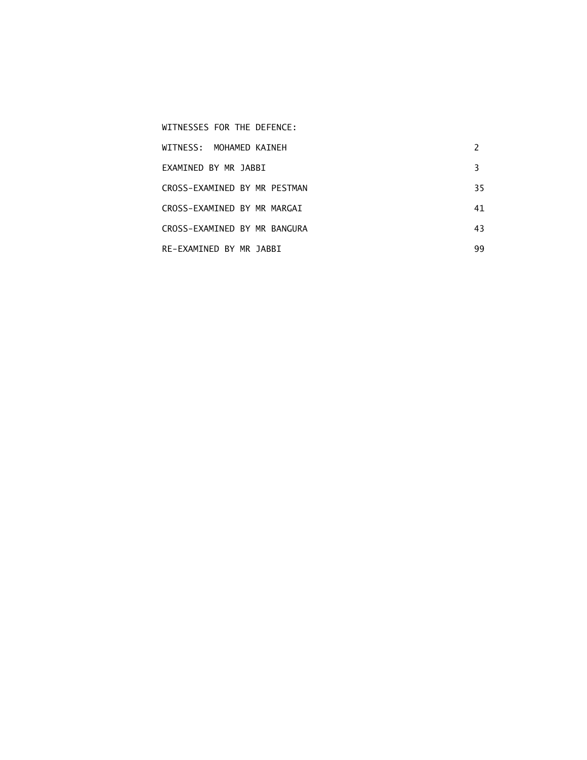WITNESSES FOR THE DEFENCE:

| | |
|---|---|
| WITNESS: MOHAMED KAINEH | 2 |
| EXAMINED BY MR JABBI | 3 |
| CROSS-EXAMINED BY MR PESTMAN | 35 |
| CROSS-EXAMINED BY MR MARGAI | 41 |
| CROSS-EXAMINED BY MR BANGURA | 43 |
| RE-EXAMINED BY MR JABBI | 99 |